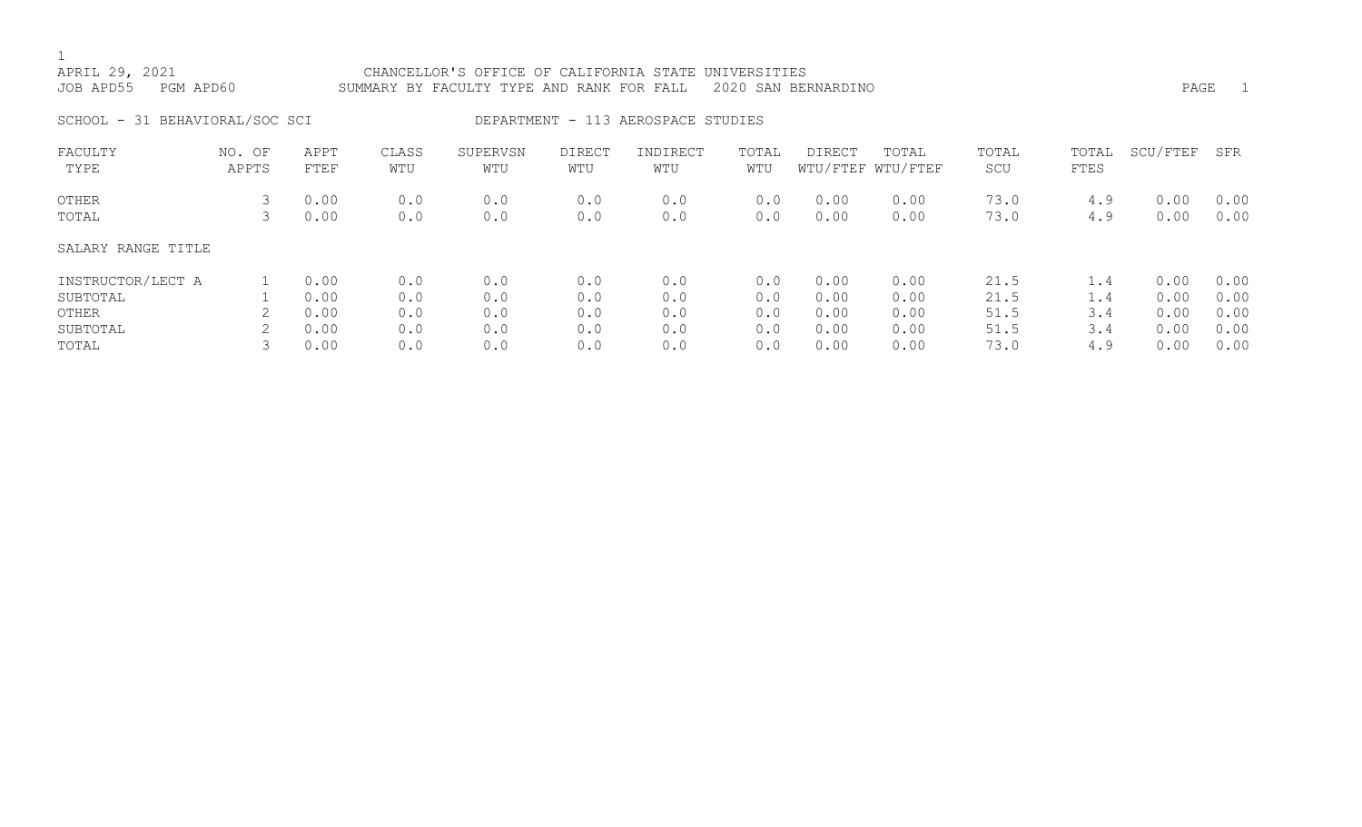APRIL 29, 2021 CHANCELLOR'S OFFICE OF CALIFORNIA STATE UNIVERSITIES
JOB APD55 PGM APD60 SUMMARY BY FACULTY TYPE AND RANK FOR FALL 2020 SAN BERNARDINO

SCHOOL - 31 BEHAVIORAL/SOC SCI DEPARTMENT - 113 AEROSPACE STUDIES

| FACULTY TYPE | NO. OF APPTS | APPT FTEF | CLASS WTU | SUPERVSN WTU | DIRECT WTU | INDIRECT WTU | TOTAL WTU | DIRECT WTU/FTEF | TOTAL WTU/FTEF | TOTAL SCU | TOTAL FTES | SCU/FTEF | SFR |
|---|---|---|---|---|---|---|---|---|---|---|---|---|---|
| OTHER | 3 | 0.00 | 0.0 | 0.0 | 0.0 | 0.0 | 0.0 | 0.00 | 0.00 | 73.0 | 4.9 | 0.00 | 0.00 |
| TOTAL | 3 | 0.00 | 0.0 | 0.0 | 0.0 | 0.0 | 0.0 | 0.00 | 0.00 | 73.0 | 4.9 | 0.00 | 0.00 |
| SALARY RANGE TITLE | | | | | | | | | | | | | |
| INSTRUCTOR/LECT A | 1 | 0.00 | 0.0 | 0.0 | 0.0 | 0.0 | 0.0 | 0.00 | 0.00 | 21.5 | 1.4 | 0.00 | 0.00 |
| SUBTOTAL | 1 | 0.00 | 0.0 | 0.0 | 0.0 | 0.0 | 0.0 | 0.00 | 0.00 | 21.5 | 1.4 | 0.00 | 0.00 |
| OTHER | 2 | 0.00 | 0.0 | 0.0 | 0.0 | 0.0 | 0.0 | 0.00 | 0.00 | 51.5 | 3.4 | 0.00 | 0.00 |
| SUBTOTAL | 2 | 0.00 | 0.0 | 0.0 | 0.0 | 0.0 | 0.0 | 0.00 | 0.00 | 51.5 | 3.4 | 0.00 | 0.00 |
| TOTAL | 3 | 0.00 | 0.0 | 0.0 | 0.0 | 0.0 | 0.0 | 0.00 | 0.00 | 73.0 | 4.9 | 0.00 | 0.00 |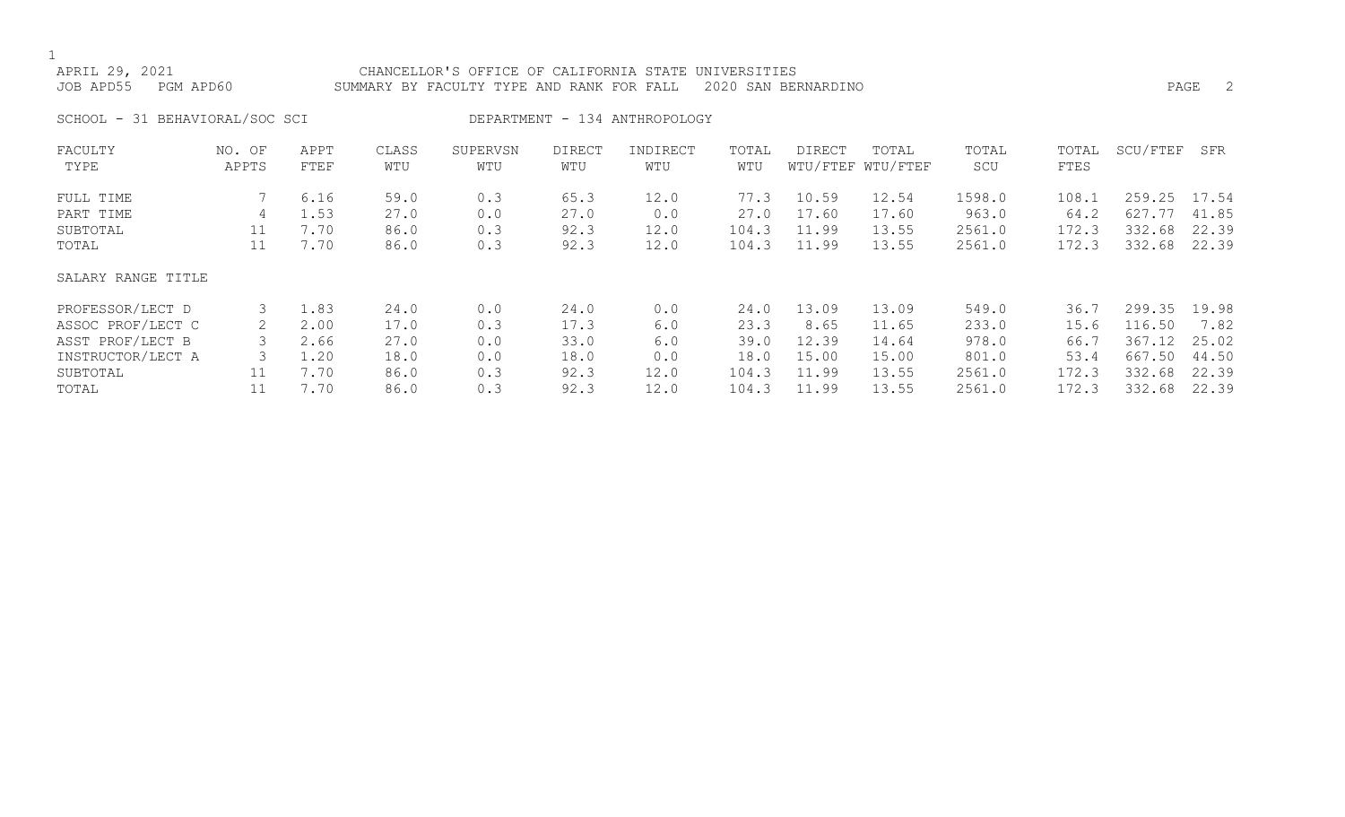CHANCELLOR'S OFFICE OF CALIFORNIA STATE UNIVERSITIES
SUMMARY BY FACULTY TYPE AND RANK FOR FALL 2020 SAN BERNARDINO

APRIL 29, 2021
JOB APD55 PGM APD60

SCHOOL - 31 BEHAVIORAL/SOC SCI DEPARTMENT - 134 ANTHROPOLOGY

| FACULTY TYPE | NO. OF APPTS | APPT FTEF | CLASS WTU | SUPERVSN WTU | DIRECT WTU | INDIRECT WTU | TOTAL WTU | DIRECT WTU/FTEF | TOTAL WTU/FTEF | TOTAL SCU | TOTAL FTES | SCU/FTEF | SFR |
|---|---|---|---|---|---|---|---|---|---|---|---|---|---|
| FULL TIME | 7 | 6.16 | 59.0 | 0.3 | 65.3 | 12.0 | 77.3 | 10.59 | 12.54 | 1598.0 | 108.1 | 259.25 | 17.54 |
| PART TIME | 4 | 1.53 | 27.0 | 0.0 | 27.0 | 0.0 | 27.0 | 17.60 | 17.60 | 963.0 | 64.2 | 627.77 | 41.85 |
| SUBTOTAL | 11 | 7.70 | 86.0 | 0.3 | 92.3 | 12.0 | 104.3 | 11.99 | 13.55 | 2561.0 | 172.3 | 332.68 | 22.39 |
| TOTAL | 11 | 7.70 | 86.0 | 0.3 | 92.3 | 12.0 | 104.3 | 11.99 | 13.55 | 2561.0 | 172.3 | 332.68 | 22.39 |
| SALARY RANGE TITLE | | | | | | | | | | | | | |
| PROFESSOR/LECT D | 3 | 1.83 | 24.0 | 0.0 | 24.0 | 0.0 | 24.0 | 13.09 | 13.09 | 549.0 | 36.7 | 299.35 | 19.98 |
| ASSOC PROF/LECT C | 2 | 2.00 | 17.0 | 0.3 | 17.3 | 6.0 | 23.3 | 8.65 | 11.65 | 233.0 | 15.6 | 116.50 | 7.82 |
| ASST PROF/LECT B | 3 | 2.66 | 27.0 | 0.0 | 33.0 | 6.0 | 39.0 | 12.39 | 14.64 | 978.0 | 66.7 | 367.12 | 25.02 |
| INSTRUCTOR/LECT A | 3 | 1.20 | 18.0 | 0.0 | 18.0 | 0.0 | 18.0 | 15.00 | 15.00 | 801.0 | 53.4 | 667.50 | 44.50 |
| SUBTOTAL | 11 | 7.70 | 86.0 | 0.3 | 92.3 | 12.0 | 104.3 | 11.99 | 13.55 | 2561.0 | 172.3 | 332.68 | 22.39 |
| TOTAL | 11 | 7.70 | 86.0 | 0.3 | 92.3 | 12.0 | 104.3 | 11.99 | 13.55 | 2561.0 | 172.3 | 332.68 | 22.39 |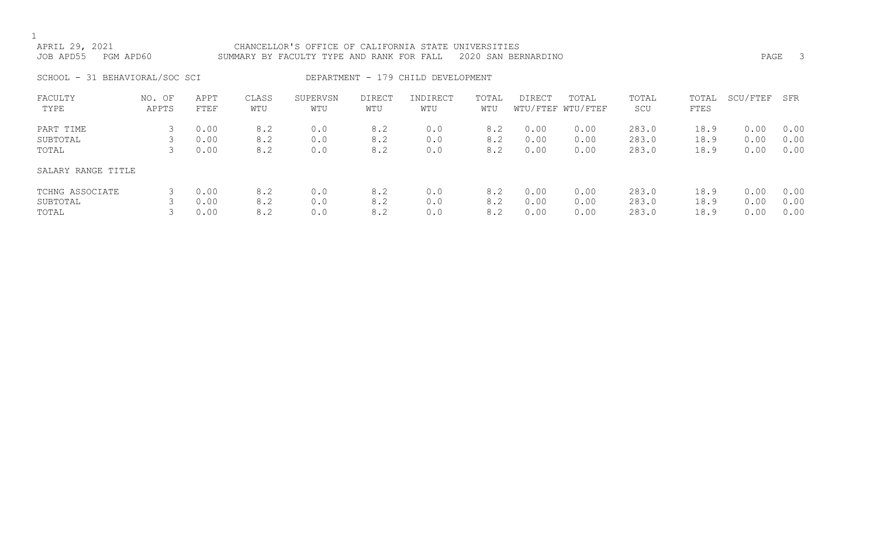APRIL 29, 2021 CHANCELLOR'S OFFICE OF CALIFORNIA STATE UNIVERSITIES
JOB APD55 PGM APD60 SUMMARY BY FACULTY TYPE AND RANK FOR FALL 2020 SAN BERNARDINO

SCHOOL - 31 BEHAVIORAL/SOC SCI DEPARTMENT - 179 CHILD DEVELOPMENT

| FACULTY TYPE | NO. OF APPTS | APPT FTEF | CLASS WTU | SUPERVSN WTU | DIRECT WTU | INDIRECT WTU | TOTAL WTU | DIRECT WTU/FTEF | TOTAL WTU/FTEF | TOTAL SCU | TOTAL FTES | SCU/FTEF | SFR |
|---|---|---|---|---|---|---|---|---|---|---|---|---|---|
| PART TIME | 3 | 0.00 | 8.2 | 0.0 | 8.2 | 0.0 | 8.2 | 0.00 | 0.00 | 283.0 | 18.9 | 0.00 | 0.00 |
| SUBTOTAL | 3 | 0.00 | 8.2 | 0.0 | 8.2 | 0.0 | 8.2 | 0.00 | 0.00 | 283.0 | 18.9 | 0.00 | 0.00 |
| TOTAL | 3 | 0.00 | 8.2 | 0.0 | 8.2 | 0.0 | 8.2 | 0.00 | 0.00 | 283.0 | 18.9 | 0.00 | 0.00 |
| SALARY RANGE TITLE | | | | | | | | | | | | | |
| TCHNG ASSOCIATE | 3 | 0.00 | 8.2 | 0.0 | 8.2 | 0.0 | 8.2 | 0.00 | 0.00 | 283.0 | 18.9 | 0.00 | 0.00 |
| SUBTOTAL | 3 | 0.00 | 8.2 | 0.0 | 8.2 | 0.0 | 8.2 | 0.00 | 0.00 | 283.0 | 18.9 | 0.00 | 0.00 |
| TOTAL | 3 | 0.00 | 8.2 | 0.0 | 8.2 | 0.0 | 8.2 | 0.00 | 0.00 | 283.0 | 18.9 | 0.00 | 0.00 |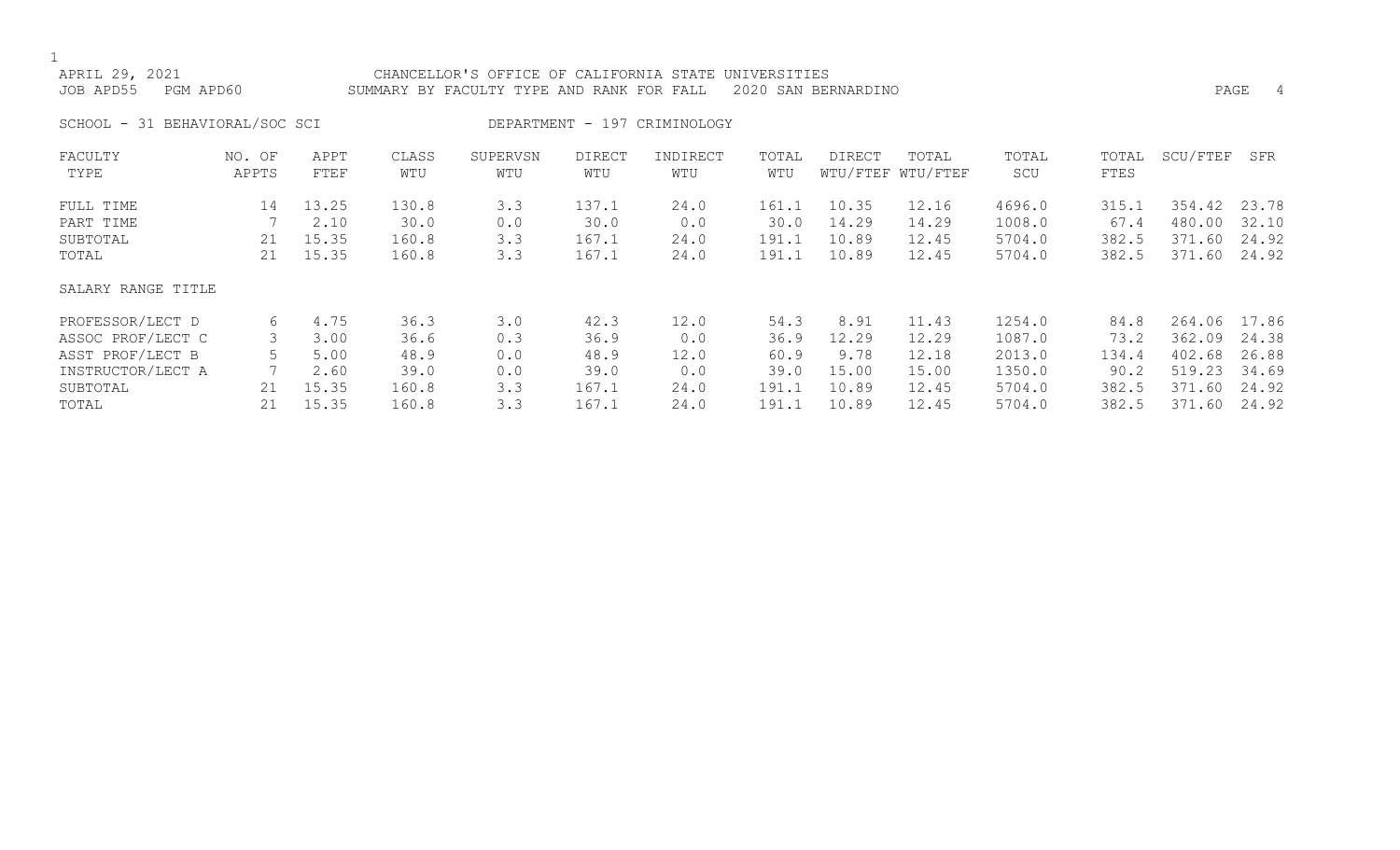APRIL 29, 2021 CHANCELLOR'S OFFICE OF CALIFORNIA STATE UNIVERSITIES
JOB APD55 PGM APD60 SUMMARY BY FACULTY TYPE AND RANK FOR FALL 2020 SAN BERNARDINO

SCHOOL - 31 BEHAVIORAL/SOC SCI DEPARTMENT - 197 CRIMINOLOGY

| FACULTY TYPE | NO. OF APPTS | APPT FTEF | CLASS WTU | SUPERVSN WTU | DIRECT WTU | INDIRECT WTU | TOTAL WTU | DIRECT WTU/FTEF | TOTAL WTU/FTEF | TOTAL SCU | TOTAL FTES | SCU/FTEF | SFR |
|---|---|---|---|---|---|---|---|---|---|---|---|---|---|
| FULL TIME | 14 | 13.25 | 130.8 | 3.3 | 137.1 | 24.0 | 161.1 | 10.35 | 12.16 | 4696.0 | 315.1 | 354.42 | 23.78 |
| PART TIME | 7 | 2.10 | 30.0 | 0.0 | 30.0 | 0.0 | 30.0 | 14.29 | 14.29 | 1008.0 | 67.4 | 480.00 | 32.10 |
| SUBTOTAL | 21 | 15.35 | 160.8 | 3.3 | 167.1 | 24.0 | 191.1 | 10.89 | 12.45 | 5704.0 | 382.5 | 371.60 | 24.92 |
| TOTAL | 21 | 15.35 | 160.8 | 3.3 | 167.1 | 24.0 | 191.1 | 10.89 | 12.45 | 5704.0 | 382.5 | 371.60 | 24.92 |

| SALARY RANGE TITLE | NO. OF APPTS | APPT FTEF | CLASS WTU | SUPERVSN WTU | DIRECT WTU | INDIRECT WTU | TOTAL WTU | DIRECT WTU/FTEF | TOTAL WTU/FTEF | TOTAL SCU | TOTAL FTES | SCU/FTEF | SFR |
|---|---|---|---|---|---|---|---|---|---|---|---|---|---|
| PROFESSOR/LECT D | 6 | 4.75 | 36.3 | 3.0 | 42.3 | 12.0 | 54.3 | 8.91 | 11.43 | 1254.0 | 84.8 | 264.06 | 17.86 |
| ASSOC PROF/LECT C | 3 | 3.00 | 36.6 | 0.3 | 36.9 | 0.0 | 36.9 | 12.29 | 12.29 | 1087.0 | 73.2 | 362.09 | 24.38 |
| ASST PROF/LECT B | 5 | 5.00 | 48.9 | 0.0 | 48.9 | 12.0 | 60.9 | 9.78 | 12.18 | 2013.0 | 134.4 | 402.68 | 26.88 |
| INSTRUCTOR/LECT A | 7 | 2.60 | 39.0 | 0.0 | 39.0 | 0.0 | 39.0 | 15.00 | 15.00 | 1350.0 | 90.2 | 519.23 | 34.69 |
| SUBTOTAL | 21 | 15.35 | 160.8 | 3.3 | 167.1 | 24.0 | 191.1 | 10.89 | 12.45 | 5704.0 | 382.5 | 371.60 | 24.92 |
| TOTAL | 21 | 15.35 | 160.8 | 3.3 | 167.1 | 24.0 | 191.1 | 10.89 | 12.45 | 5704.0 | 382.5 | 371.60 | 24.92 |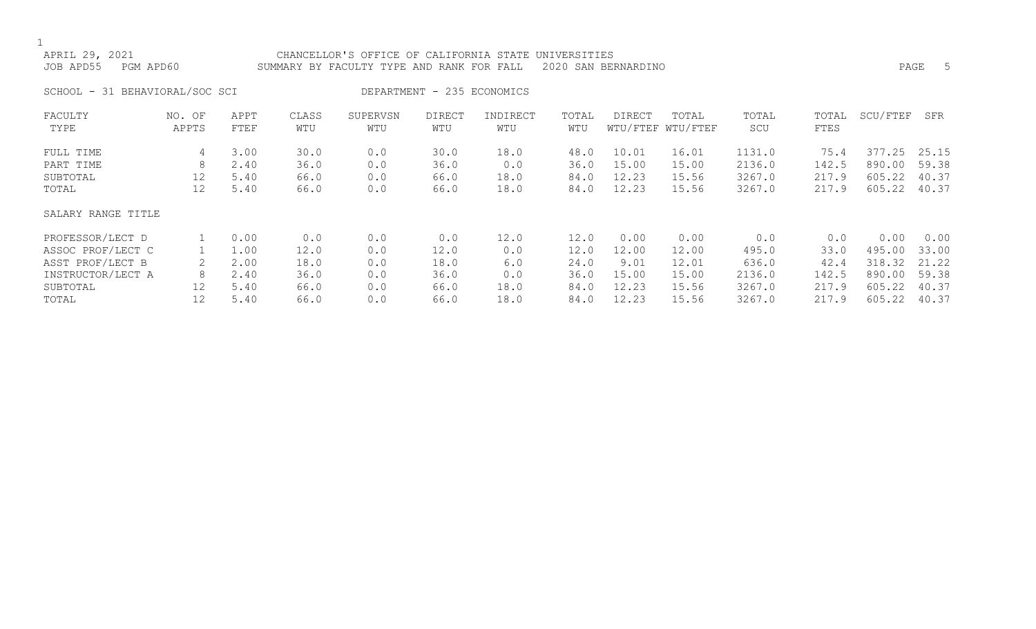APRIL 29, 2021 CHANCELLOR'S OFFICE OF CALIFORNIA STATE UNIVERSITIES
JOB APD55 PGM APD60 SUMMARY BY FACULTY TYPE AND RANK FOR FALL 2020 SAN BERNARDINO

SCHOOL - 31 BEHAVIORAL/SOC SCI DEPARTMENT - 235 ECONOMICS

| FACULTY TYPE | NO. OF APPTS | APPT FTEF | CLASS WTU | SUPERVSN WTU | DIRECT WTU | INDIRECT WTU | TOTAL WTU | DIRECT WTU/FTEF | TOTAL WTU/FTEF | TOTAL SCU | TOTAL FTES | SCU/FTEF | SFR |
|---|---|---|---|---|---|---|---|---|---|---|---|---|---|
| FULL TIME | 4 | 3.00 | 30.0 | 0.0 | 30.0 | 18.0 | 48.0 | 10.01 | 16.01 | 1131.0 | 75.4 | 377.25 | 25.15 |
| PART TIME | 8 | 2.40 | 36.0 | 0.0 | 36.0 | 0.0 | 36.0 | 15.00 | 15.00 | 2136.0 | 142.5 | 890.00 | 59.38 |
| SUBTOTAL | 12 | 5.40 | 66.0 | 0.0 | 66.0 | 18.0 | 84.0 | 12.23 | 15.56 | 3267.0 | 217.9 | 605.22 | 40.37 |
| TOTAL | 12 | 5.40 | 66.0 | 0.0 | 66.0 | 18.0 | 84.0 | 12.23 | 15.56 | 3267.0 | 217.9 | 605.22 | 40.37 |
| SALARY RANGE TITLE | | | | | | | | | | | | | |
| PROFESSOR/LECT D | 1 | 0.00 | 0.0 | 0.0 | 0.0 | 12.0 | 12.0 | 0.00 | 0.00 | 0.0 | 0.0 | 0.00 | 0.00 |
| ASSOC PROF/LECT C | 1 | 1.00 | 12.0 | 0.0 | 12.0 | 0.0 | 12.0 | 12.00 | 12.00 | 495.0 | 33.0 | 495.00 | 33.00 |
| ASST PROF/LECT B | 2 | 2.00 | 18.0 | 0.0 | 18.0 | 6.0 | 24.0 | 9.01 | 12.01 | 636.0 | 42.4 | 318.32 | 21.22 |
| INSTRUCTOR/LECT A | 8 | 2.40 | 36.0 | 0.0 | 36.0 | 0.0 | 36.0 | 15.00 | 15.00 | 2136.0 | 142.5 | 890.00 | 59.38 |
| SUBTOTAL | 12 | 5.40 | 66.0 | 0.0 | 66.0 | 18.0 | 84.0 | 12.23 | 15.56 | 3267.0 | 217.9 | 605.22 | 40.37 |
| TOTAL | 12 | 5.40 | 66.0 | 0.0 | 66.0 | 18.0 | 84.0 | 12.23 | 15.56 | 3267.0 | 217.9 | 605.22 | 40.37 |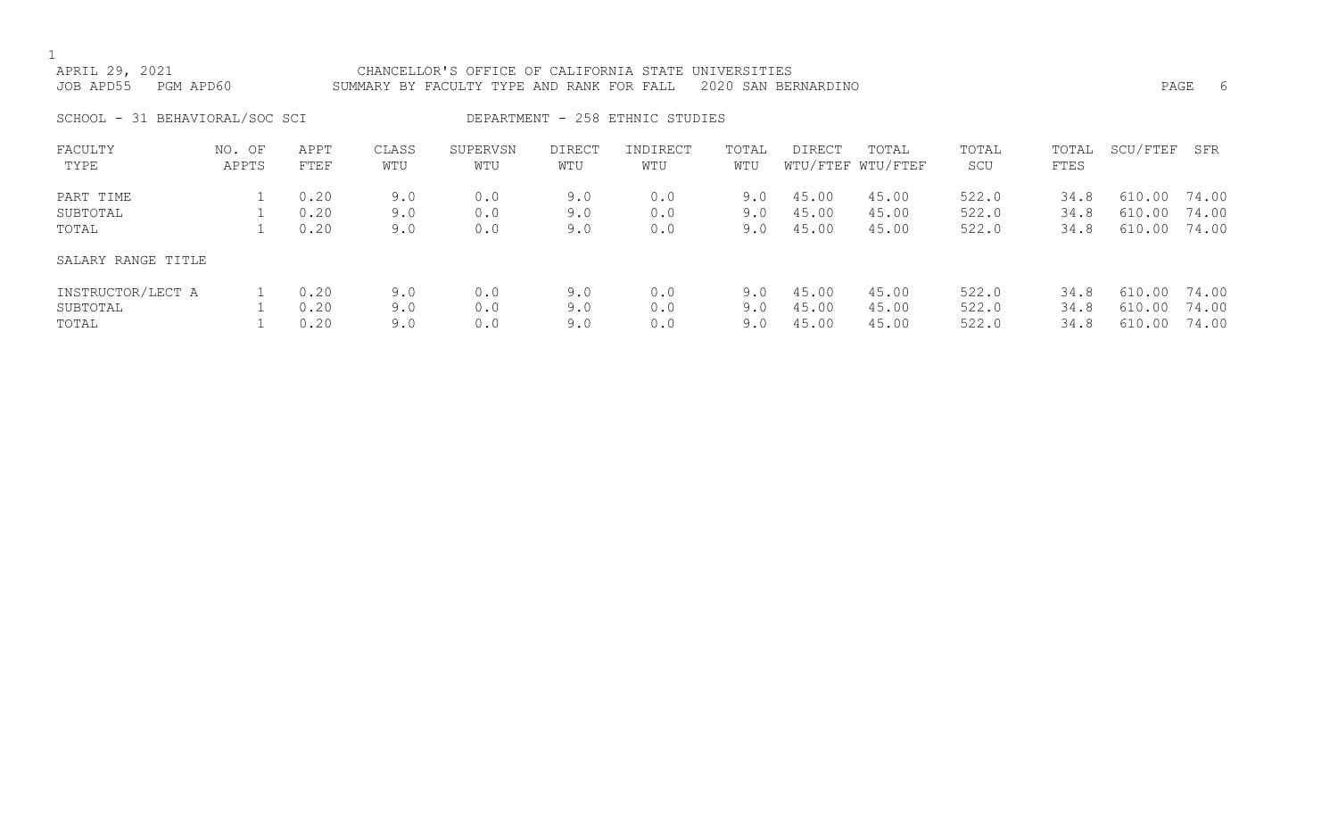APRIL 29, 2021 CHANCELLOR'S OFFICE OF CALIFORNIA STATE UNIVERSITIES
JOB APD55 PGM APD60 SUMMARY BY FACULTY TYPE AND RANK FOR FALL 2020 SAN BERNARDINO

SCHOOL - 31 BEHAVIORAL/SOC SCI DEPARTMENT - 258 ETHNIC STUDIES

| FACULTY TYPE | NO. OF APPTS | APPT FTEF | CLASS WTU | SUPERVSN WTU | DIRECT WTU | INDIRECT WTU | TOTAL WTU | DIRECT WTU/FTEF | TOTAL WTU/FTEF | TOTAL SCU | TOTAL FTES | SCU/FTEF | SFR |
|---|---|---|---|---|---|---|---|---|---|---|---|---|---|
| PART TIME | 1 | 0.20 | 9.0 | 0.0 | 9.0 | 0.0 | 9.0 | 45.00 | 45.00 | 522.0 | 34.8 | 610.00 | 74.00 |
| SUBTOTAL | 1 | 0.20 | 9.0 | 0.0 | 9.0 | 0.0 | 9.0 | 45.00 | 45.00 | 522.0 | 34.8 | 610.00 | 74.00 |
| TOTAL | 1 | 0.20 | 9.0 | 0.0 | 9.0 | 0.0 | 9.0 | 45.00 | 45.00 | 522.0 | 34.8 | 610.00 | 74.00 |
| SALARY RANGE TITLE | | | | | | | | | | | | | |
| INSTRUCTOR/LECT A | 1 | 0.20 | 9.0 | 0.0 | 9.0 | 0.0 | 9.0 | 45.00 | 45.00 | 522.0 | 34.8 | 610.00 | 74.00 |
| SUBTOTAL | 1 | 0.20 | 9.0 | 0.0 | 9.0 | 0.0 | 9.0 | 45.00 | 45.00 | 522.0 | 34.8 | 610.00 | 74.00 |
| TOTAL | 1 | 0.20 | 9.0 | 0.0 | 9.0 | 0.0 | 9.0 | 45.00 | 45.00 | 522.0 | 34.8 | 610.00 | 74.00 |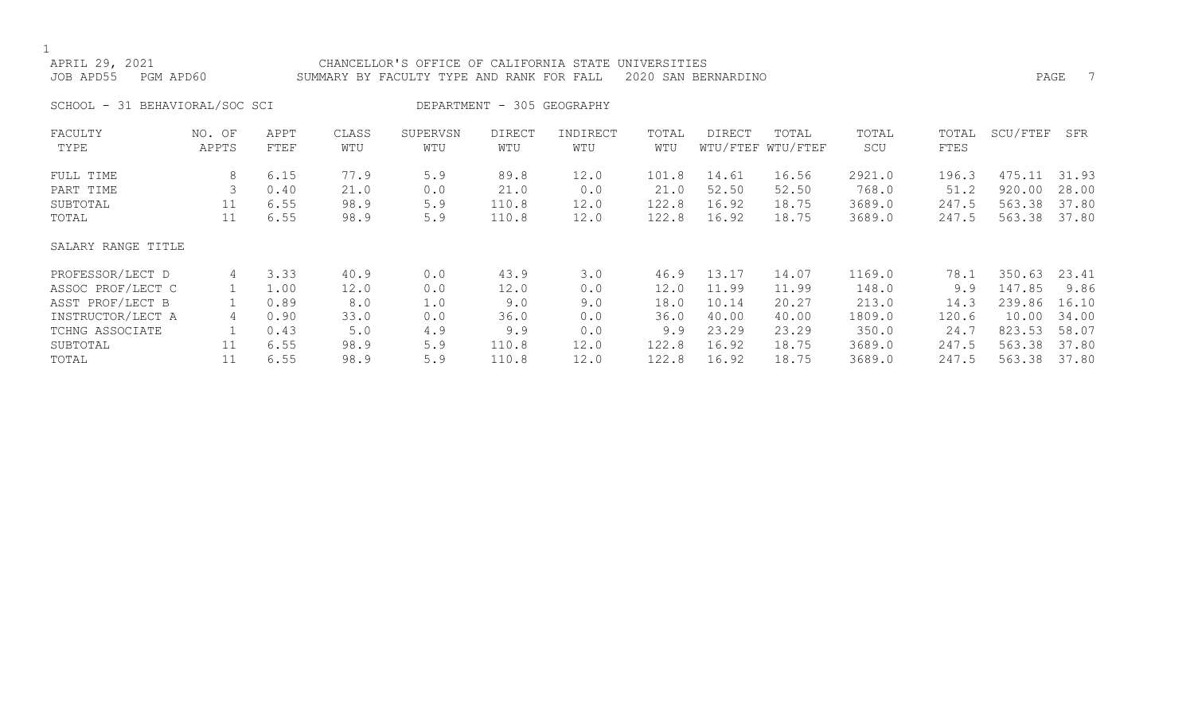APRIL 29, 2021 — CHANCELLOR'S OFFICE OF CALIFORNIA STATE UNIVERSITIES

JOB APD55 PGM APD60 — SUMMARY BY FACULTY TYPE AND RANK FOR FALL 2020 SAN BERNARDINO

SCHOOL - 31 BEHAVIORAL/SOC SCI — DEPARTMENT - 305 GEOGRAPHY

| FACULTY TYPE | NO. OF APPTS | APPT FTEF | CLASS WTU | SUPERVSN WTU | DIRECT WTU | INDIRECT WTU | TOTAL WTU | DIRECT WTU/FTEF | TOTAL WTU/FTEF | TOTAL SCU | TOTAL FTES | SCU/FTEF | SFR |
|---|---|---|---|---|---|---|---|---|---|---|---|---|---|
| FULL TIME | 8 | 6.15 | 77.9 | 5.9 | 89.8 | 12.0 | 101.8 | 14.61 | 16.56 | 2921.0 | 196.3 | 475.11 | 31.93 |
| PART TIME | 3 | 0.40 | 21.0 | 0.0 | 21.0 | 0.0 | 21.0 | 52.50 | 52.50 | 768.0 | 51.2 | 920.00 | 28.00 |
| SUBTOTAL | 11 | 6.55 | 98.9 | 5.9 | 110.8 | 12.0 | 122.8 | 16.92 | 18.75 | 3689.0 | 247.5 | 563.38 | 37.80 |
| TOTAL | 11 | 6.55 | 98.9 | 5.9 | 110.8 | 12.0 | 122.8 | 16.92 | 18.75 | 3689.0 | 247.5 | 563.38 | 37.80 |
| **SALARY RANGE TITLE** | | | | | | | | | | | | | |
| PROFESSOR/LECT D | 4 | 3.33 | 40.9 | 0.0 | 43.9 | 3.0 | 46.9 | 13.17 | 14.07 | 1169.0 | 78.1 | 350.63 | 23.41 |
| ASSOC PROF/LECT C | 1 | 1.00 | 12.0 | 0.0 | 12.0 | 0.0 | 12.0 | 11.99 | 11.99 | 148.0 | 9.9 | 147.85 | 9.86 |
| ASST PROF/LECT B | 1 | 0.89 | 8.0 | 1.0 | 9.0 | 9.0 | 18.0 | 10.14 | 20.27 | 213.0 | 14.3 | 239.86 | 16.10 |
| INSTRUCTOR/LECT A | 4 | 0.90 | 33.0 | 0.0 | 36.0 | 0.0 | 36.0 | 40.00 | 40.00 | 1809.0 | 120.6 | 10.00 | 34.00 |
| TCHNG ASSOCIATE | 1 | 0.43 | 5.0 | 4.9 | 9.9 | 0.0 | 9.9 | 23.29 | 23.29 | 350.0 | 24.7 | 823.53 | 58.07 |
| SUBTOTAL | 11 | 6.55 | 98.9 | 5.9 | 110.8 | 12.0 | 122.8 | 16.92 | 18.75 | 3689.0 | 247.5 | 563.38 | 37.80 |
| TOTAL | 11 | 6.55 | 98.9 | 5.9 | 110.8 | 12.0 | 122.8 | 16.92 | 18.75 | 3689.0 | 247.5 | 563.38 | 37.80 |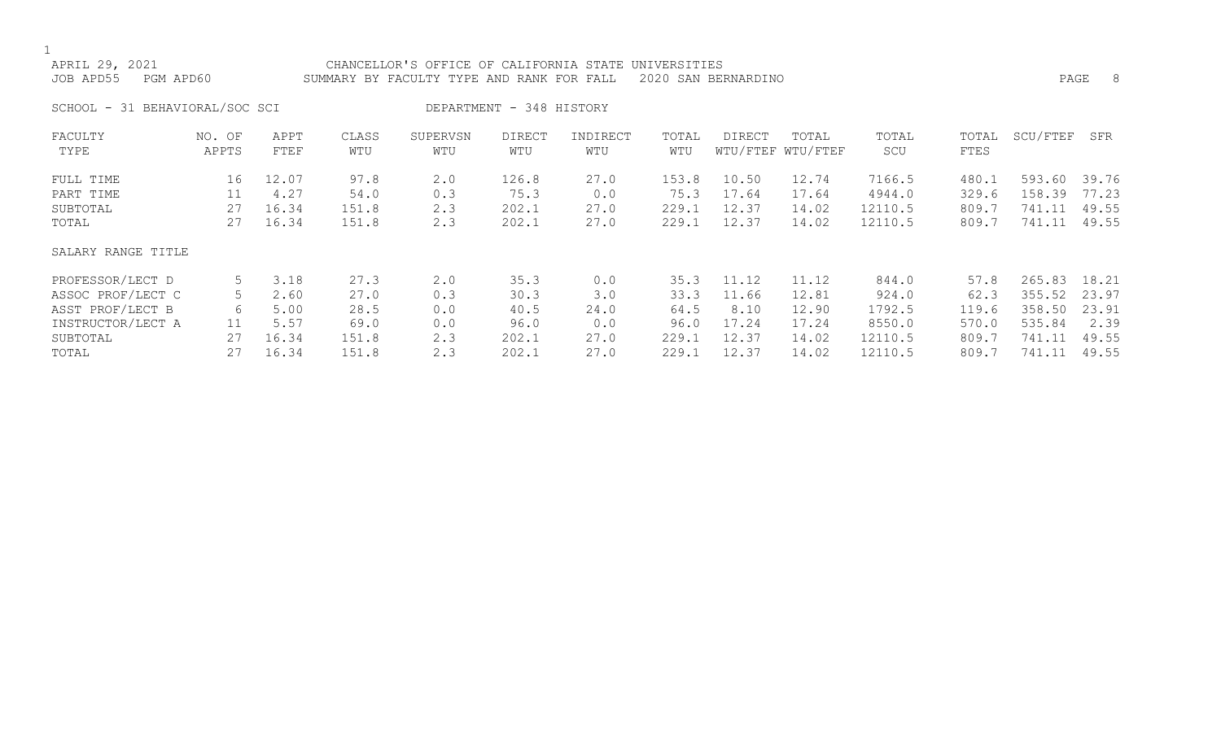APRIL 29, 2021 CHANCELLOR'S OFFICE OF CALIFORNIA STATE UNIVERSITIES
JOB APD55 PGM APD60 SUMMARY BY FACULTY TYPE AND RANK FOR FALL 2020 SAN BERNARDINO

SCHOOL - 31 BEHAVIORAL/SOC SCI DEPARTMENT - 348 HISTORY

| FACULTY TYPE | NO. OF APPTS | APPT FTEF | CLASS WTU | SUPERVSN WTU | DIRECT WTU | INDIRECT WTU | TOTAL WTU | DIRECT WTU/FTEF | TOTAL WTU/FTEF | TOTAL SCU | TOTAL FTES | SCU/FTEF | SFR |
|---|---|---|---|---|---|---|---|---|---|---|---|---|---|
| FULL TIME | 16 | 12.07 | 97.8 | 2.0 | 126.8 | 27.0 | 153.8 | 10.50 | 12.74 | 7166.5 | 480.1 | 593.60 | 39.76 |
| PART TIME | 11 | 4.27 | 54.0 | 0.3 | 75.3 | 0.0 | 75.3 | 17.64 | 17.64 | 4944.0 | 329.6 | 158.39 | 77.23 |
| SUBTOTAL | 27 | 16.34 | 151.8 | 2.3 | 202.1 | 27.0 | 229.1 | 12.37 | 14.02 | 12110.5 | 809.7 | 741.11 | 49.55 |
| TOTAL | 27 | 16.34 | 151.8 | 2.3 | 202.1 | 27.0 | 229.1 | 12.37 | 14.02 | 12110.5 | 809.7 | 741.11 | 49.55 |

| SALARY RANGE TITLE | NO. OF APPTS | APPT FTEF | CLASS WTU | SUPERVSN WTU | DIRECT WTU | INDIRECT WTU | TOTAL WTU | DIRECT WTU/FTEF | TOTAL WTU/FTEF | TOTAL SCU | TOTAL FTES | SCU/FTEF | SFR |
|---|---|---|---|---|---|---|---|---|---|---|---|---|---|
| PROFESSOR/LECT D | 5 | 3.18 | 27.3 | 2.0 | 35.3 | 0.0 | 35.3 | 11.12 | 11.12 | 844.0 | 57.8 | 265.83 | 18.21 |
| ASSOC PROF/LECT C | 5 | 2.60 | 27.0 | 0.3 | 30.3 | 3.0 | 33.3 | 11.66 | 12.81 | 924.0 | 62.3 | 355.52 | 23.97 |
| ASST PROF/LECT B | 6 | 5.00 | 28.5 | 0.0 | 40.5 | 24.0 | 64.5 | 8.10 | 12.90 | 1792.5 | 119.6 | 358.50 | 23.91 |
| INSTRUCTOR/LECT A | 11 | 5.57 | 69.0 | 0.0 | 96.0 | 0.0 | 96.0 | 17.24 | 17.24 | 8550.0 | 570.0 | 535.84 | 2.39 |
| SUBTOTAL | 27 | 16.34 | 151.8 | 2.3 | 202.1 | 27.0 | 229.1 | 12.37 | 14.02 | 12110.5 | 809.7 | 741.11 | 49.55 |
| TOTAL | 27 | 16.34 | 151.8 | 2.3 | 202.1 | 27.0 | 229.1 | 12.37 | 14.02 | 12110.5 | 809.7 | 741.11 | 49.55 |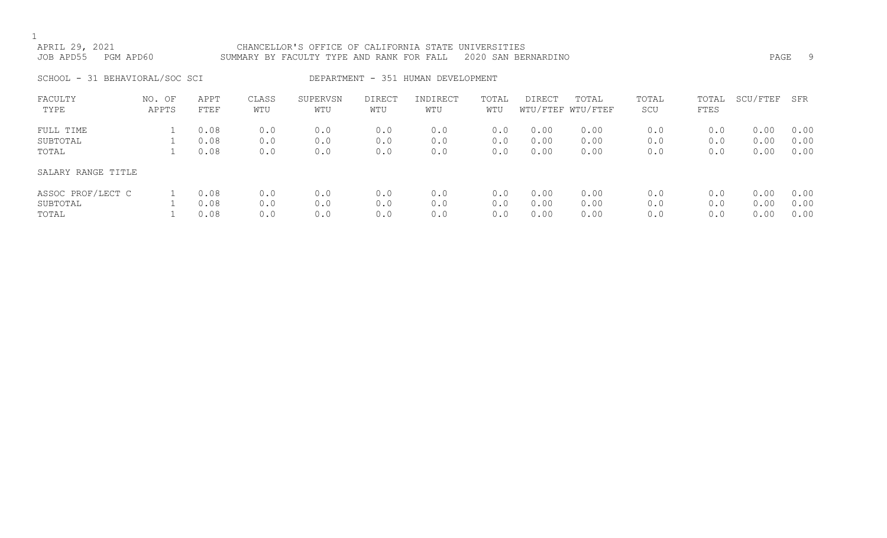CHANCELLOR'S OFFICE OF CALIFORNIA STATE UNIVERSITIES

SUMMARY BY FACULTY TYPE AND RANK FOR FALL 2020 SAN BERNARDINO

APRIL 29, 2021

JOB APD55 PGM APD60

SCHOOL - 31 BEHAVIORAL/SOC SCI

DEPARTMENT - 351 HUMAN DEVELOPMENT

| FACULTY TYPE | NO. OF APPTS | APPT FTEF | CLASS WTU | SUPERVSN WTU | DIRECT WTU | INDIRECT WTU | TOTAL WTU | DIRECT WTU/FTEF | TOTAL WTU/FTEF | TOTAL SCU | TOTAL FTES | SCU/FTEF | SFR |
|---|---|---|---|---|---|---|---|---|---|---|---|---|---|
| FULL TIME | 1 | 0.08 | 0.0 | 0.0 | 0.0 | 0.0 | 0.0 | 0.00 | 0.00 | 0.0 | 0.0 | 0.00 | 0.00 |
| SUBTOTAL | 1 | 0.08 | 0.0 | 0.0 | 0.0 | 0.0 | 0.0 | 0.00 | 0.00 | 0.0 | 0.0 | 0.00 | 0.00 |
| TOTAL | 1 | 0.08 | 0.0 | 0.0 | 0.0 | 0.0 | 0.0 | 0.00 | 0.00 | 0.0 | 0.0 | 0.00 | 0.00 |

| SALARY RANGE TITLE | NO. OF APPTS | APPT FTEF | CLASS WTU | SUPERVSN WTU | DIRECT WTU | INDIRECT WTU | TOTAL WTU | DIRECT WTU/FTEF | TOTAL WTU/FTEF | TOTAL SCU | TOTAL FTES | SCU/FTEF | SFR |
|---|---|---|---|---|---|---|---|---|---|---|---|---|---|
| ASSOC PROF/LECT C | 1 | 0.08 | 0.0 | 0.0 | 0.0 | 0.0 | 0.0 | 0.00 | 0.00 | 0.0 | 0.0 | 0.00 | 0.00 |
| SUBTOTAL | 1 | 0.08 | 0.0 | 0.0 | 0.0 | 0.0 | 0.0 | 0.00 | 0.00 | 0.0 | 0.0 | 0.00 | 0.00 |
| TOTAL | 1 | 0.08 | 0.0 | 0.0 | 0.0 | 0.0 | 0.0 | 0.00 | 0.00 | 0.0 | 0.0 | 0.00 | 0.00 |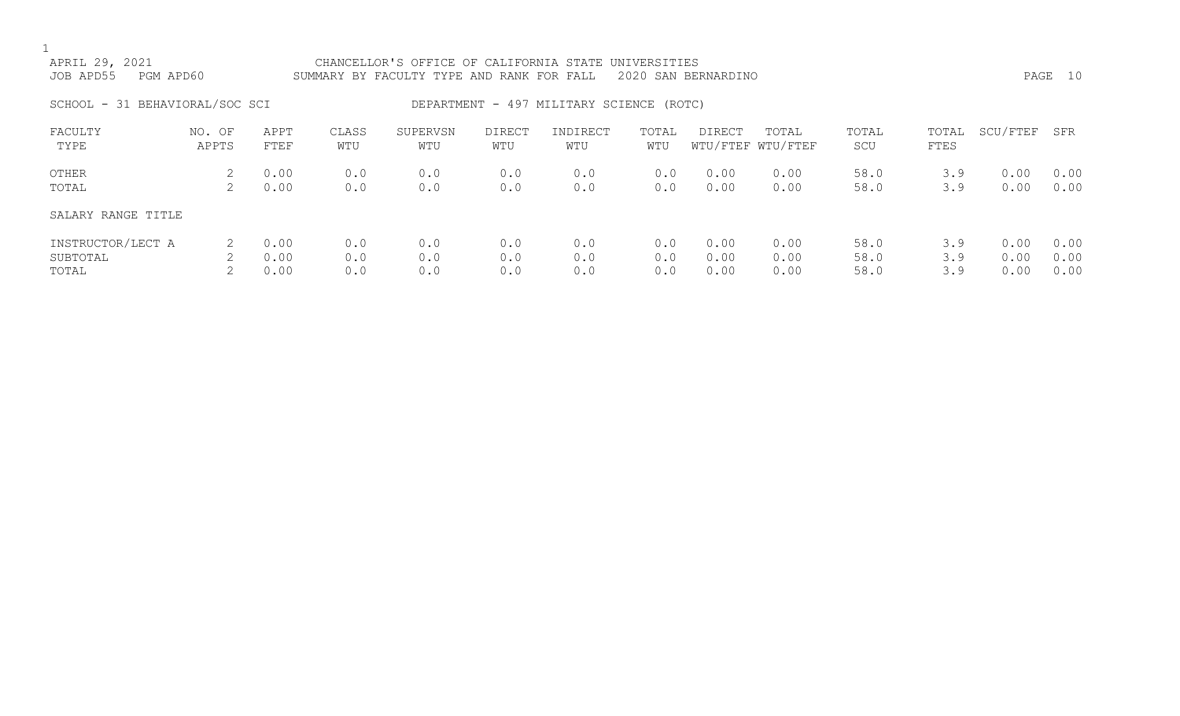APRIL 29, 2021 CHANCELLOR'S OFFICE OF CALIFORNIA STATE UNIVERSITIES
JOB APD55 PGM APD60 SUMMARY BY FACULTY TYPE AND RANK FOR FALL 2020 SAN BERNARDINO

SCHOOL - 31 BEHAVIORAL/SOC SCI DEPARTMENT - 497 MILITARY SCIENCE (ROTC)

| FACULTY TYPE | NO. OF APPTS | APPT FTEF | CLASS WTU | SUPERVSN WTU | DIRECT WTU | INDIRECT WTU | TOTAL WTU | DIRECT WTU/FTEF | TOTAL WTU/FTEF | TOTAL SCU | TOTAL FTES | SCU/FTEF | SFR |
|---|---|---|---|---|---|---|---|---|---|---|---|---|---|
| OTHER | 2 | 0.00 | 0.0 | 0.0 | 0.0 | 0.0 | 0.0 | 0.00 | 0.00 | 58.0 | 3.9 | 0.00 | 0.00 |
| TOTAL | 2 | 0.00 | 0.0 | 0.0 | 0.0 | 0.0 | 0.0 | 0.00 | 0.00 | 58.0 | 3.9 | 0.00 | 0.00 |
| SALARY RANGE TITLE | | | | | | | | | | | | | |
| INSTRUCTOR/LECT A | 2 | 0.00 | 0.0 | 0.0 | 0.0 | 0.0 | 0.0 | 0.00 | 0.00 | 58.0 | 3.9 | 0.00 | 0.00 |
| SUBTOTAL | 2 | 0.00 | 0.0 | 0.0 | 0.0 | 0.0 | 0.0 | 0.00 | 0.00 | 58.0 | 3.9 | 0.00 | 0.00 |
| TOTAL | 2 | 0.00 | 0.0 | 0.0 | 0.0 | 0.0 | 0.0 | 0.00 | 0.00 | 58.0 | 3.9 | 0.00 | 0.00 |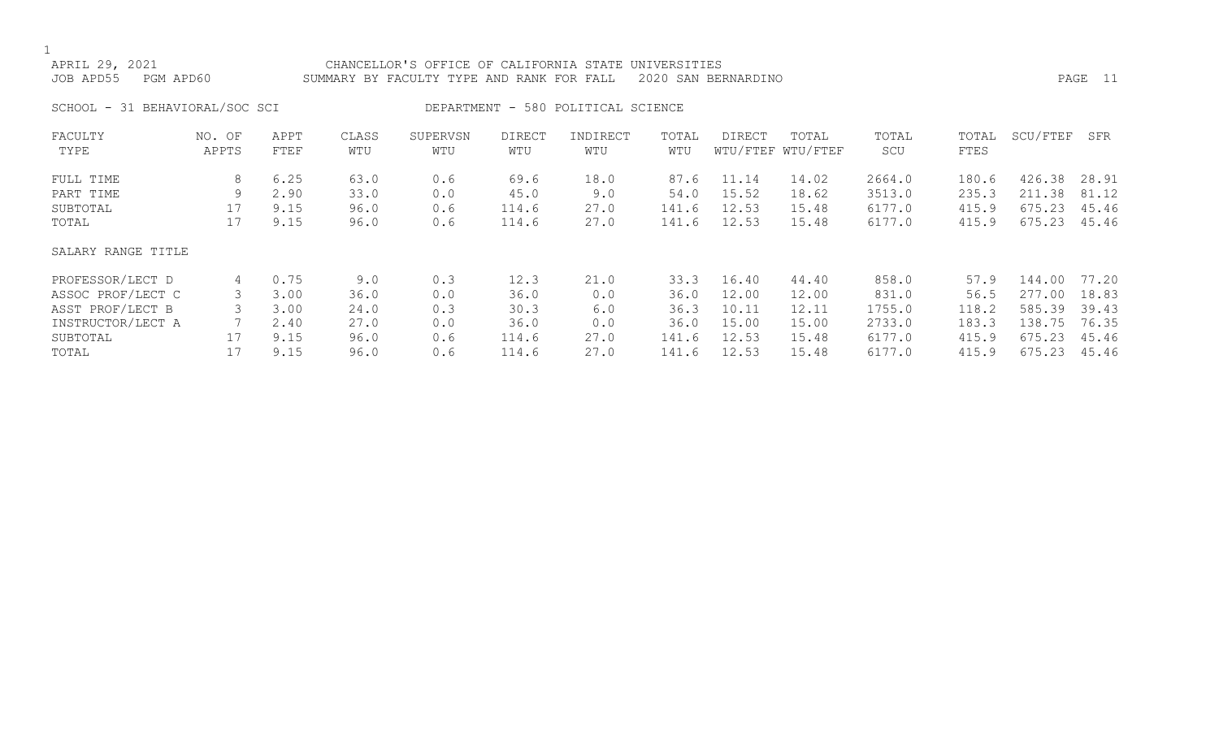APRIL 29, 2021 CHANCELLOR'S OFFICE OF CALIFORNIA STATE UNIVERSITIES
JOB APD55 PGM APD60 SUMMARY BY FACULTY TYPE AND RANK FOR FALL 2020 SAN BERNARDINO

SCHOOL - 31 BEHAVIORAL/SOC SCI DEPARTMENT - 580 POLITICAL SCIENCE

| FACULTY TYPE | NO. OF APPTS | APPT FTEF | CLASS WTU | SUPERVSN WTU | DIRECT WTU | INDIRECT WTU | TOTAL WTU | DIRECT WTU/FTEF | TOTAL WTU/FTEF | TOTAL SCU | TOTAL FTES | SCU/FTEF | SFR |
|---|---|---|---|---|---|---|---|---|---|---|---|---|---|
| FULL TIME | 8 | 6.25 | 63.0 | 0.6 | 69.6 | 18.0 | 87.6 | 11.14 | 14.02 | 2664.0 | 180.6 | 426.38 | 28.91 |
| PART TIME | 9 | 2.90 | 33.0 | 0.0 | 45.0 | 9.0 | 54.0 | 15.52 | 18.62 | 3513.0 | 235.3 | 211.38 | 81.12 |
| SUBTOTAL | 17 | 9.15 | 96.0 | 0.6 | 114.6 | 27.0 | 141.6 | 12.53 | 15.48 | 6177.0 | 415.9 | 675.23 | 45.46 |
| TOTAL | 17 | 9.15 | 96.0 | 0.6 | 114.6 | 27.0 | 141.6 | 12.53 | 15.48 | 6177.0 | 415.9 | 675.23 | 45.46 |
| SALARY RANGE TITLE | | | | | | | | | | | | | |
| PROFESSOR/LECT D | 4 | 0.75 | 9.0 | 0.3 | 12.3 | 21.0 | 33.3 | 16.40 | 44.40 | 858.0 | 57.9 | 144.00 | 77.20 |
| ASSOC PROF/LECT C | 3 | 3.00 | 36.0 | 0.0 | 36.0 | 0.0 | 36.0 | 12.00 | 12.00 | 831.0 | 56.5 | 277.00 | 18.83 |
| ASST PROF/LECT B | 3 | 3.00 | 24.0 | 0.3 | 30.3 | 6.0 | 36.3 | 10.11 | 12.11 | 1755.0 | 118.2 | 585.39 | 39.43 |
| INSTRUCTOR/LECT A | 7 | 2.40 | 27.0 | 0.0 | 36.0 | 0.0 | 36.0 | 15.00 | 15.00 | 2733.0 | 183.3 | 138.75 | 76.35 |
| SUBTOTAL | 17 | 9.15 | 96.0 | 0.6 | 114.6 | 27.0 | 141.6 | 12.53 | 15.48 | 6177.0 | 415.9 | 675.23 | 45.46 |
| TOTAL | 17 | 9.15 | 96.0 | 0.6 | 114.6 | 27.0 | 141.6 | 12.53 | 15.48 | 6177.0 | 415.9 | 675.23 | 45.46 |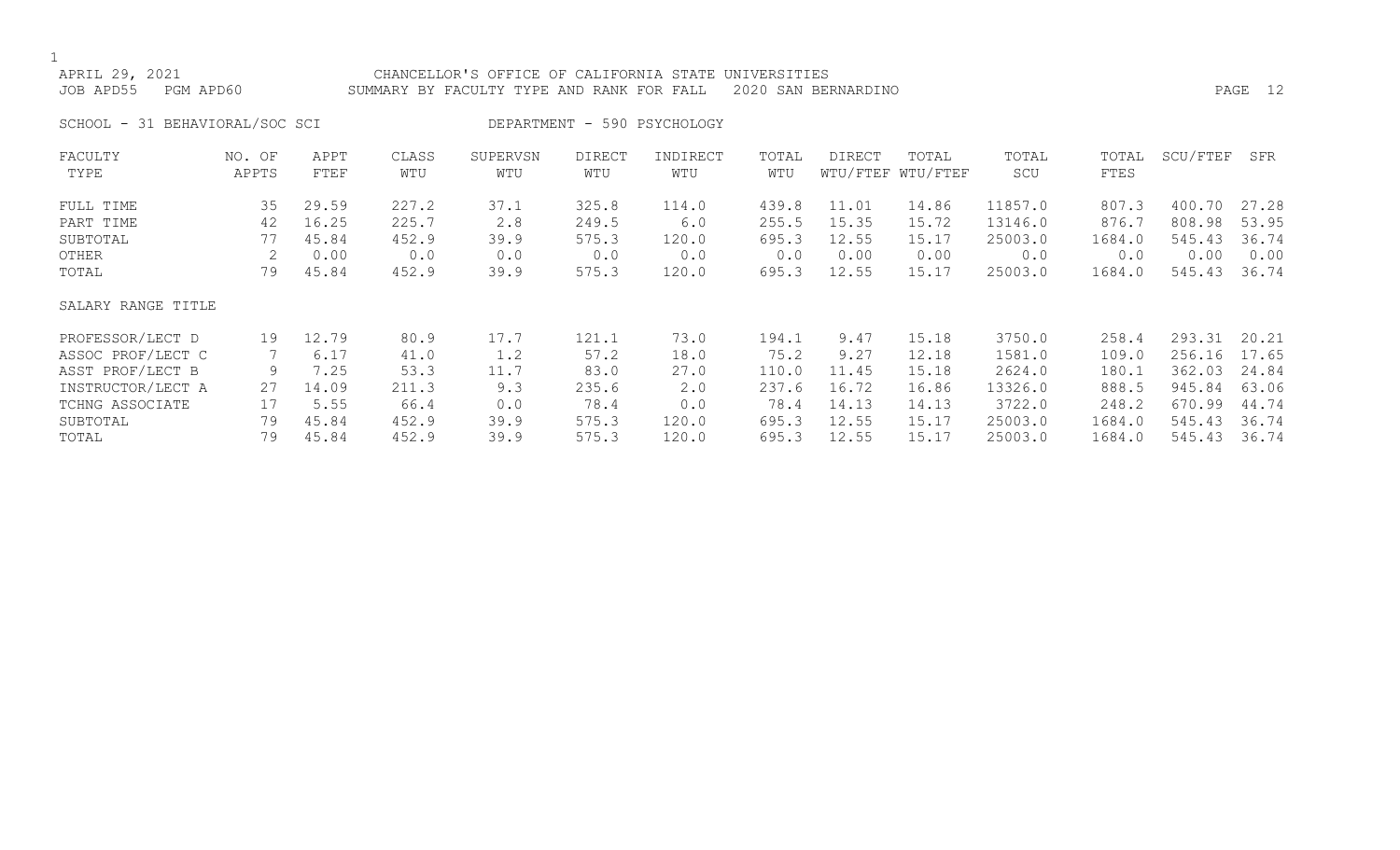CHANCELLOR'S OFFICE OF CALIFORNIA STATE UNIVERSITIES

APRIL 29, 2021

JOB APD55 PGM APD60 SUMMARY BY FACULTY TYPE AND RANK FOR FALL 2020 SAN BERNARDINO

SCHOOL - 31 BEHAVIORAL/SOC SCI DEPARTMENT - 590 PSYCHOLOGY

| FACULTY TYPE | NO. OF APPTS | APPT FTEF | CLASS WTU | SUPERVSN WTU | DIRECT WTU | INDIRECT WTU | TOTAL WTU | DIRECT WTU/FTEF | TOTAL WTU/FTEF | TOTAL SCU | TOTAL FTES | SCU/FTEF | SFR |
|---|---|---|---|---|---|---|---|---|---|---|---|---|---|
| FULL TIME | 35 | 29.59 | 227.2 | 37.1 | 325.8 | 114.0 | 439.8 | 11.01 | 14.86 | 11857.0 | 807.3 | 400.70 | 27.28 |
| PART TIME | 42 | 16.25 | 225.7 | 2.8 | 249.5 | 6.0 | 255.5 | 15.35 | 15.72 | 13146.0 | 876.7 | 808.98 | 53.95 |
| SUBTOTAL | 77 | 45.84 | 452.9 | 39.9 | 575.3 | 120.0 | 695.3 | 12.55 | 15.17 | 25003.0 | 1684.0 | 545.43 | 36.74 |
| OTHER | 2 | 0.00 | 0.0 | 0.0 | 0.0 | 0.0 | 0.0 | 0.00 | 0.00 | 0.0 | 0.0 | 0.00 | 0.00 |
| TOTAL | 79 | 45.84 | 452.9 | 39.9 | 575.3 | 120.0 | 695.3 | 12.55 | 15.17 | 25003.0 | 1684.0 | 545.43 | 36.74 |

| SALARY RANGE TITLE | NO. OF APPTS | APPT FTEF | CLASS WTU | SUPERVSN WTU | DIRECT WTU | INDIRECT WTU | TOTAL WTU | DIRECT WTU/FTEF | TOTAL WTU/FTEF | TOTAL SCU | TOTAL FTES | SCU/FTEF | SFR |
|---|---|---|---|---|---|---|---|---|---|---|---|---|---|
| PROFESSOR/LECT D | 19 | 12.79 | 80.9 | 17.7 | 121.1 | 73.0 | 194.1 | 9.47 | 15.18 | 3750.0 | 258.4 | 293.31 | 20.21 |
| ASSOC PROF/LECT C | 7 | 6.17 | 41.0 | 1.2 | 57.2 | 18.0 | 75.2 | 9.27 | 12.18 | 1581.0 | 109.0 | 256.16 | 17.65 |
| ASST PROF/LECT B | 9 | 7.25 | 53.3 | 11.7 | 83.0 | 27.0 | 110.0 | 11.45 | 15.18 | 2624.0 | 180.1 | 362.03 | 24.84 |
| INSTRUCTOR/LECT A | 27 | 14.09 | 211.3 | 9.3 | 235.6 | 2.0 | 237.6 | 16.72 | 16.86 | 13326.0 | 888.5 | 945.84 | 63.06 |
| TCHNG ASSOCIATE | 17 | 5.55 | 66.4 | 0.0 | 78.4 | 0.0 | 78.4 | 14.13 | 14.13 | 3722.0 | 248.2 | 670.99 | 44.74 |
| SUBTOTAL | 79 | 45.84 | 452.9 | 39.9 | 575.3 | 120.0 | 695.3 | 12.55 | 15.17 | 25003.0 | 1684.0 | 545.43 | 36.74 |
| TOTAL | 79 | 45.84 | 452.9 | 39.9 | 575.3 | 120.0 | 695.3 | 12.55 | 15.17 | 25003.0 | 1684.0 | 545.43 | 36.74 |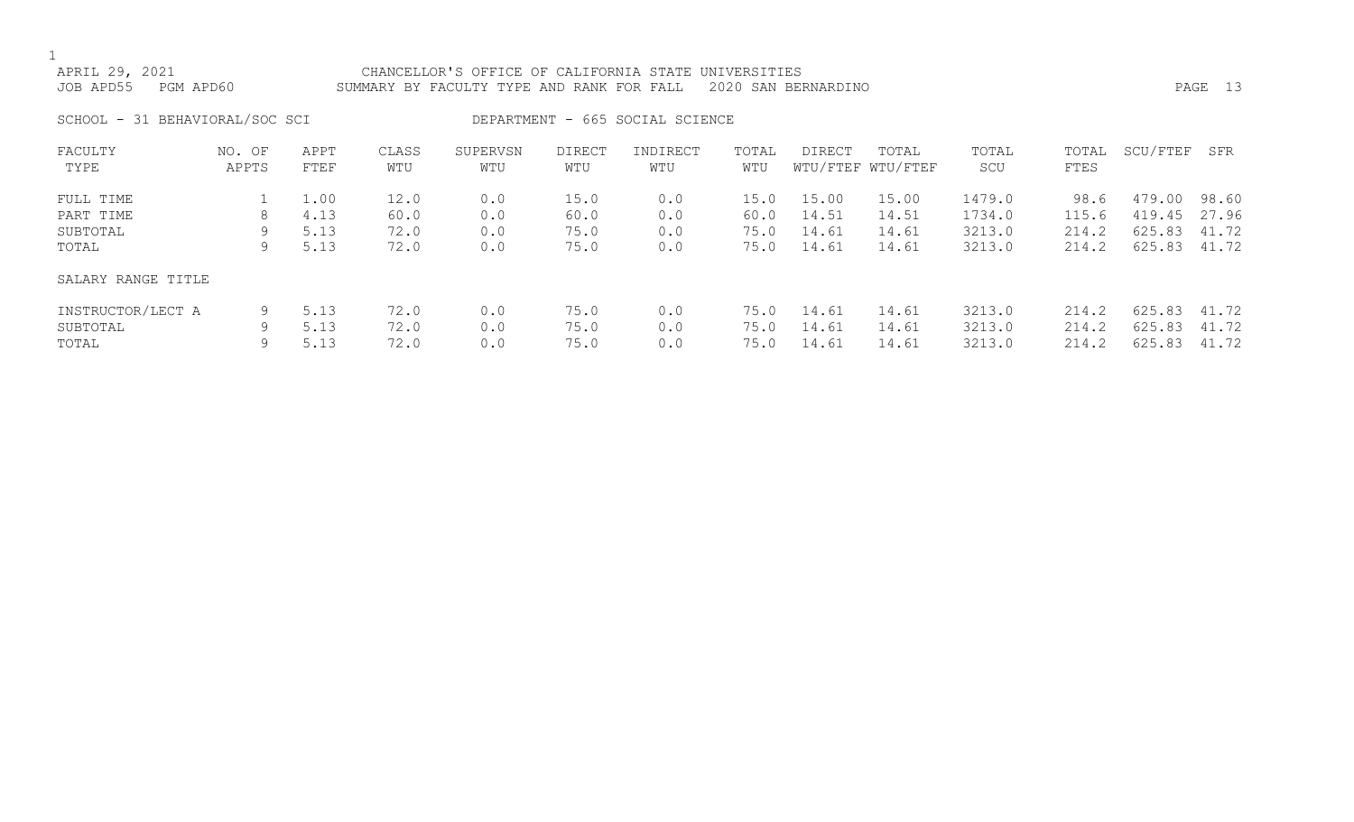APRIL 29, 2021 CHANCELLOR'S OFFICE OF CALIFORNIA STATE UNIVERSITIES
JOB APD55 PGM APD60 SUMMARY BY FACULTY TYPE AND RANK FOR FALL 2020 SAN BERNARDINO

SCHOOL - 31 BEHAVIORAL/SOC SCI DEPARTMENT - 665 SOCIAL SCIENCE

| FACULTY TYPE | NO. OF APPTS | APPT FTEF | CLASS WTU | SUPERVSN WTU | DIRECT WTU | INDIRECT WTU | TOTAL WTU | DIRECT WTU/FTEF | TOTAL WTU/FTEF | TOTAL SCU | TOTAL FTES | SCU/FTEF | SFR |
|---|---|---|---|---|---|---|---|---|---|---|---|---|---|
| FULL TIME | 1 | 1.00 | 12.0 | 0.0 | 15.0 | 0.0 | 15.0 | 15.00 | 15.00 | 1479.0 | 98.6 | 479.00 | 98.60 |
| PART TIME | 8 | 4.13 | 60.0 | 0.0 | 60.0 | 0.0 | 60.0 | 14.51 | 14.51 | 1734.0 | 115.6 | 419.45 | 27.96 |
| SUBTOTAL | 9 | 5.13 | 72.0 | 0.0 | 75.0 | 0.0 | 75.0 | 14.61 | 14.61 | 3213.0 | 214.2 | 625.83 | 41.72 |
| TOTAL | 9 | 5.13 | 72.0 | 0.0 | 75.0 | 0.0 | 75.0 | 14.61 | 14.61 | 3213.0 | 214.2 | 625.83 | 41.72 |
| SALARY RANGE TITLE | | | | | | | | | | | | | |
| INSTRUCTOR/LECT A | 9 | 5.13 | 72.0 | 0.0 | 75.0 | 0.0 | 75.0 | 14.61 | 14.61 | 3213.0 | 214.2 | 625.83 | 41.72 |
| SUBTOTAL | 9 | 5.13 | 72.0 | 0.0 | 75.0 | 0.0 | 75.0 | 14.61 | 14.61 | 3213.0 | 214.2 | 625.83 | 41.72 |
| TOTAL | 9 | 5.13 | 72.0 | 0.0 | 75.0 | 0.0 | 75.0 | 14.61 | 14.61 | 3213.0 | 214.2 | 625.83 | 41.72 |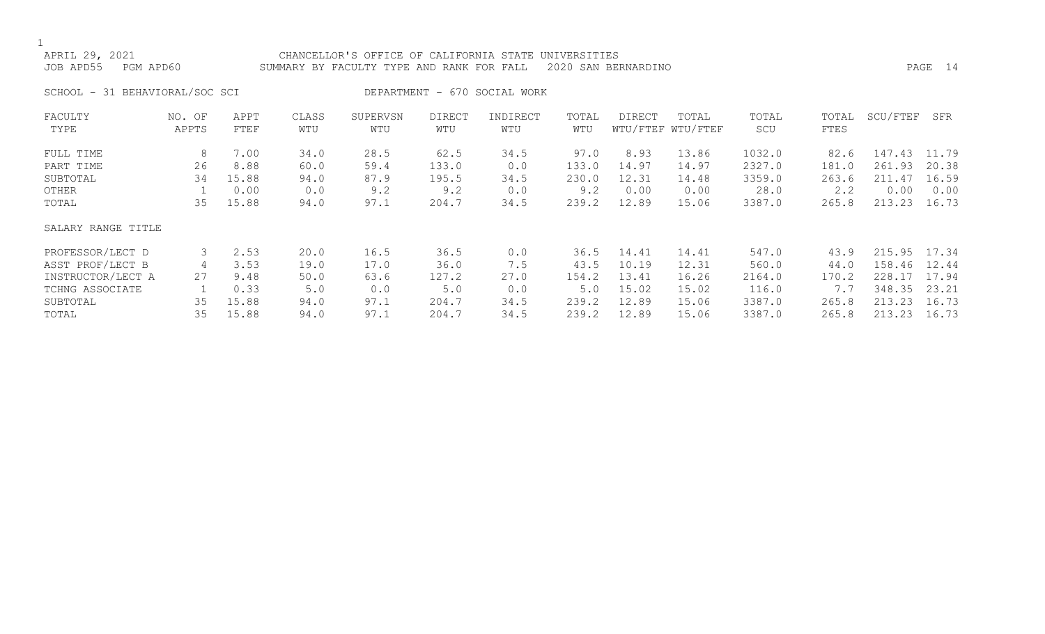APRIL 29, 2021 CHANCELLOR'S OFFICE OF CALIFORNIA STATE UNIVERSITIES
JOB APD55 PGM APD60 SUMMARY BY FACULTY TYPE AND RANK FOR FALL 2020 SAN BERNARDINO

SCHOOL - 31 BEHAVIORAL/SOC SCI DEPARTMENT - 670 SOCIAL WORK

| FACULTY TYPE | NO. OF APPTS | APPT FTEF | CLASS WTU | SUPERVSN WTU | DIRECT WTU | INDIRECT WTU | TOTAL WTU | DIRECT WTU/FTEF | TOTAL WTU/FTEF | TOTAL SCU | TOTAL FTES | SCU/FTEF | SFR |
|---|---|---|---|---|---|---|---|---|---|---|---|---|---|
| FULL TIME | 8 | 7.00 | 34.0 | 28.5 | 62.5 | 34.5 | 97.0 | 8.93 | 13.86 | 1032.0 | 82.6 | 147.43 | 11.79 |
| PART TIME | 26 | 8.88 | 60.0 | 59.4 | 133.0 | 0.0 | 133.0 | 14.97 | 14.97 | 2327.0 | 181.0 | 261.93 | 20.38 |
| SUBTOTAL | 34 | 15.88 | 94.0 | 87.9 | 195.5 | 34.5 | 230.0 | 12.31 | 14.48 | 3359.0 | 263.6 | 211.47 | 16.59 |
| OTHER | 1 | 0.00 | 0.0 | 9.2 | 9.2 | 0.0 | 9.2 | 0.00 | 0.00 | 28.0 | 2.2 | 0.00 | 0.00 |
| TOTAL | 35 | 15.88 | 94.0 | 97.1 | 204.7 | 34.5 | 239.2 | 12.89 | 15.06 | 3387.0 | 265.8 | 213.23 | 16.73 |
| SALARY RANGE TITLE | | | | | | | | | | | | | |
| PROFESSOR/LECT D | 3 | 2.53 | 20.0 | 16.5 | 36.5 | 0.0 | 36.5 | 14.41 | 14.41 | 547.0 | 43.9 | 215.95 | 17.34 |
| ASST PROF/LECT B | 4 | 3.53 | 19.0 | 17.0 | 36.0 | 7.5 | 43.5 | 10.19 | 12.31 | 560.0 | 44.0 | 158.46 | 12.44 |
| INSTRUCTOR/LECT A | 27 | 9.48 | 50.0 | 63.6 | 127.2 | 27.0 | 154.2 | 13.41 | 16.26 | 2164.0 | 170.2 | 228.17 | 17.94 |
| TCHNG ASSOCIATE | 1 | 0.33 | 5.0 | 0.0 | 5.0 | 0.0 | 5.0 | 15.02 | 15.02 | 116.0 | 7.7 | 348.35 | 23.21 |
| SUBTOTAL | 35 | 15.88 | 94.0 | 97.1 | 204.7 | 34.5 | 239.2 | 12.89 | 15.06 | 3387.0 | 265.8 | 213.23 | 16.73 |
| TOTAL | 35 | 15.88 | 94.0 | 97.1 | 204.7 | 34.5 | 239.2 | 12.89 | 15.06 | 3387.0 | 265.8 | 213.23 | 16.73 |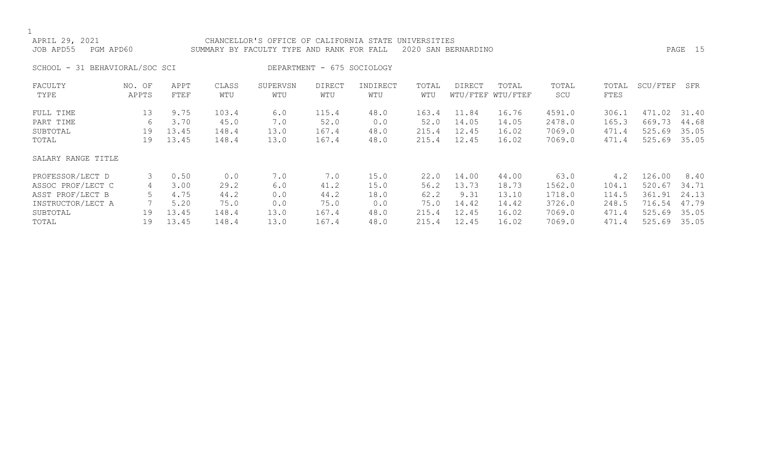CHANCELLOR'S OFFICE OF CALIFORNIA STATE UNIVERSITIES
SUMMARY BY FACULTY TYPE AND RANK FOR FALL 2020 SAN BERNARDINO

APRIL 29, 2021
JOB APD55 PGM APD60

SCHOOL - 31 BEHAVIORAL/SOC SCI DEPARTMENT - 675 SOCIOLOGY

| FACULTY TYPE | NO. OF APPTS | APPT FTEF | CLASS WTU | SUPERVSN WTU | DIRECT WTU | INDIRECT WTU | TOTAL WTU | DIRECT WTU/FTEF | TOTAL WTU/FTEF | TOTAL SCU | TOTAL FTES | SCU/FTEF | SFR |
|---|---|---|---|---|---|---|---|---|---|---|---|---|---|
| FULL TIME | 13 | 9.75 | 103.4 | 6.0 | 115.4 | 48.0 | 163.4 | 11.84 | 16.76 | 4591.0 | 306.1 | 471.02 | 31.40 |
| PART TIME | 6 | 3.70 | 45.0 | 7.0 | 52.0 | 0.0 | 52.0 | 14.05 | 14.05 | 2478.0 | 165.3 | 669.73 | 44.68 |
| SUBTOTAL | 19 | 13.45 | 148.4 | 13.0 | 167.4 | 48.0 | 215.4 | 12.45 | 16.02 | 7069.0 | 471.4 | 525.69 | 35.05 |
| TOTAL | 19 | 13.45 | 148.4 | 13.0 | 167.4 | 48.0 | 215.4 | 12.45 | 16.02 | 7069.0 | 471.4 | 525.69 | 35.05 |

| SALARY RANGE TITLE | NO. OF APPTS | APPT FTEF | CLASS WTU | SUPERVSN WTU | DIRECT WTU | INDIRECT WTU | TOTAL WTU | DIRECT WTU/FTEF | TOTAL WTU/FTEF | TOTAL SCU | TOTAL FTES | SCU/FTEF | SFR |
|---|---|---|---|---|---|---|---|---|---|---|---|---|---|
| PROFESSOR/LECT D | 3 | 0.50 | 0.0 | 7.0 | 7.0 | 15.0 | 22.0 | 14.00 | 44.00 | 63.0 | 4.2 | 126.00 | 8.40 |
| ASSOC PROF/LECT C | 4 | 3.00 | 29.2 | 6.0 | 41.2 | 15.0 | 56.2 | 13.73 | 18.73 | 1562.0 | 104.1 | 520.67 | 34.71 |
| ASST PROF/LECT B | 5 | 4.75 | 44.2 | 0.0 | 44.2 | 18.0 | 62.2 | 9.31 | 13.10 | 1718.0 | 114.5 | 361.91 | 24.13 |
| INSTRUCTOR/LECT A | 7 | 5.20 | 75.0 | 0.0 | 75.0 | 0.0 | 75.0 | 14.42 | 14.42 | 3726.0 | 248.5 | 716.54 | 47.79 |
| SUBTOTAL | 19 | 13.45 | 148.4 | 13.0 | 167.4 | 48.0 | 215.4 | 12.45 | 16.02 | 7069.0 | 471.4 | 525.69 | 35.05 |
| TOTAL | 19 | 13.45 | 148.4 | 13.0 | 167.4 | 48.0 | 215.4 | 12.45 | 16.02 | 7069.0 | 471.4 | 525.69 | 35.05 |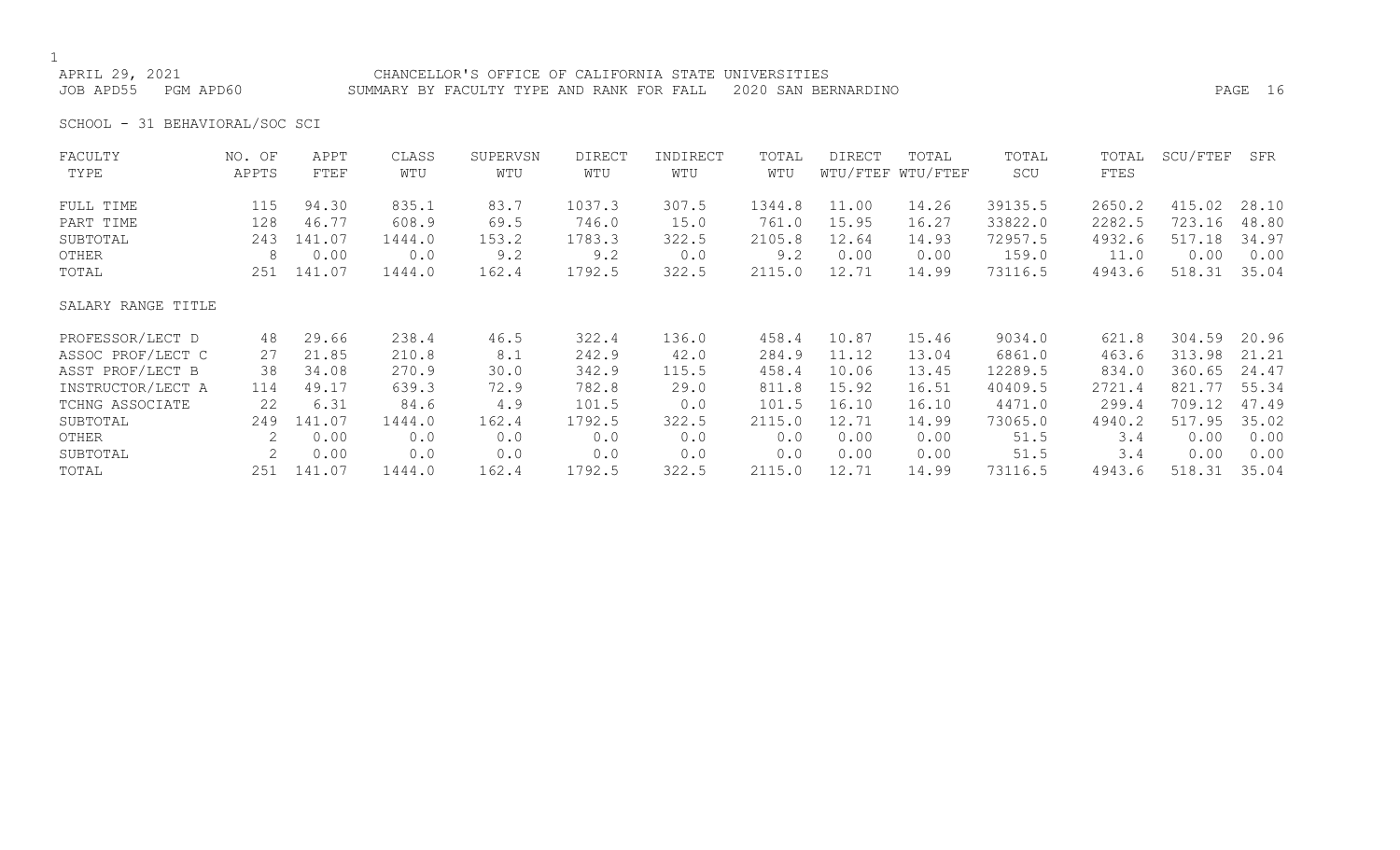CHANCELLOR'S OFFICE OF CALIFORNIA STATE UNIVERSITIES

SUMMARY BY FACULTY TYPE AND RANK FOR FALL 2020 SAN BERNARDINO

APRIL 29, 2021

JOB APD55 PGM APD60

SCHOOL - 31 BEHAVIORAL/SOC SCI

| FACULTY TYPE | NO. OF APPTS | APPT FTEF | CLASS WTU | SUPERVSN WTU | DIRECT WTU | INDIRECT WTU | TOTAL WTU | DIRECT WTU/FTEF | TOTAL WTU/FTEF | TOTAL SCU | TOTAL FTES | SCU/FTEF | SFR |
|---|---|---|---|---|---|---|---|---|---|---|---|---|---|
| FULL TIME | 115 | 94.30 | 835.1 | 83.7 | 1037.3 | 307.5 | 1344.8 | 11.00 | 14.26 | 39135.5 | 2650.2 | 415.02 | 28.10 |
| PART TIME | 128 | 46.77 | 608.9 | 69.5 | 746.0 | 15.0 | 761.0 | 15.95 | 16.27 | 33822.0 | 2282.5 | 723.16 | 48.80 |
| SUBTOTAL | 243 | 141.07 | 1444.0 | 153.2 | 1783.3 | 322.5 | 2105.8 | 12.64 | 14.93 | 72957.5 | 4932.6 | 517.18 | 34.97 |
| OTHER | 8 | 0.00 | 0.0 | 9.2 | 9.2 | 0.0 | 9.2 | 0.00 | 0.00 | 159.0 | 11.0 | 0.00 | 0.00 |
| TOTAL | 251 | 141.07 | 1444.0 | 162.4 | 1792.5 | 322.5 | 2115.0 | 12.71 | 14.99 | 73116.5 | 4943.6 | 518.31 | 35.04 |
| **SALARY RANGE TITLE** | | | | | | | | | | | | | |
| PROFESSOR/LECT D | 48 | 29.66 | 238.4 | 46.5 | 322.4 | 136.0 | 458.4 | 10.87 | 15.46 | 9034.0 | 621.8 | 304.59 | 20.96 |
| ASSOC PROF/LECT C | 27 | 21.85 | 210.8 | 8.1 | 242.9 | 42.0 | 284.9 | 11.12 | 13.04 | 6861.0 | 463.6 | 313.98 | 21.21 |
| ASST PROF/LECT B | 38 | 34.08 | 270.9 | 30.0 | 342.9 | 115.5 | 458.4 | 10.06 | 13.45 | 12289.5 | 834.0 | 360.65 | 24.47 |
| INSTRUCTOR/LECT A | 114 | 49.17 | 639.3 | 72.9 | 782.8 | 29.0 | 811.8 | 15.92 | 16.51 | 40409.5 | 2721.4 | 821.77 | 55.34 |
| TCHNG ASSOCIATE | 22 | 6.31 | 84.6 | 4.9 | 101.5 | 0.0 | 101.5 | 16.10 | 16.10 | 4471.0 | 299.4 | 709.12 | 47.49 |
| SUBTOTAL | 249 | 141.07 | 1444.0 | 162.4 | 1792.5 | 322.5 | 2115.0 | 12.71 | 14.99 | 73065.0 | 4940.2 | 517.95 | 35.02 |
| OTHER | 2 | 0.00 | 0.0 | 0.0 | 0.0 | 0.0 | 0.0 | 0.00 | 0.00 | 51.5 | 3.4 | 0.00 | 0.00 |
| SUBTOTAL | 2 | 0.00 | 0.0 | 0.0 | 0.0 | 0.0 | 0.0 | 0.00 | 0.00 | 51.5 | 3.4 | 0.00 | 0.00 |
| TOTAL | 251 | 141.07 | 1444.0 | 162.4 | 1792.5 | 322.5 | 2115.0 | 12.71 | 14.99 | 73116.5 | 4943.6 | 518.31 | 35.04 |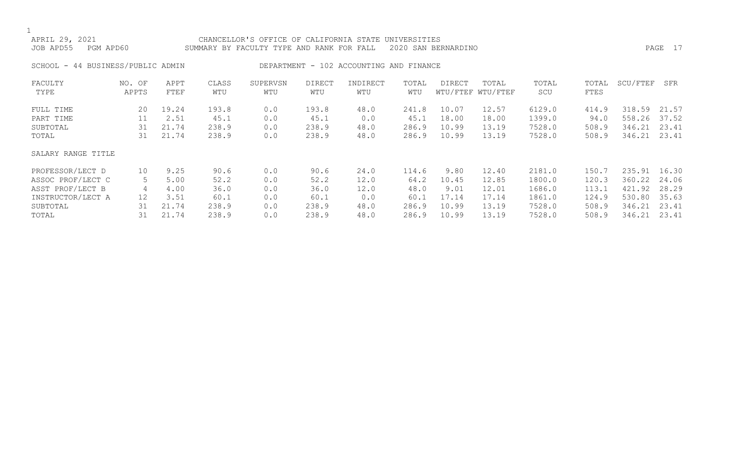CHANCELLOR'S OFFICE OF CALIFORNIA STATE UNIVERSITIES

SUMMARY BY FACULTY TYPE AND RANK FOR FALL 2020 SAN BERNARDINO

SCHOOL - 44 BUSINESS/PUBLIC ADMIN DEPARTMENT - 102 ACCOUNTING AND FINANCE

| FACULTY TYPE | NO. OF APPTS | APPT FTEF | CLASS WTU | SUPERVSN WTU | DIRECT WTU | INDIRECT WTU | TOTAL WTU | DIRECT WTU/FTEF | TOTAL WTU/FTEF | TOTAL SCU | TOTAL FTES | SCU/FTEF | SFR |
|---|---|---|---|---|---|---|---|---|---|---|---|---|---|
| FULL TIME | 20 | 19.24 | 193.8 | 0.0 | 193.8 | 48.0 | 241.8 | 10.07 | 12.57 | 6129.0 | 414.9 | 318.59 | 21.57 |
| PART TIME | 11 | 2.51 | 45.1 | 0.0 | 45.1 | 0.0 | 45.1 | 18.00 | 18.00 | 1399.0 | 94.0 | 558.26 | 37.52 |
| SUBTOTAL | 31 | 21.74 | 238.9 | 0.0 | 238.9 | 48.0 | 286.9 | 10.99 | 13.19 | 7528.0 | 508.9 | 346.21 | 23.41 |
| TOTAL | 31 | 21.74 | 238.9 | 0.0 | 238.9 | 48.0 | 286.9 | 10.99 | 13.19 | 7528.0 | 508.9 | 346.21 | 23.41 |
| **SALARY RANGE TITLE** | | | | | | | | | | | | | |
| PROFESSOR/LECT D | 10 | 9.25 | 90.6 | 0.0 | 90.6 | 24.0 | 114.6 | 9.80 | 12.40 | 2181.0 | 150.7 | 235.91 | 16.30 |
| ASSOC PROF/LECT C | 5 | 5.00 | 52.2 | 0.0 | 52.2 | 12.0 | 64.2 | 10.45 | 12.85 | 1800.0 | 120.3 | 360.22 | 24.06 |
| ASST PROF/LECT B | 4 | 4.00 | 36.0 | 0.0 | 36.0 | 12.0 | 48.0 | 9.01 | 12.01 | 1686.0 | 113.1 | 421.92 | 28.29 |
| INSTRUCTOR/LECT A | 12 | 3.51 | 60.1 | 0.0 | 60.1 | 0.0 | 60.1 | 17.14 | 17.14 | 1861.0 | 124.9 | 530.80 | 35.63 |
| SUBTOTAL | 31 | 21.74 | 238.9 | 0.0 | 238.9 | 48.0 | 286.9 | 10.99 | 13.19 | 7528.0 | 508.9 | 346.21 | 23.41 |
| TOTAL | 31 | 21.74 | 238.9 | 0.0 | 238.9 | 48.0 | 286.9 | 10.99 | 13.19 | 7528.0 | 508.9 | 346.21 | 23.41 |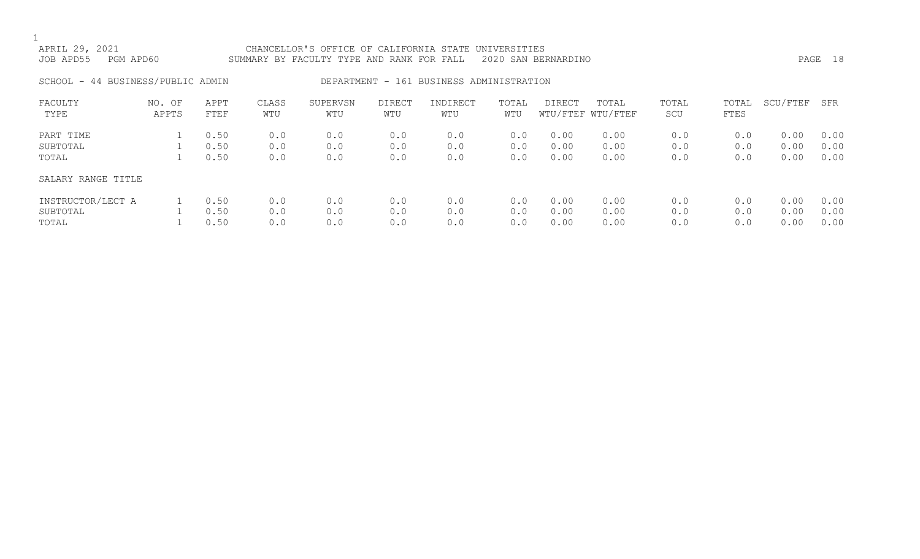APRIL 29, 2021 CHANCELLOR'S OFFICE OF CALIFORNIA STATE UNIVERSITIES
JOB APD55 PGM APD60 SUMMARY BY FACULTY TYPE AND RANK FOR FALL 2020 SAN BERNARDINO

SCHOOL - 44 BUSINESS/PUBLIC ADMIN DEPARTMENT - 161 BUSINESS ADMINISTRATION

| FACULTY TYPE | NO. OF APPTS | APPT FTEF | CLASS WTU | SUPERVSN WTU | DIRECT WTU | INDIRECT WTU | TOTAL WTU | DIRECT WTU/FTEF | TOTAL WTU/FTEF | TOTAL SCU | TOTAL FTES | SCU/FTEF | SFR |
|---|---|---|---|---|---|---|---|---|---|---|---|---|---|
| PART TIME | 1 | 0.50 | 0.0 | 0.0 | 0.0 | 0.0 | 0.0 | 0.00 | 0.00 | 0.0 | 0.0 | 0.00 | 0.00 |
| SUBTOTAL | 1 | 0.50 | 0.0 | 0.0 | 0.0 | 0.0 | 0.0 | 0.00 | 0.00 | 0.0 | 0.0 | 0.00 | 0.00 |
| TOTAL | 1 | 0.50 | 0.0 | 0.0 | 0.0 | 0.0 | 0.0 | 0.00 | 0.00 | 0.0 | 0.0 | 0.00 | 0.00 |
| SALARY RANGE TITLE | | | | | | | | | | | | | |
| INSTRUCTOR/LECT A | 1 | 0.50 | 0.0 | 0.0 | 0.0 | 0.0 | 0.0 | 0.00 | 0.00 | 0.0 | 0.0 | 0.00 | 0.00 |
| SUBTOTAL | 1 | 0.50 | 0.0 | 0.0 | 0.0 | 0.0 | 0.0 | 0.00 | 0.00 | 0.0 | 0.0 | 0.00 | 0.00 |
| TOTAL | 1 | 0.50 | 0.0 | 0.0 | 0.0 | 0.0 | 0.0 | 0.00 | 0.00 | 0.0 | 0.0 | 0.00 | 0.00 |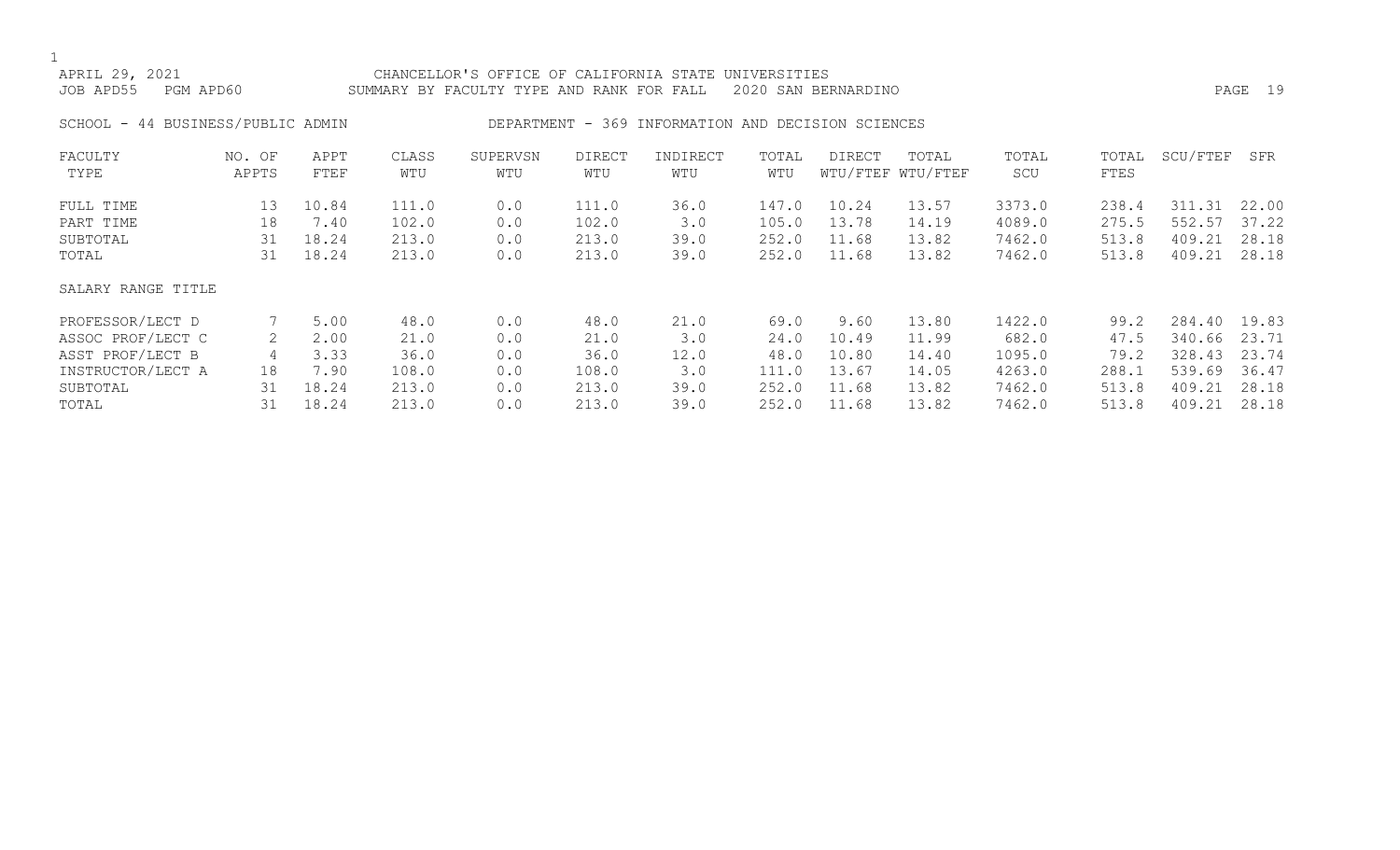APRIL 29, 2021 CHANCELLOR'S OFFICE OF CALIFORNIA STATE UNIVERSITIES
JOB APD55 PGM APD60 SUMMARY BY FACULTY TYPE AND RANK FOR FALL 2020 SAN BERNARDINO

SCHOOL - 44 BUSINESS/PUBLIC ADMIN DEPARTMENT - 369 INFORMATION AND DECISION SCIENCES

| FACULTY TYPE | NO. OF APPTS | APPT FTEF | CLASS WTU | SUPERVSN WTU | DIRECT WTU | INDIRECT WTU | TOTAL WTU | DIRECT WTU/FTEF | TOTAL WTU/FTEF | TOTAL SCU | TOTAL FTES | SCU/FTEF | SFR |
|---|---|---|---|---|---|---|---|---|---|---|---|---|---|
| FULL TIME | 13 | 10.84 | 111.0 | 0.0 | 111.0 | 36.0 | 147.0 | 10.24 | 13.57 | 3373.0 | 238.4 | 311.31 | 22.00 |
| PART TIME | 18 | 7.40 | 102.0 | 0.0 | 102.0 | 3.0 | 105.0 | 13.78 | 14.19 | 4089.0 | 275.5 | 552.57 | 37.22 |
| SUBTOTAL | 31 | 18.24 | 213.0 | 0.0 | 213.0 | 39.0 | 252.0 | 11.68 | 13.82 | 7462.0 | 513.8 | 409.21 | 28.18 |
| TOTAL | 31 | 18.24 | 213.0 | 0.0 | 213.0 | 39.0 | 252.0 | 11.68 | 13.82 | 7462.0 | 513.8 | 409.21 | 28.18 |
| SALARY RANGE TITLE | | | | | | | | | | | | | |
| PROFESSOR/LECT D | 7 | 5.00 | 48.0 | 0.0 | 48.0 | 21.0 | 69.0 | 9.60 | 13.80 | 1422.0 | 99.2 | 284.40 | 19.83 |
| ASSOC PROF/LECT C | 2 | 2.00 | 21.0 | 0.0 | 21.0 | 3.0 | 24.0 | 10.49 | 11.99 | 682.0 | 47.5 | 340.66 | 23.71 |
| ASST PROF/LECT B | 4 | 3.33 | 36.0 | 0.0 | 36.0 | 12.0 | 48.0 | 10.80 | 14.40 | 1095.0 | 79.2 | 328.43 | 23.74 |
| INSTRUCTOR/LECT A | 18 | 7.90 | 108.0 | 0.0 | 108.0 | 3.0 | 111.0 | 13.67 | 14.05 | 4263.0 | 288.1 | 539.69 | 36.47 |
| SUBTOTAL | 31 | 18.24 | 213.0 | 0.0 | 213.0 | 39.0 | 252.0 | 11.68 | 13.82 | 7462.0 | 513.8 | 409.21 | 28.18 |
| TOTAL | 31 | 18.24 | 213.0 | 0.0 | 213.0 | 39.0 | 252.0 | 11.68 | 13.82 | 7462.0 | 513.8 | 409.21 | 28.18 |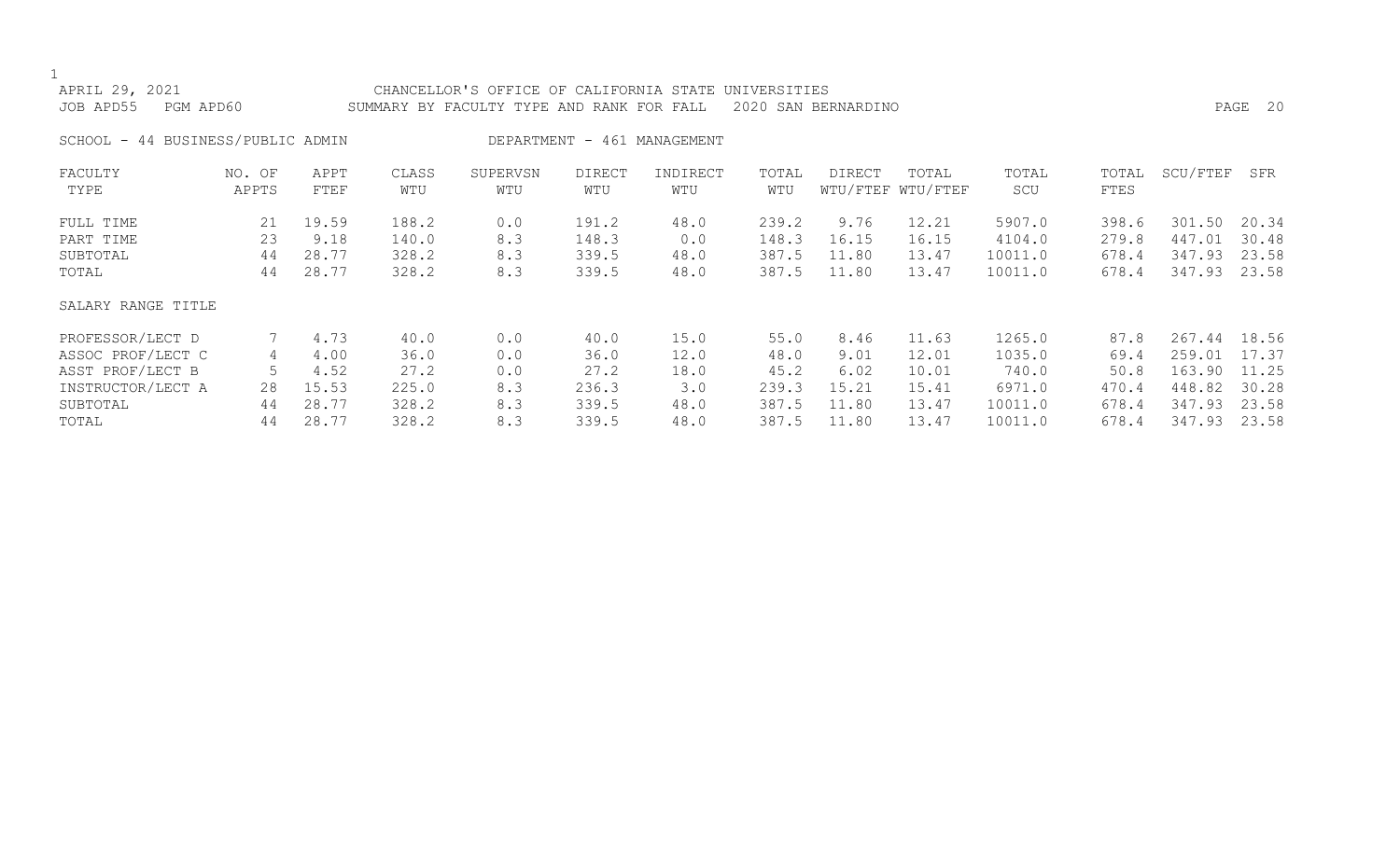APRIL 29, 2021 CHANCELLOR'S OFFICE OF CALIFORNIA STATE UNIVERSITIES
JOB APD55 PGM APD60 SUMMARY BY FACULTY TYPE AND RANK FOR FALL 2020 SAN BERNARDINO

SCHOOL - 44 BUSINESS/PUBLIC ADMIN DEPARTMENT - 461 MANAGEMENT

| FACULTY TYPE | NO. OF APPTS | APPT FTEF | CLASS WTU | SUPERVSN WTU | DIRECT WTU | INDIRECT WTU | TOTAL WTU | DIRECT WTU/FTEF | TOTAL WTU/FTEF | TOTAL SCU | TOTAL FTES | SCU/FTEF | SFR |
|---|---|---|---|---|---|---|---|---|---|---|---|---|---|
| FULL TIME | 21 | 19.59 | 188.2 | 0.0 | 191.2 | 48.0 | 239.2 | 9.76 | 12.21 | 5907.0 | 398.6 | 301.50 | 20.34 |
| PART TIME | 23 | 9.18 | 140.0 | 8.3 | 148.3 | 0.0 | 148.3 | 16.15 | 16.15 | 4104.0 | 279.8 | 447.01 | 30.48 |
| SUBTOTAL | 44 | 28.77 | 328.2 | 8.3 | 339.5 | 48.0 | 387.5 | 11.80 | 13.47 | 10011.0 | 678.4 | 347.93 | 23.58 |
| TOTAL | 44 | 28.77 | 328.2 | 8.3 | 339.5 | 48.0 | 387.5 | 11.80 | 13.47 | 10011.0 | 678.4 | 347.93 | 23.58 |
| SALARY RANGE TITLE | | | | | | | | | | | | | |
| PROFESSOR/LECT D | 7 | 4.73 | 40.0 | 0.0 | 40.0 | 15.0 | 55.0 | 8.46 | 11.63 | 1265.0 | 87.8 | 267.44 | 18.56 |
| ASSOC PROF/LECT C | 4 | 4.00 | 36.0 | 0.0 | 36.0 | 12.0 | 48.0 | 9.01 | 12.01 | 1035.0 | 69.4 | 259.01 | 17.37 |
| ASST PROF/LECT B | 5 | 4.52 | 27.2 | 0.0 | 27.2 | 18.0 | 45.2 | 6.02 | 10.01 | 740.0 | 50.8 | 163.90 | 11.25 |
| INSTRUCTOR/LECT A | 28 | 15.53 | 225.0 | 8.3 | 236.3 | 3.0 | 239.3 | 15.21 | 15.41 | 6971.0 | 470.4 | 448.82 | 30.28 |
| SUBTOTAL | 44 | 28.77 | 328.2 | 8.3 | 339.5 | 48.0 | 387.5 | 11.80 | 13.47 | 10011.0 | 678.4 | 347.93 | 23.58 |
| TOTAL | 44 | 28.77 | 328.2 | 8.3 | 339.5 | 48.0 | 387.5 | 11.80 | 13.47 | 10011.0 | 678.4 | 347.93 | 23.58 |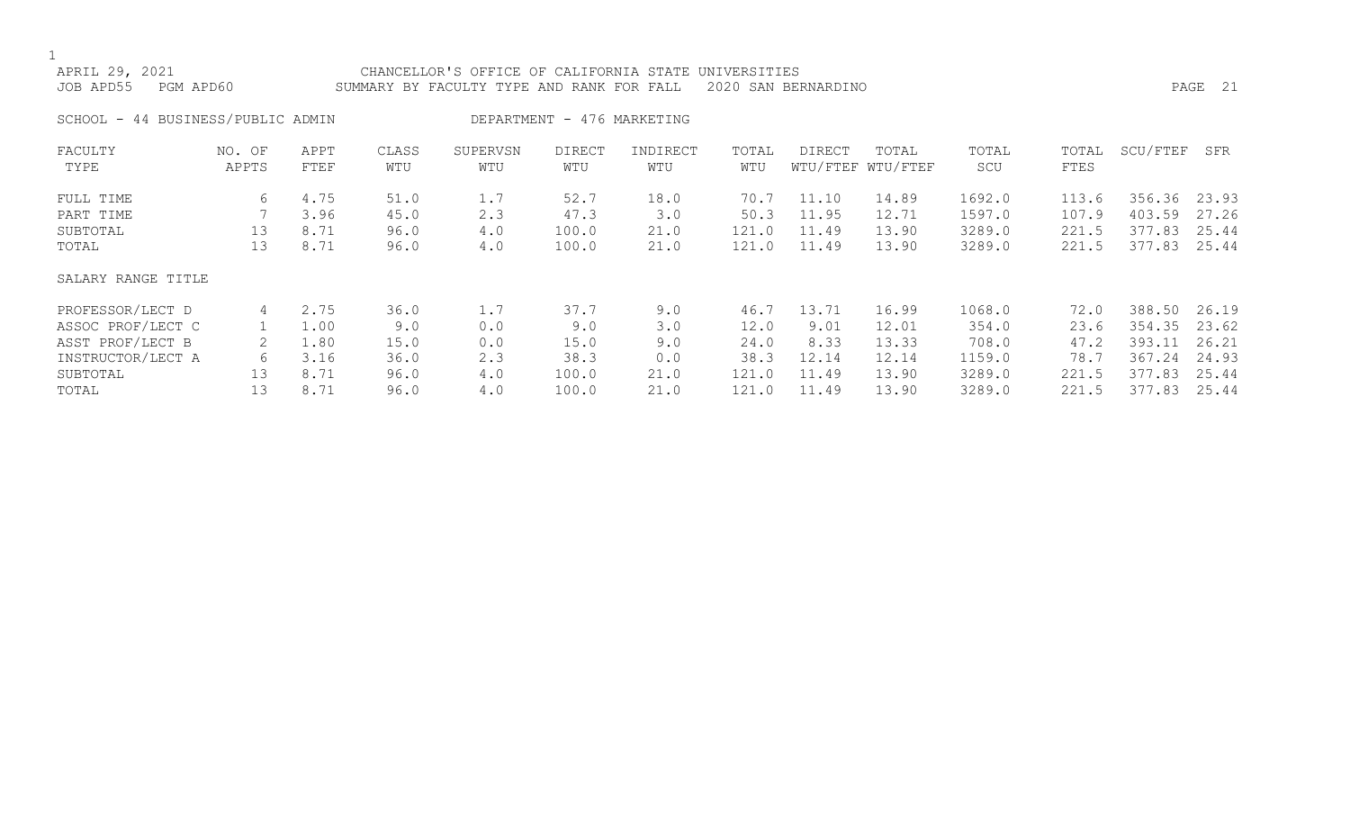APRIL 29, 2021 CHANCELLOR'S OFFICE OF CALIFORNIA STATE UNIVERSITIES
JOB APD55 PGM APD60 SUMMARY BY FACULTY TYPE AND RANK FOR FALL 2020 SAN BERNARDINO

SCHOOL - 44 BUSINESS/PUBLIC ADMIN DEPARTMENT - 476 MARKETING

| FACULTY TYPE | NO. OF APPTS | APPT FTEF | CLASS WTU | SUPERVSN WTU | DIRECT WTU | INDIRECT WTU | TOTAL WTU | DIRECT WTU/FTEF | TOTAL WTU/FTEF | TOTAL SCU | TOTAL FTES | SCU/FTEF | SFR |
|---|---|---|---|---|---|---|---|---|---|---|---|---|---|
| FULL TIME | 6 | 4.75 | 51.0 | 1.7 | 52.7 | 18.0 | 70.7 | 11.10 | 14.89 | 1692.0 | 113.6 | 356.36 | 23.93 |
| PART TIME | 7 | 3.96 | 45.0 | 2.3 | 47.3 | 3.0 | 50.3 | 11.95 | 12.71 | 1597.0 | 107.9 | 403.59 | 27.26 |
| SUBTOTAL | 13 | 8.71 | 96.0 | 4.0 | 100.0 | 21.0 | 121.0 | 11.49 | 13.90 | 3289.0 | 221.5 | 377.83 | 25.44 |
| TOTAL | 13 | 8.71 | 96.0 | 4.0 | 100.0 | 21.0 | 121.0 | 11.49 | 13.90 | 3289.0 | 221.5 | 377.83 | 25.44 |
| **SALARY RANGE TITLE** | | | | | | | | | | | | | |
| PROFESSOR/LECT D | 4 | 2.75 | 36.0 | 1.7 | 37.7 | 9.0 | 46.7 | 13.71 | 16.99 | 1068.0 | 72.0 | 388.50 | 26.19 |
| ASSOC PROF/LECT C | 1 | 1.00 | 9.0 | 0.0 | 9.0 | 3.0 | 12.0 | 9.01 | 12.01 | 354.0 | 23.6 | 354.35 | 23.62 |
| ASST PROF/LECT B | 2 | 1.80 | 15.0 | 0.0 | 15.0 | 9.0 | 24.0 | 8.33 | 13.33 | 708.0 | 47.2 | 393.11 | 26.21 |
| INSTRUCTOR/LECT A | 6 | 3.16 | 36.0 | 2.3 | 38.3 | 0.0 | 38.3 | 12.14 | 12.14 | 1159.0 | 78.7 | 367.24 | 24.93 |
| SUBTOTAL | 13 | 8.71 | 96.0 | 4.0 | 100.0 | 21.0 | 121.0 | 11.49 | 13.90 | 3289.0 | 221.5 | 377.83 | 25.44 |
| TOTAL | 13 | 8.71 | 96.0 | 4.0 | 100.0 | 21.0 | 121.0 | 11.49 | 13.90 | 3289.0 | 221.5 | 377.83 | 25.44 |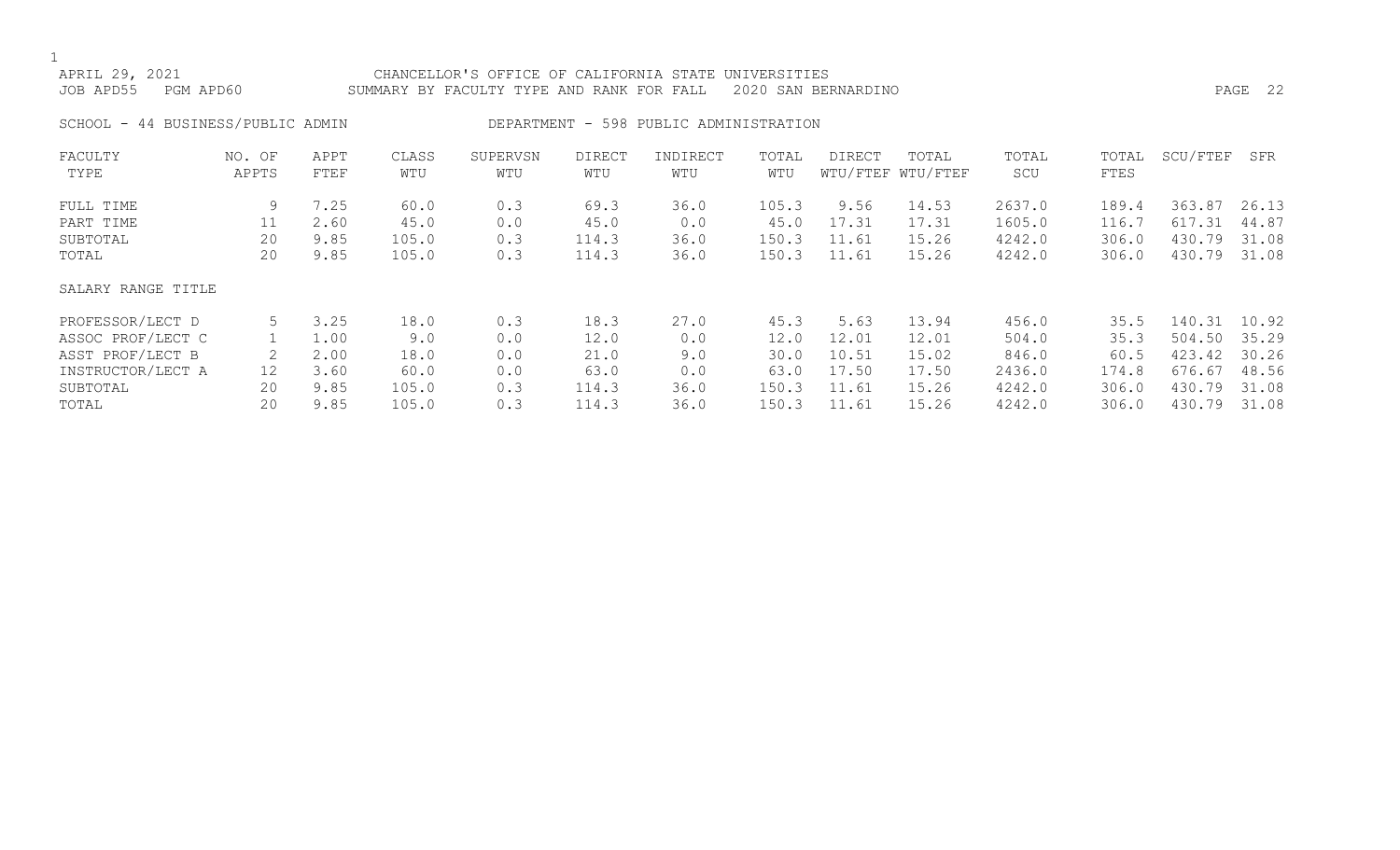APRIL 29, 2021 CHANCELLOR'S OFFICE OF CALIFORNIA STATE UNIVERSITIES
JOB APD55 PGM APD60 SUMMARY BY FACULTY TYPE AND RANK FOR FALL 2020 SAN BERNARDINO

SCHOOL - 44 BUSINESS/PUBLIC ADMIN DEPARTMENT - 598 PUBLIC ADMINISTRATION

| FACULTY TYPE | NO. OF APPTS | APPT FTEF | CLASS WTU | SUPERVSN WTU | DIRECT WTU | INDIRECT WTU | TOTAL WTU | DIRECT WTU/FTEF | TOTAL WTU/FTEF | TOTAL SCU | TOTAL FTES | SCU/FTEF | SFR |
|---|---|---|---|---|---|---|---|---|---|---|---|---|---|
| FULL TIME | 9 | 7.25 | 60.0 | 0.3 | 69.3 | 36.0 | 105.3 | 9.56 | 14.53 | 2637.0 | 189.4 | 363.87 | 26.13 |
| PART TIME | 11 | 2.60 | 45.0 | 0.0 | 45.0 | 0.0 | 45.0 | 17.31 | 17.31 | 1605.0 | 116.7 | 617.31 | 44.87 |
| SUBTOTAL | 20 | 9.85 | 105.0 | 0.3 | 114.3 | 36.0 | 150.3 | 11.61 | 15.26 | 4242.0 | 306.0 | 430.79 | 31.08 |
| TOTAL | 20 | 9.85 | 105.0 | 0.3 | 114.3 | 36.0 | 150.3 | 11.61 | 15.26 | 4242.0 | 306.0 | 430.79 | 31.08 |
| SALARY RANGE TITLE | | | | | | | | | | | | | |
| PROFESSOR/LECT D | 5 | 3.25 | 18.0 | 0.3 | 18.3 | 27.0 | 45.3 | 5.63 | 13.94 | 456.0 | 35.5 | 140.31 | 10.92 |
| ASSOC PROF/LECT C | 1 | 1.00 | 9.0 | 0.0 | 12.0 | 0.0 | 12.0 | 12.01 | 12.01 | 504.0 | 35.3 | 504.50 | 35.29 |
| ASST PROF/LECT B | 2 | 2.00 | 18.0 | 0.0 | 21.0 | 9.0 | 30.0 | 10.51 | 15.02 | 846.0 | 60.5 | 423.42 | 30.26 |
| INSTRUCTOR/LECT A | 12 | 3.60 | 60.0 | 0.0 | 63.0 | 0.0 | 63.0 | 17.50 | 17.50 | 2436.0 | 174.8 | 676.67 | 48.56 |
| SUBTOTAL | 20 | 9.85 | 105.0 | 0.3 | 114.3 | 36.0 | 150.3 | 11.61 | 15.26 | 4242.0 | 306.0 | 430.79 | 31.08 |
| TOTAL | 20 | 9.85 | 105.0 | 0.3 | 114.3 | 36.0 | 150.3 | 11.61 | 15.26 | 4242.0 | 306.0 | 430.79 | 31.08 |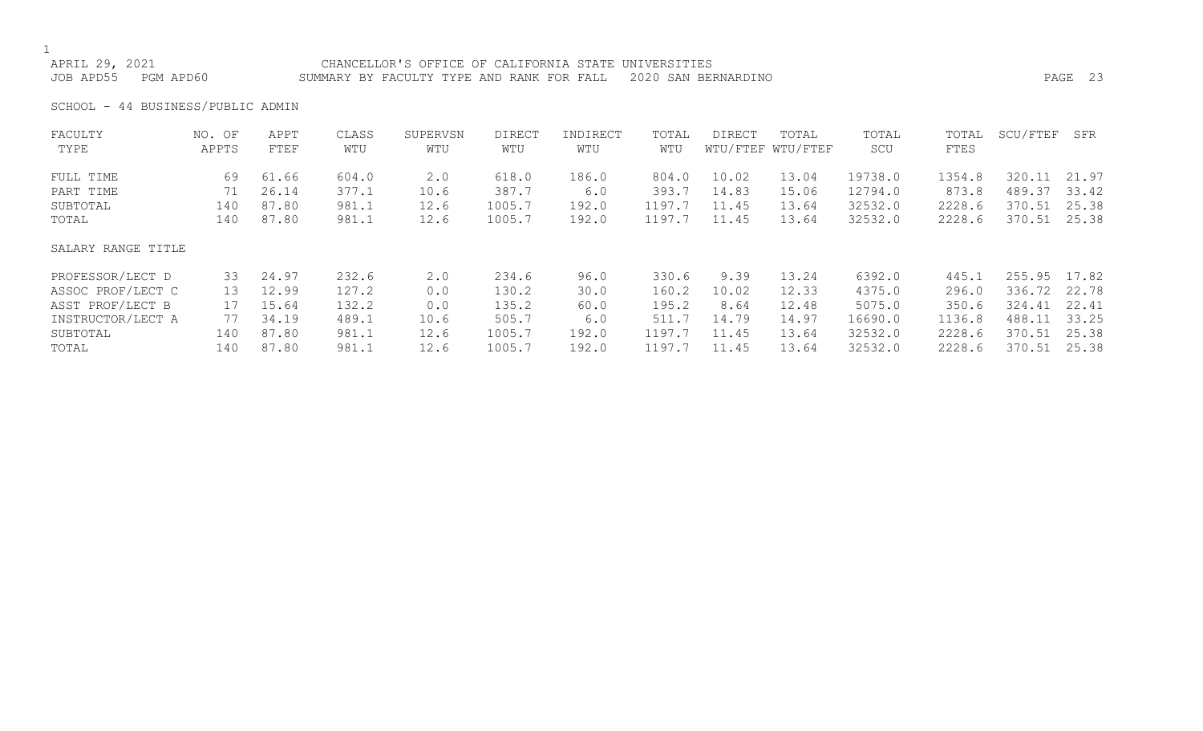CHANCELLOR'S OFFICE OF CALIFORNIA STATE UNIVERSITIES

SUMMARY BY FACULTY TYPE AND RANK FOR FALL 2020 SAN BERNARDINO

SCHOOL - 44 BUSINESS/PUBLIC ADMIN

| FACULTY TYPE | NO. OF APPTS | APPT FTEF | CLASS WTU | SUPERVSN WTU | DIRECT WTU | INDIRECT WTU | TOTAL WTU | DIRECT WTU/FTEF | TOTAL WTU/FTEF | TOTAL SCU | TOTAL FTES | SCU/FTEF | SFR |
|---|---|---|---|---|---|---|---|---|---|---|---|---|---|
| FULL TIME | 69 | 61.66 | 604.0 | 2.0 | 618.0 | 186.0 | 804.0 | 10.02 | 13.04 | 19738.0 | 1354.8 | 320.11 | 21.97 |
| PART TIME | 71 | 26.14 | 377.1 | 10.6 | 387.7 | 6.0 | 393.7 | 14.83 | 15.06 | 12794.0 | 873.8 | 489.37 | 33.42 |
| SUBTOTAL | 140 | 87.80 | 981.1 | 12.6 | 1005.7 | 192.0 | 1197.7 | 11.45 | 13.64 | 32532.0 | 2228.6 | 370.51 | 25.38 |
| TOTAL | 140 | 87.80 | 981.1 | 12.6 | 1005.7 | 192.0 | 1197.7 | 11.45 | 13.64 | 32532.0 | 2228.6 | 370.51 | 25.38 |
| SALARY RANGE TITLE | | | | | | | | | | | | | |
| PROFESSOR/LECT D | 33 | 24.97 | 232.6 | 2.0 | 234.6 | 96.0 | 330.6 | 9.39 | 13.24 | 6392.0 | 445.1 | 255.95 | 17.82 |
| ASSOC PROF/LECT C | 13 | 12.99 | 127.2 | 0.0 | 130.2 | 30.0 | 160.2 | 10.02 | 12.33 | 4375.0 | 296.0 | 336.72 | 22.78 |
| ASST PROF/LECT B | 17 | 15.64 | 132.2 | 0.0 | 135.2 | 60.0 | 195.2 | 8.64 | 12.48 | 5075.0 | 350.6 | 324.41 | 22.41 |
| INSTRUCTOR/LECT A | 77 | 34.19 | 489.1 | 10.6 | 505.7 | 6.0 | 511.7 | 14.79 | 14.97 | 16690.0 | 1136.8 | 488.11 | 33.25 |
| SUBTOTAL | 140 | 87.80 | 981.1 | 12.6 | 1005.7 | 192.0 | 1197.7 | 11.45 | 13.64 | 32532.0 | 2228.6 | 370.51 | 25.38 |
| TOTAL | 140 | 87.80 | 981.1 | 12.6 | 1005.7 | 192.0 | 1197.7 | 11.45 | 13.64 | 32532.0 | 2228.6 | 370.51 | 25.38 |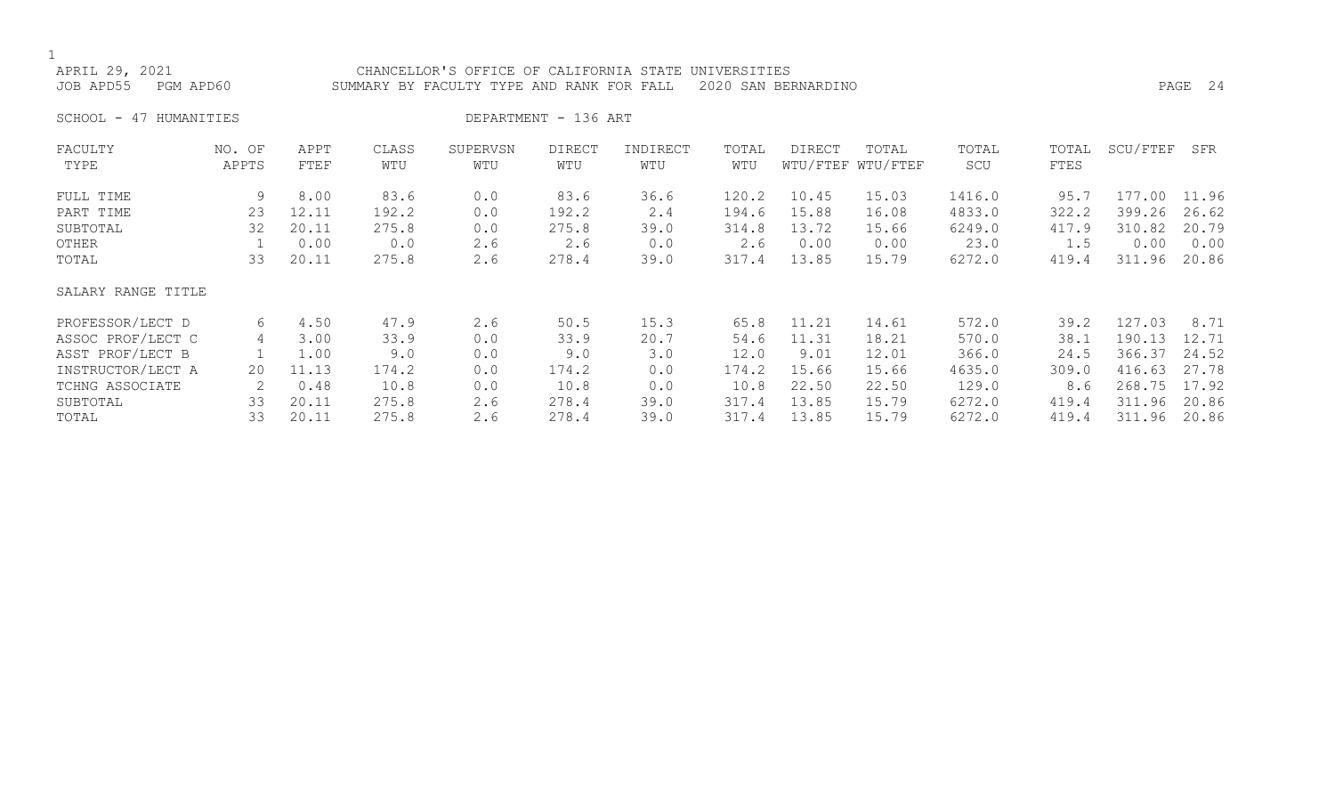APRIL 29, 2021 CHANCELLOR'S OFFICE OF CALIFORNIA STATE UNIVERSITIES
JOB APD55 PGM APD60 SUMMARY BY FACULTY TYPE AND RANK FOR FALL 2020 SAN BERNARDINO

SCHOOL - 47 HUMANITIES DEPARTMENT - 136 ART

| FACULTY TYPE | NO. OF APPTS | APPT FTEF | CLASS WTU | SUPERVSN WTU | DIRECT WTU | INDIRECT WTU | TOTAL WTU | DIRECT WTU/FTEF | TOTAL WTU/FTEF | TOTAL SCU | TOTAL FTES | SCU/FTEF | SFR |
|---|---|---|---|---|---|---|---|---|---|---|---|---|---|
| FULL TIME | 9 | 8.00 | 83.6 | 0.0 | 83.6 | 36.6 | 120.2 | 10.45 | 15.03 | 1416.0 | 95.7 | 177.00 | 11.96 |
| PART TIME | 23 | 12.11 | 192.2 | 0.0 | 192.2 | 2.4 | 194.6 | 15.88 | 16.08 | 4833.0 | 322.2 | 399.26 | 26.62 |
| SUBTOTAL | 32 | 20.11 | 275.8 | 0.0 | 275.8 | 39.0 | 314.8 | 13.72 | 15.66 | 6249.0 | 417.9 | 310.82 | 20.79 |
| OTHER | 1 | 0.00 | 0.0 | 2.6 | 2.6 | 0.0 | 2.6 | 0.00 | 0.00 | 23.0 | 1.5 | 0.00 | 0.00 |
| TOTAL | 33 | 20.11 | 275.8 | 2.6 | 278.4 | 39.0 | 317.4 | 13.85 | 15.79 | 6272.0 | 419.4 | 311.96 | 20.86 |

| SALARY RANGE TITLE | NO. OF APPTS | APPT FTEF | CLASS WTU | SUPERVSN WTU | DIRECT WTU | INDIRECT WTU | TOTAL WTU | DIRECT WTU/FTEF | TOTAL WTU/FTEF | TOTAL SCU | TOTAL FTES | SCU/FTEF | SFR |
|---|---|---|---|---|---|---|---|---|---|---|---|---|---|
| PROFESSOR/LECT D | 6 | 4.50 | 47.9 | 2.6 | 50.5 | 15.3 | 65.8 | 11.21 | 14.61 | 572.0 | 39.2 | 127.03 | 8.71 |
| ASSOC PROF/LECT C | 4 | 3.00 | 33.9 | 0.0 | 33.9 | 20.7 | 54.6 | 11.31 | 18.21 | 570.0 | 38.1 | 190.13 | 12.71 |
| ASST PROF/LECT B | 1 | 1.00 | 9.0 | 0.0 | 9.0 | 3.0 | 12.0 | 9.01 | 12.01 | 366.0 | 24.5 | 366.37 | 24.52 |
| INSTRUCTOR/LECT A | 20 | 11.13 | 174.2 | 0.0 | 174.2 | 0.0 | 174.2 | 15.66 | 15.66 | 4635.0 | 309.0 | 416.63 | 27.78 |
| TCHNG ASSOCIATE | 2 | 0.48 | 10.8 | 0.0 | 10.8 | 0.0 | 10.8 | 22.50 | 22.50 | 129.0 | 8.6 | 268.75 | 17.92 |
| SUBTOTAL | 33 | 20.11 | 275.8 | 2.6 | 278.4 | 39.0 | 317.4 | 13.85 | 15.79 | 6272.0 | 419.4 | 311.96 | 20.86 |
| TOTAL | 33 | 20.11 | 275.8 | 2.6 | 278.4 | 39.0 | 317.4 | 13.85 | 15.79 | 6272.0 | 419.4 | 311.96 | 20.86 |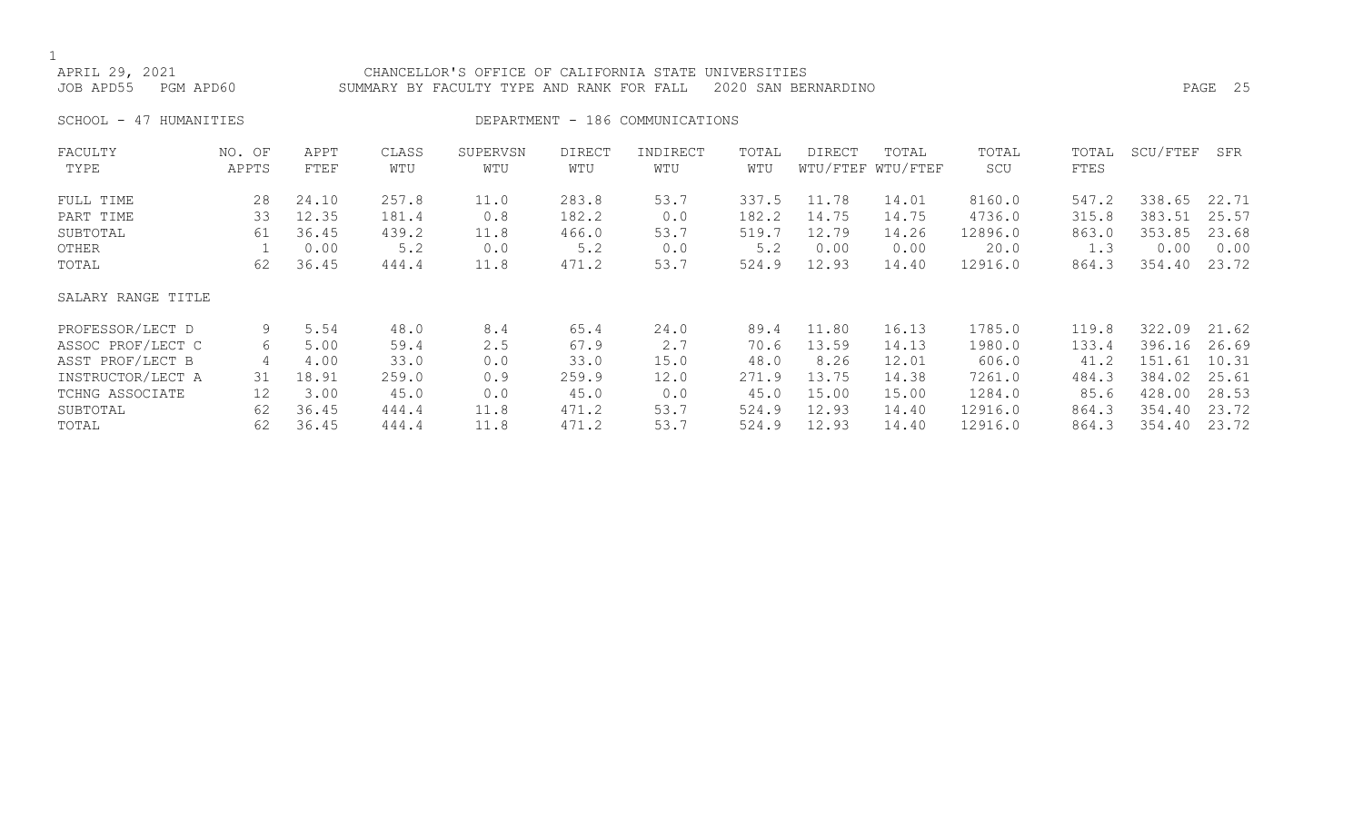APRIL 29, 2021 CHANCELLOR'S OFFICE OF CALIFORNIA STATE UNIVERSITIES
JOB APD55 PGM APD60 SUMMARY BY FACULTY TYPE AND RANK FOR FALL 2020 SAN BERNARDINO

SCHOOL - 47 HUMANITIES DEPARTMENT - 186 COMMUNICATIONS

| FACULTY TYPE | NO. OF APPTS | APPT FTEF | CLASS WTU | SUPERVSN WTU | DIRECT WTU | INDIRECT WTU | TOTAL WTU | DIRECT WTU/FTEF | TOTAL WTU/FTEF | TOTAL SCU | TOTAL FTES | SCU/FTEF | SFR |
|---|---|---|---|---|---|---|---|---|---|---|---|---|---|
| FULL TIME | 28 | 24.10 | 257.8 | 11.0 | 283.8 | 53.7 | 337.5 | 11.78 | 14.01 | 8160.0 | 547.2 | 338.65 | 22.71 |
| PART TIME | 33 | 12.35 | 181.4 | 0.8 | 182.2 | 0.0 | 182.2 | 14.75 | 14.75 | 4736.0 | 315.8 | 383.51 | 25.57 |
| SUBTOTAL | 61 | 36.45 | 439.2 | 11.8 | 466.0 | 53.7 | 519.7 | 12.79 | 14.26 | 12896.0 | 863.0 | 353.85 | 23.68 |
| OTHER | 1 | 0.00 | 5.2 | 0.0 | 5.2 | 0.0 | 5.2 | 0.00 | 0.00 | 20.0 | 1.3 | 0.00 | 0.00 |
| TOTAL | 62 | 36.45 | 444.4 | 11.8 | 471.2 | 53.7 | 524.9 | 12.93 | 14.40 | 12916.0 | 864.3 | 354.40 | 23.72 |
| **SALARY RANGE TITLE** | | | | | | | | | | | | | |
| PROFESSOR/LECT D | 9 | 5.54 | 48.0 | 8.4 | 65.4 | 24.0 | 89.4 | 11.80 | 16.13 | 1785.0 | 119.8 | 322.09 | 21.62 |
| ASSOC PROF/LECT C | 6 | 5.00 | 59.4 | 2.5 | 67.9 | 2.7 | 70.6 | 13.59 | 14.13 | 1980.0 | 133.4 | 396.16 | 26.69 |
| ASST PROF/LECT B | 4 | 4.00 | 33.0 | 0.0 | 33.0 | 15.0 | 48.0 | 8.26 | 12.01 | 606.0 | 41.2 | 151.61 | 10.31 |
| INSTRUCTOR/LECT A | 31 | 18.91 | 259.0 | 0.9 | 259.9 | 12.0 | 271.9 | 13.75 | 14.38 | 7261.0 | 484.3 | 384.02 | 25.61 |
| TCHNG ASSOCIATE | 12 | 3.00 | 45.0 | 0.0 | 45.0 | 0.0 | 45.0 | 15.00 | 15.00 | 1284.0 | 85.6 | 428.00 | 28.53 |
| SUBTOTAL | 62 | 36.45 | 444.4 | 11.8 | 471.2 | 53.7 | 524.9 | 12.93 | 14.40 | 12916.0 | 864.3 | 354.40 | 23.72 |
| TOTAL | 62 | 36.45 | 444.4 | 11.8 | 471.2 | 53.7 | 524.9 | 12.93 | 14.40 | 12916.0 | 864.3 | 354.40 | 23.72 |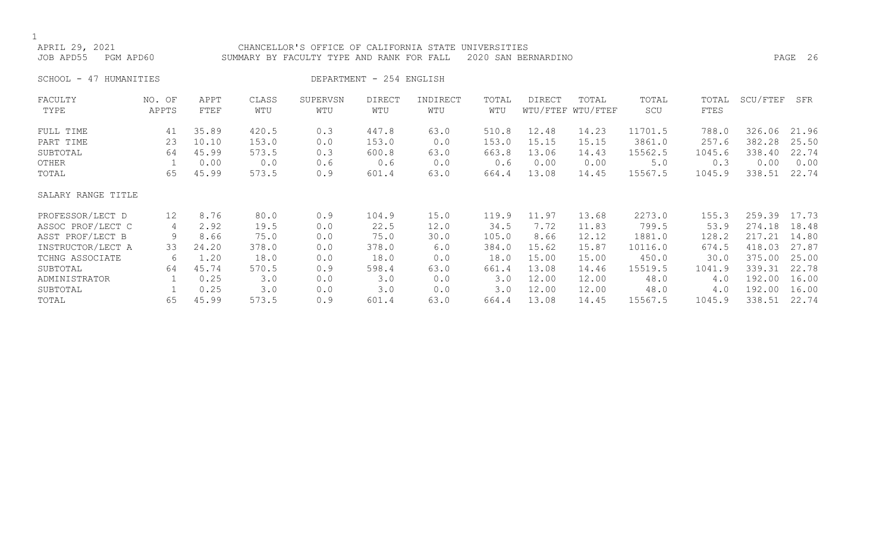APRIL 29, 2021 — CHANCELLOR'S OFFICE OF CALIFORNIA STATE UNIVERSITIES

JOB APD55 PGM APD60 — SUMMARY BY FACULTY TYPE AND RANK FOR FALL 2020 SAN BERNARDINO

SCHOOL - 47 HUMANITIES — DEPARTMENT - 254 ENGLISH

| FACULTY TYPE | NO. OF APPTS | APPT FTEF | CLASS WTU | SUPERVSN WTU | DIRECT WTU | INDIRECT WTU | TOTAL WTU | DIRECT WTU/FTEF | TOTAL WTU/FTEF | TOTAL SCU | TOTAL FTES | SCU/FTEF | SFR |
|---|---|---|---|---|---|---|---|---|---|---|---|---|---|
| FULL TIME | 41 | 35.89 | 420.5 | 0.3 | 447.8 | 63.0 | 510.8 | 12.48 | 14.23 | 11701.5 | 788.0 | 326.06 | 21.96 |
| PART TIME | 23 | 10.10 | 153.0 | 0.0 | 153.0 | 0.0 | 153.0 | 15.15 | 15.15 | 3861.0 | 257.6 | 382.28 | 25.50 |
| SUBTOTAL | 64 | 45.99 | 573.5 | 0.3 | 600.8 | 63.0 | 663.8 | 13.06 | 14.43 | 15562.5 | 1045.6 | 338.40 | 22.74 |
| OTHER | 1 | 0.00 | 0.0 | 0.6 | 0.6 | 0.0 | 0.6 | 0.00 | 0.00 | 5.0 | 0.3 | 0.00 | 0.00 |
| TOTAL | 65 | 45.99 | 573.5 | 0.9 | 601.4 | 63.0 | 664.4 | 13.08 | 14.45 | 15567.5 | 1045.9 | 338.51 | 22.74 |
| **SALARY RANGE TITLE** | | | | | | | | | | | | | |
| PROFESSOR/LECT D | 12 | 8.76 | 80.0 | 0.9 | 104.9 | 15.0 | 119.9 | 11.97 | 13.68 | 2273.0 | 155.3 | 259.39 | 17.73 |
| ASSOC PROF/LECT C | 4 | 2.92 | 19.5 | 0.0 | 22.5 | 12.0 | 34.5 | 7.72 | 11.83 | 799.5 | 53.9 | 274.18 | 18.48 |
| ASST PROF/LECT B | 9 | 8.66 | 75.0 | 0.0 | 75.0 | 30.0 | 105.0 | 8.66 | 12.12 | 1881.0 | 128.2 | 217.21 | 14.80 |
| INSTRUCTOR/LECT A | 33 | 24.20 | 378.0 | 0.0 | 378.0 | 6.0 | 384.0 | 15.62 | 15.87 | 10116.0 | 674.5 | 418.03 | 27.87 |
| TCHNG ASSOCIATE | 6 | 1.20 | 18.0 | 0.0 | 18.0 | 0.0 | 18.0 | 15.00 | 15.00 | 450.0 | 30.0 | 375.00 | 25.00 |
| SUBTOTAL | 64 | 45.74 | 570.5 | 0.9 | 598.4 | 63.0 | 661.4 | 13.08 | 14.46 | 15519.5 | 1041.9 | 339.31 | 22.78 |
| ADMINISTRATOR | 1 | 0.25 | 3.0 | 0.0 | 3.0 | 0.0 | 3.0 | 12.00 | 12.00 | 48.0 | 4.0 | 192.00 | 16.00 |
| SUBTOTAL | 1 | 0.25 | 3.0 | 0.0 | 3.0 | 0.0 | 3.0 | 12.00 | 12.00 | 48.0 | 4.0 | 192.00 | 16.00 |
| TOTAL | 65 | 45.99 | 573.5 | 0.9 | 601.4 | 63.0 | 664.4 | 13.08 | 14.45 | 15567.5 | 1045.9 | 338.51 | 22.74 |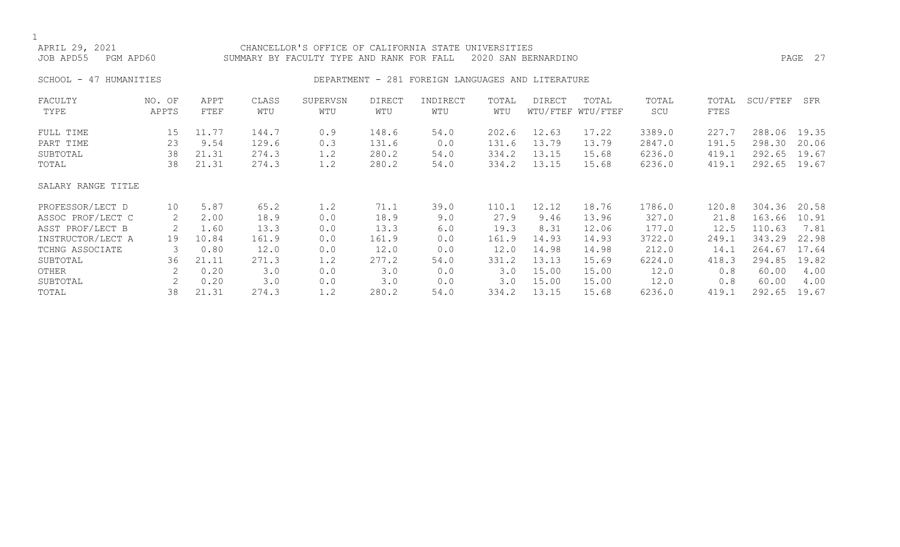CHANCELLOR'S OFFICE OF CALIFORNIA STATE UNIVERSITIES
SUMMARY BY FACULTY TYPE AND RANK FOR FALL 2020 SAN BERNARDINO

APRIL 29, 2021
JOB APD55 PGM APD60

SCHOOL - 47 HUMANITIES

DEPARTMENT - 281 FOREIGN LANGUAGES AND LITERATURE

| FACULTY TYPE | NO. OF APPTS | APPT FTEF | CLASS WTU | SUPERVSN WTU | DIRECT WTU | INDIRECT WTU | TOTAL WTU | DIRECT WTU/FTEF | TOTAL WTU/FTEF | TOTAL SCU | TOTAL FTES | SCU/FTEF | SFR |
|---|---|---|---|---|---|---|---|---|---|---|---|---|---|
| FULL TIME | 15 | 11.77 | 144.7 | 0.9 | 148.6 | 54.0 | 202.6 | 12.63 | 17.22 | 3389.0 | 227.7 | 288.06 | 19.35 |
| PART TIME | 23 | 9.54 | 129.6 | 0.3 | 131.6 | 0.0 | 131.6 | 13.79 | 13.79 | 2847.0 | 191.5 | 298.30 | 20.06 |
| SUBTOTAL | 38 | 21.31 | 274.3 | 1.2 | 280.2 | 54.0 | 334.2 | 13.15 | 15.68 | 6236.0 | 419.1 | 292.65 | 19.67 |
| TOTAL | 38 | 21.31 | 274.3 | 1.2 | 280.2 | 54.0 | 334.2 | 13.15 | 15.68 | 6236.0 | 419.1 | 292.65 | 19.67 |
| SALARY RANGE TITLE | | | | | | | | | | | | | |
| PROFESSOR/LECT D | 10 | 5.87 | 65.2 | 1.2 | 71.1 | 39.0 | 110.1 | 12.12 | 18.76 | 1786.0 | 120.8 | 304.36 | 20.58 |
| ASSOC PROF/LECT C | 2 | 2.00 | 18.9 | 0.0 | 18.9 | 9.0 | 27.9 | 9.46 | 13.96 | 327.0 | 21.8 | 163.66 | 10.91 |
| ASST PROF/LECT B | 2 | 1.60 | 13.3 | 0.0 | 13.3 | 6.0 | 19.3 | 8.31 | 12.06 | 177.0 | 12.5 | 110.63 | 7.81 |
| INSTRUCTOR/LECT A | 19 | 10.84 | 161.9 | 0.0 | 161.9 | 0.0 | 161.9 | 14.93 | 14.93 | 3722.0 | 249.1 | 343.29 | 22.98 |
| TCHNG ASSOCIATE | 3 | 0.80 | 12.0 | 0.0 | 12.0 | 0.0 | 12.0 | 14.98 | 14.98 | 212.0 | 14.1 | 264.67 | 17.64 |
| SUBTOTAL | 36 | 21.11 | 271.3 | 1.2 | 277.2 | 54.0 | 331.2 | 13.13 | 15.69 | 6224.0 | 418.3 | 294.85 | 19.82 |
| OTHER | 2 | 0.20 | 3.0 | 0.0 | 3.0 | 0.0 | 3.0 | 15.00 | 15.00 | 12.0 | 0.8 | 60.00 | 4.00 |
| SUBTOTAL | 2 | 0.20 | 3.0 | 0.0 | 3.0 | 0.0 | 3.0 | 15.00 | 15.00 | 12.0 | 0.8 | 60.00 | 4.00 |
| TOTAL | 38 | 21.31 | 274.3 | 1.2 | 280.2 | 54.0 | 334.2 | 13.15 | 15.68 | 6236.0 | 419.1 | 292.65 | 19.67 |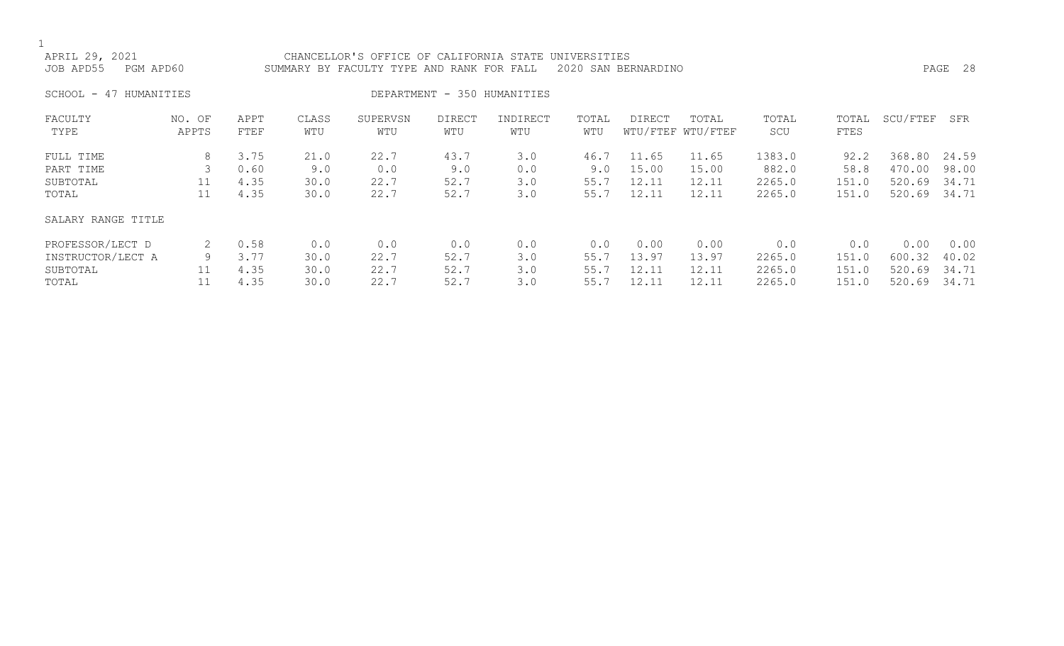CHANCELLOR'S OFFICE OF CALIFORNIA STATE UNIVERSITIES

SUMMARY BY FACULTY TYPE AND RANK FOR FALL 2020 SAN BERNARDINO

APRIL 29, 2021

JOB APD55 PGM APD60

SCHOOL - 47 HUMANITIES

DEPARTMENT - 350 HUMANITIES

| FACULTY TYPE | NO. OF APPTS | APPT FTEF | CLASS WTU | SUPERVSN WTU | DIRECT WTU | INDIRECT WTU | TOTAL WTU | DIRECT WTU/FTEF | TOTAL WTU/FTEF | TOTAL SCU | TOTAL FTES | SCU/FTEF | SFR |
|---|---|---|---|---|---|---|---|---|---|---|---|---|---|
| FULL TIME | 8 | 3.75 | 21.0 | 22.7 | 43.7 | 3.0 | 46.7 | 11.65 | 11.65 | 1383.0 | 92.2 | 368.80 | 24.59 |
| PART TIME | 3 | 0.60 | 9.0 | 0.0 | 9.0 | 0.0 | 9.0 | 15.00 | 15.00 | 882.0 | 58.8 | 470.00 | 98.00 |
| SUBTOTAL | 11 | 4.35 | 30.0 | 22.7 | 52.7 | 3.0 | 55.7 | 12.11 | 12.11 | 2265.0 | 151.0 | 520.69 | 34.71 |
| TOTAL | 11 | 4.35 | 30.0 | 22.7 | 52.7 | 3.0 | 55.7 | 12.11 | 12.11 | 2265.0 | 151.0 | 520.69 | 34.71 |

| SALARY RANGE TITLE | NO. OF APPTS | APPT FTEF | CLASS WTU | SUPERVSN WTU | DIRECT WTU | INDIRECT WTU | TOTAL WTU | DIRECT WTU/FTEF | TOTAL WTU/FTEF | TOTAL SCU | TOTAL FTES | SCU/FTEF | SFR |
|---|---|---|---|---|---|---|---|---|---|---|---|---|---|
| PROFESSOR/LECT D | 2 | 0.58 | 0.0 | 0.0 | 0.0 | 0.0 | 0.0 | 0.00 | 0.00 | 0.0 | 0.0 | 0.00 | 0.00 |
| INSTRUCTOR/LECT A | 9 | 3.77 | 30.0 | 22.7 | 52.7 | 3.0 | 55.7 | 13.97 | 13.97 | 2265.0 | 151.0 | 600.32 | 40.02 |
| SUBTOTAL | 11 | 4.35 | 30.0 | 22.7 | 52.7 | 3.0 | 55.7 | 12.11 | 12.11 | 2265.0 | 151.0 | 520.69 | 34.71 |
| TOTAL | 11 | 4.35 | 30.0 | 22.7 | 52.7 | 3.0 | 55.7 | 12.11 | 12.11 | 2265.0 | 151.0 | 520.69 | 34.71 |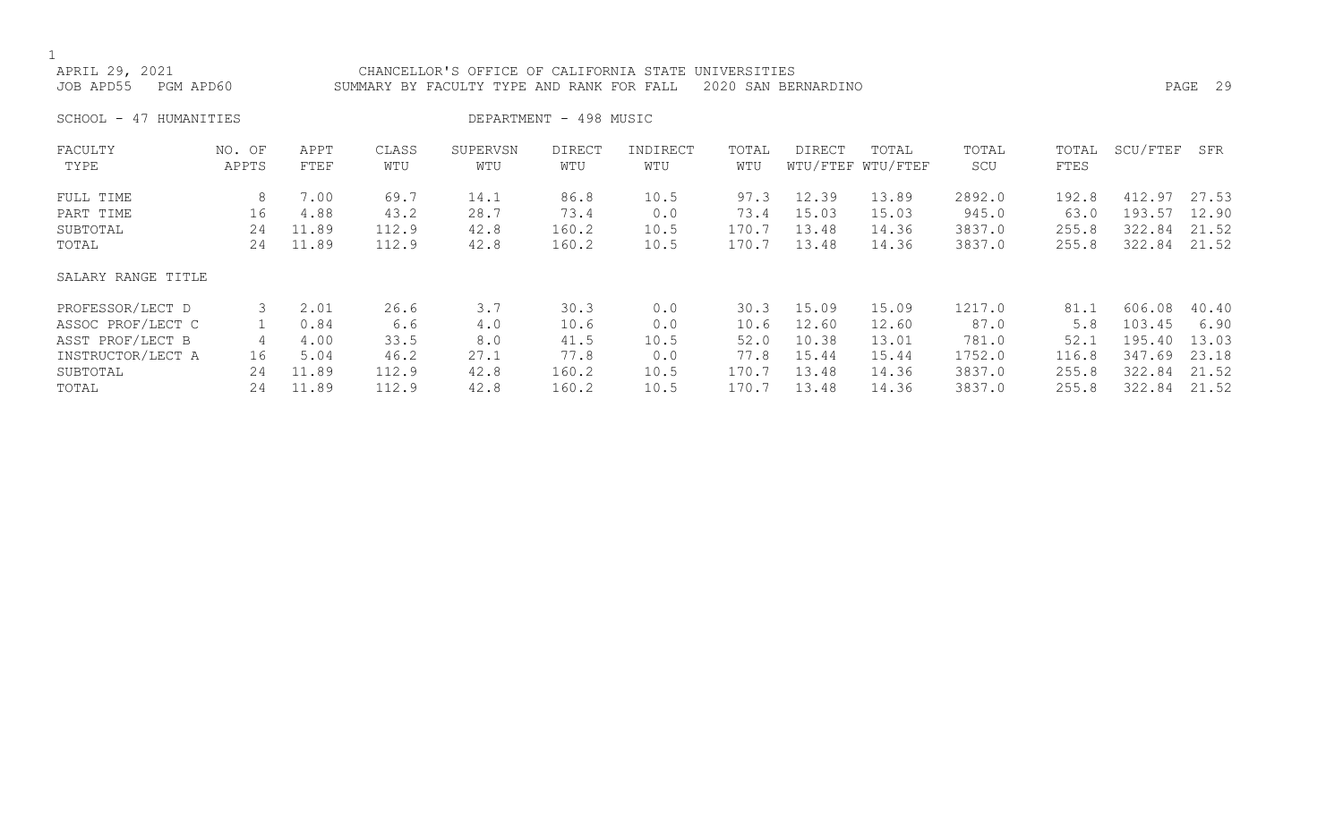APRIL 29, 2021 CHANCELLOR'S OFFICE OF CALIFORNIA STATE UNIVERSITIES
JOB APD55 PGM APD60 SUMMARY BY FACULTY TYPE AND RANK FOR FALL 2020 SAN BERNARDINO

SCHOOL - 47 HUMANITIES DEPARTMENT - 498 MUSIC

| FACULTY TYPE | NO. OF APPTS | APPT FTEF | CLASS WTU | SUPERVSN WTU | DIRECT WTU | INDIRECT WTU | TOTAL WTU | DIRECT WTU/FTEF | TOTAL WTU/FTEF | TOTAL SCU | TOTAL FTES | SCU/FTEF | SFR |
|---|---|---|---|---|---|---|---|---|---|---|---|---|---|
| FULL TIME | 8 | 7.00 | 69.7 | 14.1 | 86.8 | 10.5 | 97.3 | 12.39 | 13.89 | 2892.0 | 192.8 | 412.97 | 27.53 |
| PART TIME | 16 | 4.88 | 43.2 | 28.7 | 73.4 | 0.0 | 73.4 | 15.03 | 15.03 | 945.0 | 63.0 | 193.57 | 12.90 |
| SUBTOTAL | 24 | 11.89 | 112.9 | 42.8 | 160.2 | 10.5 | 170.7 | 13.48 | 14.36 | 3837.0 | 255.8 | 322.84 | 21.52 |
| TOTAL | 24 | 11.89 | 112.9 | 42.8 | 160.2 | 10.5 | 170.7 | 13.48 | 14.36 | 3837.0 | 255.8 | 322.84 | 21.52 |
| SALARY RANGE TITLE | | | | | | | | | | | | | |
| PROFESSOR/LECT D | 3 | 2.01 | 26.6 | 3.7 | 30.3 | 0.0 | 30.3 | 15.09 | 15.09 | 1217.0 | 81.1 | 606.08 | 40.40 |
| ASSOC PROF/LECT C | 1 | 0.84 | 6.6 | 4.0 | 10.6 | 0.0 | 10.6 | 12.60 | 12.60 | 87.0 | 5.8 | 103.45 | 6.90 |
| ASST PROF/LECT B | 4 | 4.00 | 33.5 | 8.0 | 41.5 | 10.5 | 52.0 | 10.38 | 13.01 | 781.0 | 52.1 | 195.40 | 13.03 |
| INSTRUCTOR/LECT A | 16 | 5.04 | 46.2 | 27.1 | 77.8 | 0.0 | 77.8 | 15.44 | 15.44 | 1752.0 | 116.8 | 347.69 | 23.18 |
| SUBTOTAL | 24 | 11.89 | 112.9 | 42.8 | 160.2 | 10.5 | 170.7 | 13.48 | 14.36 | 3837.0 | 255.8 | 322.84 | 21.52 |
| TOTAL | 24 | 11.89 | 112.9 | 42.8 | 160.2 | 10.5 | 170.7 | 13.48 | 14.36 | 3837.0 | 255.8 | 322.84 | 21.52 |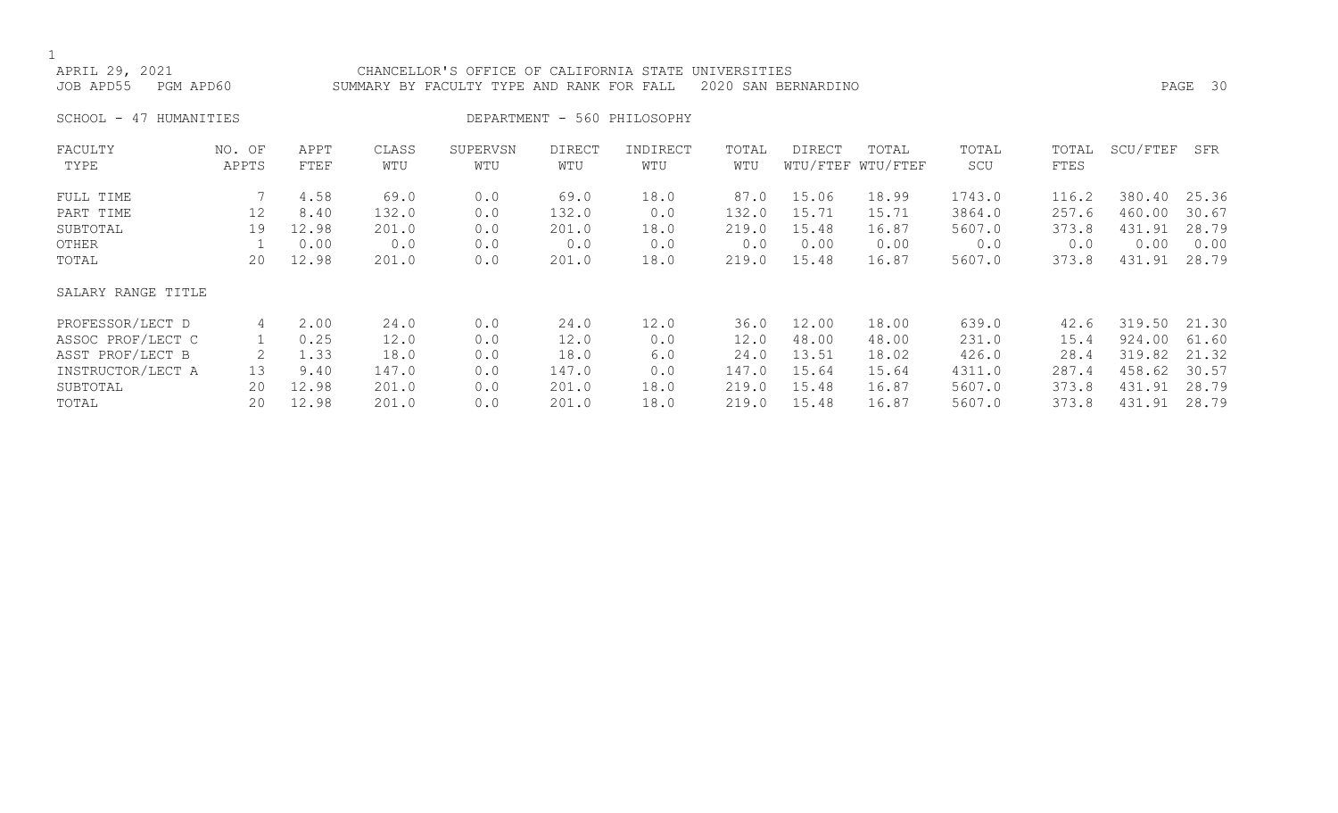APRIL 29, 2021 CHANCELLOR'S OFFICE OF CALIFORNIA STATE UNIVERSITIES
JOB APD55 PGM APD60 SUMMARY BY FACULTY TYPE AND RANK FOR FALL 2020 SAN BERNARDINO

SCHOOL - 47 HUMANITIES DEPARTMENT - 560 PHILOSOPHY

| FACULTY TYPE | NO. OF APPTS | APPT FTEF | CLASS WTU | SUPERVSN WTU | DIRECT WTU | INDIRECT WTU | TOTAL WTU | DIRECT WTU/FTEF | TOTAL WTU/FTEF | TOTAL SCU | TOTAL FTES | SCU/FTEF | SFR |
|---|---|---|---|---|---|---|---|---|---|---|---|---|---|
| FULL TIME | 7 | 4.58 | 69.0 | 0.0 | 69.0 | 18.0 | 87.0 | 15.06 | 18.99 | 1743.0 | 116.2 | 380.40 | 25.36 |
| PART TIME | 12 | 8.40 | 132.0 | 0.0 | 132.0 | 0.0 | 132.0 | 15.71 | 15.71 | 3864.0 | 257.6 | 460.00 | 30.67 |
| SUBTOTAL | 19 | 12.98 | 201.0 | 0.0 | 201.0 | 18.0 | 219.0 | 15.48 | 16.87 | 5607.0 | 373.8 | 431.91 | 28.79 |
| OTHER | 1 | 0.00 | 0.0 | 0.0 | 0.0 | 0.0 | 0.0 | 0.00 | 0.00 | 0.0 | 0.0 | 0.00 | 0.00 |
| TOTAL | 20 | 12.98 | 201.0 | 0.0 | 201.0 | 18.0 | 219.0 | 15.48 | 16.87 | 5607.0 | 373.8 | 431.91 | 28.79 |
| SALARY RANGE TITLE | | | | | | | | | | | | | |
| PROFESSOR/LECT D | 4 | 2.00 | 24.0 | 0.0 | 24.0 | 12.0 | 36.0 | 12.00 | 18.00 | 639.0 | 42.6 | 319.50 | 21.30 |
| ASSOC PROF/LECT C | 1 | 0.25 | 12.0 | 0.0 | 12.0 | 0.0 | 12.0 | 48.00 | 48.00 | 231.0 | 15.4 | 924.00 | 61.60 |
| ASST PROF/LECT B | 2 | 1.33 | 18.0 | 0.0 | 18.0 | 6.0 | 24.0 | 13.51 | 18.02 | 426.0 | 28.4 | 319.82 | 21.32 |
| INSTRUCTOR/LECT A | 13 | 9.40 | 147.0 | 0.0 | 147.0 | 0.0 | 147.0 | 15.64 | 15.64 | 4311.0 | 287.4 | 458.62 | 30.57 |
| SUBTOTAL | 20 | 12.98 | 201.0 | 0.0 | 201.0 | 18.0 | 219.0 | 15.48 | 16.87 | 5607.0 | 373.8 | 431.91 | 28.79 |
| TOTAL | 20 | 12.98 | 201.0 | 0.0 | 201.0 | 18.0 | 219.0 | 15.48 | 16.87 | 5607.0 | 373.8 | 431.91 | 28.79 |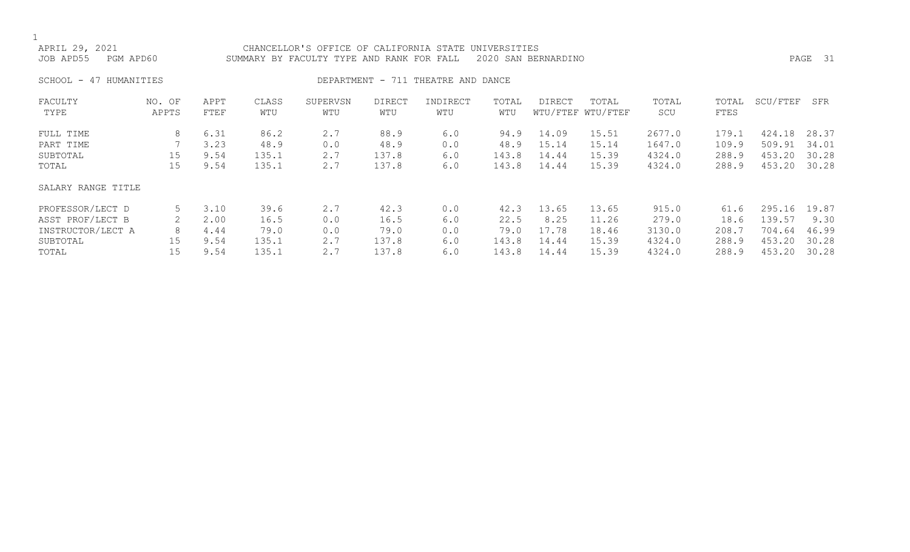APRIL 29, 2021 — CHANCELLOR'S OFFICE OF CALIFORNIA STATE UNIVERSITIES

JOB APD55 PGM APD60 — SUMMARY BY FACULTY TYPE AND RANK FOR FALL 2020 SAN BERNARDINO

SCHOOL - 47 HUMANITIES — DEPARTMENT - 711 THEATRE AND DANCE

| FACULTY TYPE | NO. OF APPTS | APPT FTEF | CLASS WTU | SUPERVSN WTU | DIRECT WTU | INDIRECT WTU | TOTAL WTU | DIRECT WTU/FTEF | TOTAL WTU/FTEF | TOTAL SCU | TOTAL FTES | SCU/FTEF | SFR |
|---|---|---|---|---|---|---|---|---|---|---|---|---|---|
| FULL TIME | 8 | 6.31 | 86.2 | 2.7 | 88.9 | 6.0 | 94.9 | 14.09 | 15.51 | 2677.0 | 179.1 | 424.18 | 28.37 |
| PART TIME | 7 | 3.23 | 48.9 | 0.0 | 48.9 | 0.0 | 48.9 | 15.14 | 15.14 | 1647.0 | 109.9 | 509.91 | 34.01 |
| SUBTOTAL | 15 | 9.54 | 135.1 | 2.7 | 137.8 | 6.0 | 143.8 | 14.44 | 15.39 | 4324.0 | 288.9 | 453.20 | 30.28 |
| TOTAL | 15 | 9.54 | 135.1 | 2.7 | 137.8 | 6.0 | 143.8 | 14.44 | 15.39 | 4324.0 | 288.9 | 453.20 | 30.28 |
| SALARY RANGE TITLE | | | | | | | | | | | | | |
| PROFESSOR/LECT D | 5 | 3.10 | 39.6 | 2.7 | 42.3 | 0.0 | 42.3 | 13.65 | 13.65 | 915.0 | 61.6 | 295.16 | 19.87 |
| ASST PROF/LECT B | 2 | 2.00 | 16.5 | 0.0 | 16.5 | 6.0 | 22.5 | 8.25 | 11.26 | 279.0 | 18.6 | 139.57 | 9.30 |
| INSTRUCTOR/LECT A | 8 | 4.44 | 79.0 | 0.0 | 79.0 | 0.0 | 79.0 | 17.78 | 18.46 | 3130.0 | 208.7 | 704.64 | 46.99 |
| SUBTOTAL | 15 | 9.54 | 135.1 | 2.7 | 137.8 | 6.0 | 143.8 | 14.44 | 15.39 | 4324.0 | 288.9 | 453.20 | 30.28 |
| TOTAL | 15 | 9.54 | 135.1 | 2.7 | 137.8 | 6.0 | 143.8 | 14.44 | 15.39 | 4324.0 | 288.9 | 453.20 | 30.28 |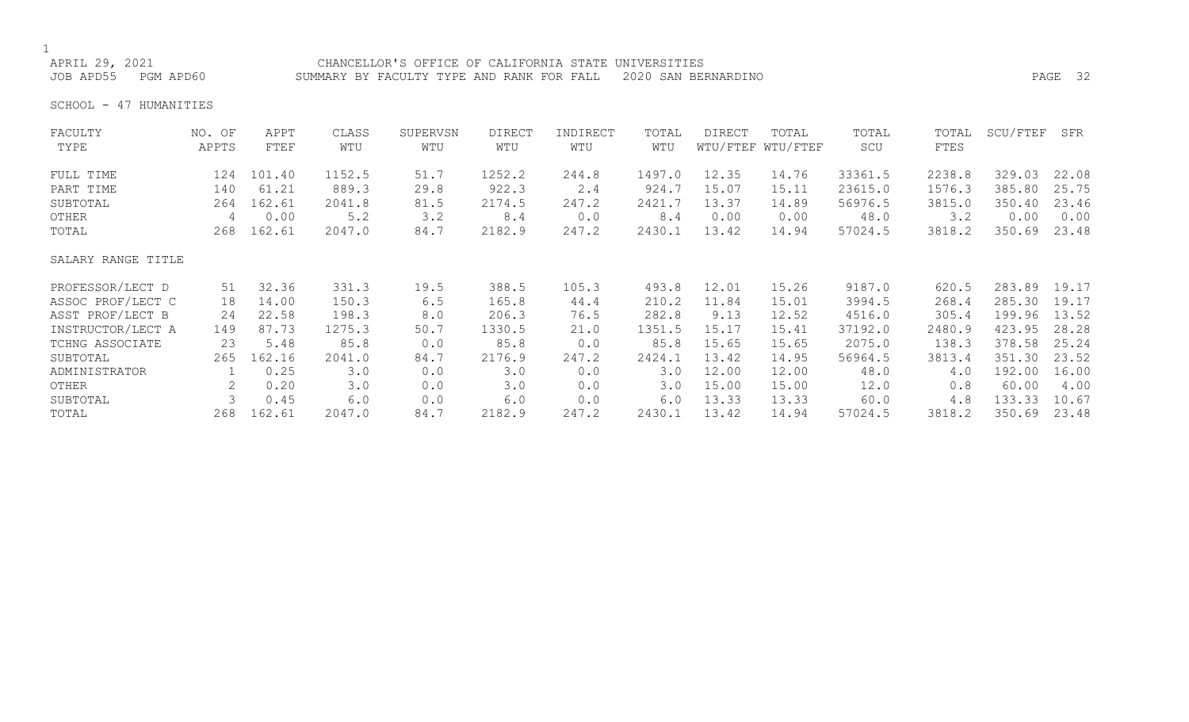CHANCELLOR'S OFFICE OF CALIFORNIA STATE UNIVERSITIES

APRIL 29, 2021

JOB APD55 PGM APD60

SUMMARY BY FACULTY TYPE AND RANK FOR FALL 2020 SAN BERNARDINO

SCHOOL - 47 HUMANITIES

| FACULTY TYPE | NO. OF APPTS | APPT FTEF | CLASS WTU | SUPERVSN WTU | DIRECT WTU | INDIRECT WTU | TOTAL WTU | DIRECT WTU/FTEF | TOTAL WTU/FTEF | TOTAL SCU | TOTAL FTES | SCU/FTEF | SFR |
|---|---|---|---|---|---|---|---|---|---|---|---|---|---|
| FULL TIME | 124 | 101.40 | 1152.5 | 51.7 | 1252.2 | 244.8 | 1497.0 | 12.35 | 14.76 | 33361.5 | 2238.8 | 329.03 | 22.08 |
| PART TIME | 140 | 61.21 | 889.3 | 29.8 | 922.3 | 2.4 | 924.7 | 15.07 | 15.11 | 23615.0 | 1576.3 | 385.80 | 25.75 |
| SUBTOTAL | 264 | 162.61 | 2041.8 | 81.5 | 2174.5 | 247.2 | 2421.7 | 13.37 | 14.89 | 56976.5 | 3815.0 | 350.40 | 23.46 |
| OTHER | 4 | 0.00 | 5.2 | 3.2 | 8.4 | 0.0 | 8.4 | 0.00 | 0.00 | 48.0 | 3.2 | 0.00 | 0.00 |
| TOTAL | 268 | 162.61 | 2047.0 | 84.7 | 2182.9 | 247.2 | 2430.1 | 13.42 | 14.94 | 57024.5 | 3818.2 | 350.69 | 23.48 |

| SALARY RANGE TITLE | NO. OF APPTS | APPT FTEF | CLASS WTU | SUPERVSN WTU | DIRECT WTU | INDIRECT WTU | TOTAL WTU | DIRECT WTU/FTEF | TOTAL WTU/FTEF | TOTAL SCU | TOTAL FTES | SCU/FTEF | SFR |
|---|---|---|---|---|---|---|---|---|---|---|---|---|---|
| PROFESSOR/LECT D | 51 | 32.36 | 331.3 | 19.5 | 388.5 | 105.3 | 493.8 | 12.01 | 15.26 | 9187.0 | 620.5 | 283.89 | 19.17 |
| ASSOC PROF/LECT C | 18 | 14.00 | 150.3 | 6.5 | 165.8 | 44.4 | 210.2 | 11.84 | 15.01 | 3994.5 | 268.4 | 285.30 | 19.17 |
| ASST PROF/LECT B | 24 | 22.58 | 198.3 | 8.0 | 206.3 | 76.5 | 282.8 | 9.13 | 12.52 | 4516.0 | 305.4 | 199.96 | 13.52 |
| INSTRUCTOR/LECT A | 149 | 87.73 | 1275.3 | 50.7 | 1330.5 | 21.0 | 1351.5 | 15.17 | 15.41 | 37192.0 | 2480.9 | 423.95 | 28.28 |
| TCHNG ASSOCIATE | 23 | 5.48 | 85.8 | 0.0 | 85.8 | 0.0 | 85.8 | 15.65 | 15.65 | 2075.0 | 138.3 | 378.58 | 25.24 |
| SUBTOTAL | 265 | 162.16 | 2041.0 | 84.7 | 2176.9 | 247.2 | 2424.1 | 13.42 | 14.95 | 56964.5 | 3813.4 | 351.30 | 23.52 |
| ADMINISTRATOR | 1 | 0.25 | 3.0 | 0.0 | 3.0 | 0.0 | 3.0 | 12.00 | 12.00 | 48.0 | 4.0 | 192.00 | 16.00 |
| OTHER | 2 | 0.20 | 3.0 | 0.0 | 3.0 | 0.0 | 3.0 | 15.00 | 15.00 | 12.0 | 0.8 | 60.00 | 4.00 |
| SUBTOTAL | 3 | 0.45 | 6.0 | 0.0 | 6.0 | 0.0 | 6.0 | 13.33 | 13.33 | 60.0 | 4.8 | 133.33 | 10.67 |
| TOTAL | 268 | 162.61 | 2047.0 | 84.7 | 2182.9 | 247.2 | 2430.1 | 13.42 | 14.94 | 57024.5 | 3818.2 | 350.69 | 23.48 |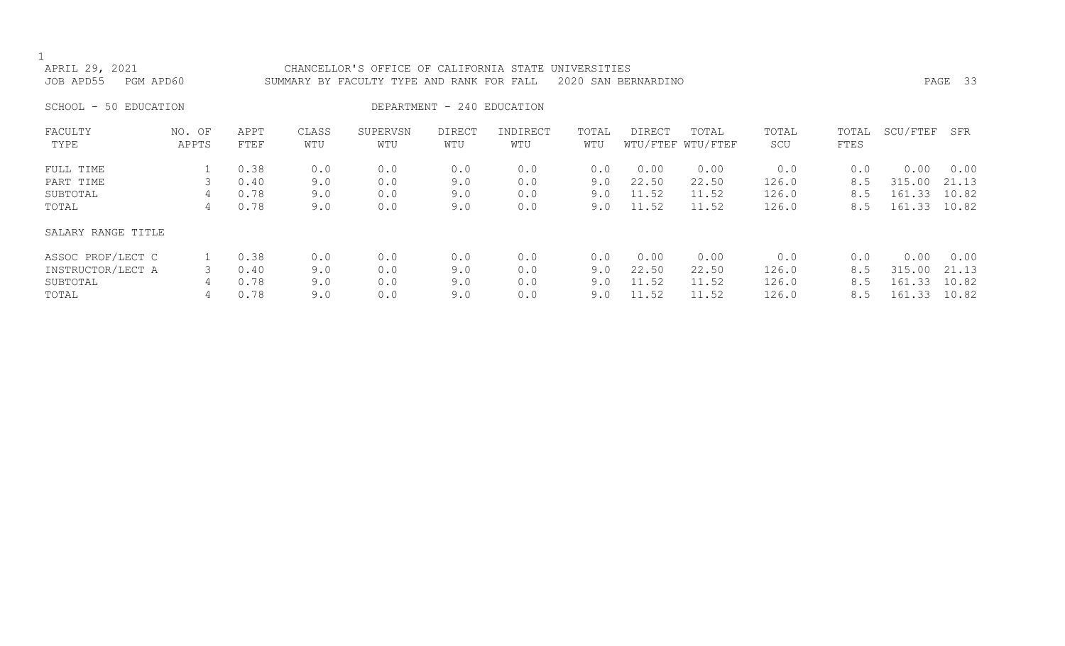APRIL 29, 2021 CHANCELLOR'S OFFICE OF CALIFORNIA STATE UNIVERSITIES

JOB APD55 PGM APD60 SUMMARY BY FACULTY TYPE AND RANK FOR FALL 2020 SAN BERNARDINO

SCHOOL - 50 EDUCATION DEPARTMENT - 240 EDUCATION

| FACULTY TYPE | NO. OF APPTS | APPT FTEF | CLASS WTU | SUPERVSN WTU | DIRECT WTU | INDIRECT WTU | TOTAL WTU | DIRECT WTU/FTEF | TOTAL WTU/FTEF | TOTAL SCU | TOTAL FTES | SCU/FTEF | SFR |
|---|---|---|---|---|---|---|---|---|---|---|---|---|---|
| FULL TIME | 1 | 0.38 | 0.0 | 0.0 | 0.0 | 0.0 | 0.0 | 0.00 | 0.00 | 0.0 | 0.0 | 0.00 | 0.00 |
| PART TIME | 3 | 0.40 | 9.0 | 0.0 | 9.0 | 0.0 | 9.0 | 22.50 | 22.50 | 126.0 | 8.5 | 315.00 | 21.13 |
| SUBTOTAL | 4 | 0.78 | 9.0 | 0.0 | 9.0 | 0.0 | 9.0 | 11.52 | 11.52 | 126.0 | 8.5 | 161.33 | 10.82 |
| TOTAL | 4 | 0.78 | 9.0 | 0.0 | 9.0 | 0.0 | 9.0 | 11.52 | 11.52 | 126.0 | 8.5 | 161.33 | 10.82 |
| SALARY RANGE TITLE | | | | | | | | | | | | | |
| ASSOC PROF/LECT C | 1 | 0.38 | 0.0 | 0.0 | 0.0 | 0.0 | 0.0 | 0.00 | 0.00 | 0.0 | 0.0 | 0.00 | 0.00 |
| INSTRUCTOR/LECT A | 3 | 0.40 | 9.0 | 0.0 | 9.0 | 0.0 | 9.0 | 22.50 | 22.50 | 126.0 | 8.5 | 315.00 | 21.13 |
| SUBTOTAL | 4 | 0.78 | 9.0 | 0.0 | 9.0 | 0.0 | 9.0 | 11.52 | 11.52 | 126.0 | 8.5 | 161.33 | 10.82 |
| TOTAL | 4 | 0.78 | 9.0 | 0.0 | 9.0 | 0.0 | 9.0 | 11.52 | 11.52 | 126.0 | 8.5 | 161.33 | 10.82 |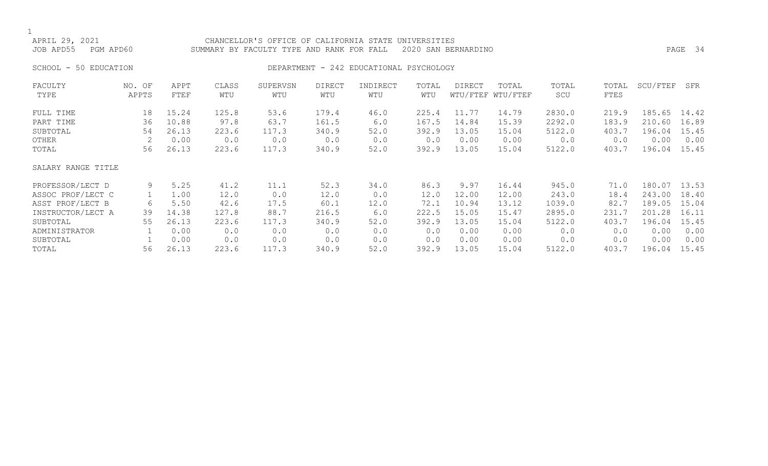APRIL 29, 2021 CHANCELLOR'S OFFICE OF CALIFORNIA STATE UNIVERSITIES
JOB APD55 PGM APD60 SUMMARY BY FACULTY TYPE AND RANK FOR FALL 2020 SAN BERNARDINO

SCHOOL - 50 EDUCATION DEPARTMENT - 242 EDUCATIONAL PSYCHOLOGY

| FACULTY TYPE | NO. OF APPTS | APPT FTEF | CLASS WTU | SUPERVSN WTU | DIRECT WTU | INDIRECT WTU | TOTAL WTU | DIRECT WTU/FTEF | TOTAL WTU/FTEF | TOTAL SCU | TOTAL FTES | SCU/FTEF | SFR |
|---|---|---|---|---|---|---|---|---|---|---|---|---|---|
| FULL TIME | 18 | 15.24 | 125.8 | 53.6 | 179.4 | 46.0 | 225.4 | 11.77 | 14.79 | 2830.0 | 219.9 | 185.65 | 14.42 |
| PART TIME | 36 | 10.88 | 97.8 | 63.7 | 161.5 | 6.0 | 167.5 | 14.84 | 15.39 | 2292.0 | 183.9 | 210.60 | 16.89 |
| SUBTOTAL | 54 | 26.13 | 223.6 | 117.3 | 340.9 | 52.0 | 392.9 | 13.05 | 15.04 | 5122.0 | 403.7 | 196.04 | 15.45 |
| OTHER | 2 | 0.00 | 0.0 | 0.0 | 0.0 | 0.0 | 0.0 | 0.00 | 0.00 | 0.0 | 0.0 | 0.00 | 0.00 |
| TOTAL | 56 | 26.13 | 223.6 | 117.3 | 340.9 | 52.0 | 392.9 | 13.05 | 15.04 | 5122.0 | 403.7 | 196.04 | 15.45 |
| SALARY RANGE TITLE | | | | | | | | | | | | | |
| PROFESSOR/LECT D | 9 | 5.25 | 41.2 | 11.1 | 52.3 | 34.0 | 86.3 | 9.97 | 16.44 | 945.0 | 71.0 | 180.07 | 13.53 |
| ASSOC PROF/LECT C | 1 | 1.00 | 12.0 | 0.0 | 12.0 | 0.0 | 12.0 | 12.00 | 12.00 | 243.0 | 18.4 | 243.00 | 18.40 |
| ASST PROF/LECT B | 6 | 5.50 | 42.6 | 17.5 | 60.1 | 12.0 | 72.1 | 10.94 | 13.12 | 1039.0 | 82.7 | 189.05 | 15.04 |
| INSTRUCTOR/LECT A | 39 | 14.38 | 127.8 | 88.7 | 216.5 | 6.0 | 222.5 | 15.05 | 15.47 | 2895.0 | 231.7 | 201.28 | 16.11 |
| SUBTOTAL | 55 | 26.13 | 223.6 | 117.3 | 340.9 | 52.0 | 392.9 | 13.05 | 15.04 | 5122.0 | 403.7 | 196.04 | 15.45 |
| ADMINISTRATOR | 1 | 0.00 | 0.0 | 0.0 | 0.0 | 0.0 | 0.0 | 0.00 | 0.00 | 0.0 | 0.0 | 0.00 | 0.00 |
| SUBTOTAL | 1 | 0.00 | 0.0 | 0.0 | 0.0 | 0.0 | 0.0 | 0.00 | 0.00 | 0.0 | 0.0 | 0.00 | 0.00 |
| TOTAL | 56 | 26.13 | 223.6 | 117.3 | 340.9 | 52.0 | 392.9 | 13.05 | 15.04 | 5122.0 | 403.7 | 196.04 | 15.45 |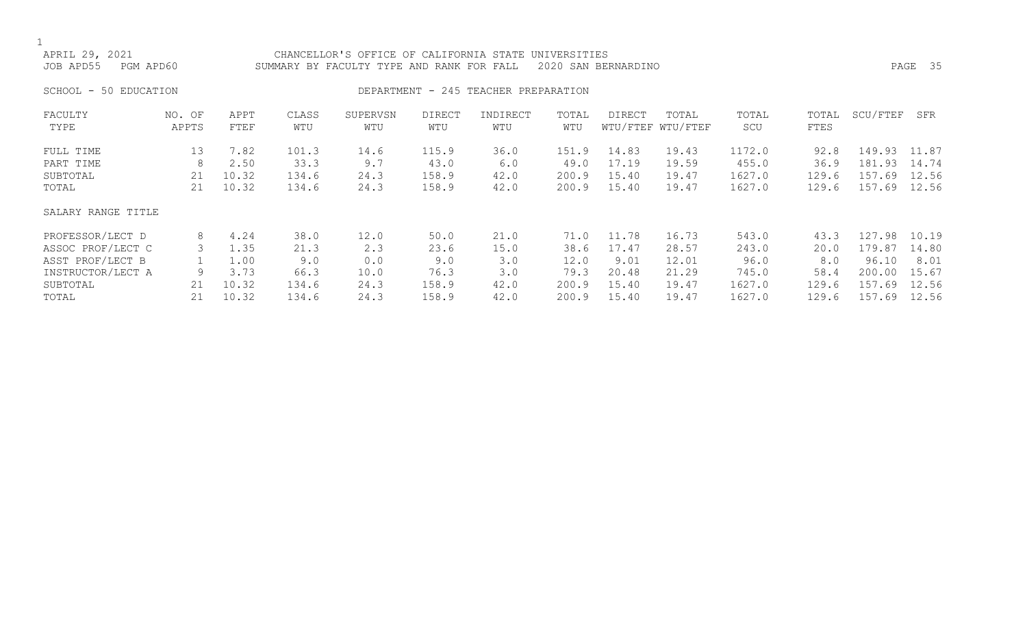APRIL 29, 2021 — CHANCELLOR'S OFFICE OF CALIFORNIA STATE UNIVERSITIES
JOB APD55 PGM APD60 — SUMMARY BY FACULTY TYPE AND RANK FOR FALL 2020 SAN BERNARDINO

SCHOOL - 50 EDUCATION — DEPARTMENT - 245 TEACHER PREPARATION

| FACULTY TYPE | NO. OF APPTS | APPT FTEF | CLASS WTU | SUPERVSN WTU | DIRECT WTU | INDIRECT WTU | TOTAL WTU | DIRECT WTU/FTEF | TOTAL WTU/FTEF | TOTAL SCU | TOTAL FTES | SCU/FTEF | SFR |
|---|---|---|---|---|---|---|---|---|---|---|---|---|---|
| FULL TIME | 13 | 7.82 | 101.3 | 14.6 | 115.9 | 36.0 | 151.9 | 14.83 | 19.43 | 1172.0 | 92.8 | 149.93 | 11.87 |
| PART TIME | 8 | 2.50 | 33.3 | 9.7 | 43.0 | 6.0 | 49.0 | 17.19 | 19.59 | 455.0 | 36.9 | 181.93 | 14.74 |
| SUBTOTAL | 21 | 10.32 | 134.6 | 24.3 | 158.9 | 42.0 | 200.9 | 15.40 | 19.47 | 1627.0 | 129.6 | 157.69 | 12.56 |
| TOTAL | 21 | 10.32 | 134.6 | 24.3 | 158.9 | 42.0 | 200.9 | 15.40 | 19.47 | 1627.0 | 129.6 | 157.69 | 12.56 |
| **SALARY RANGE TITLE** | | | | | | | | | | | | | |
| PROFESSOR/LECT D | 8 | 4.24 | 38.0 | 12.0 | 50.0 | 21.0 | 71.0 | 11.78 | 16.73 | 543.0 | 43.3 | 127.98 | 10.19 |
| ASSOC PROF/LECT C | 3 | 1.35 | 21.3 | 2.3 | 23.6 | 15.0 | 38.6 | 17.47 | 28.57 | 243.0 | 20.0 | 179.87 | 14.80 |
| ASST PROF/LECT B | 1 | 1.00 | 9.0 | 0.0 | 9.0 | 3.0 | 12.0 | 9.01 | 12.01 | 96.0 | 8.0 | 96.10 | 8.01 |
| INSTRUCTOR/LECT A | 9 | 3.73 | 66.3 | 10.0 | 76.3 | 3.0 | 79.3 | 20.48 | 21.29 | 745.0 | 58.4 | 200.00 | 15.67 |
| SUBTOTAL | 21 | 10.32 | 134.6 | 24.3 | 158.9 | 42.0 | 200.9 | 15.40 | 19.47 | 1627.0 | 129.6 | 157.69 | 12.56 |
| TOTAL | 21 | 10.32 | 134.6 | 24.3 | 158.9 | 42.0 | 200.9 | 15.40 | 19.47 | 1627.0 | 129.6 | 157.69 | 12.56 |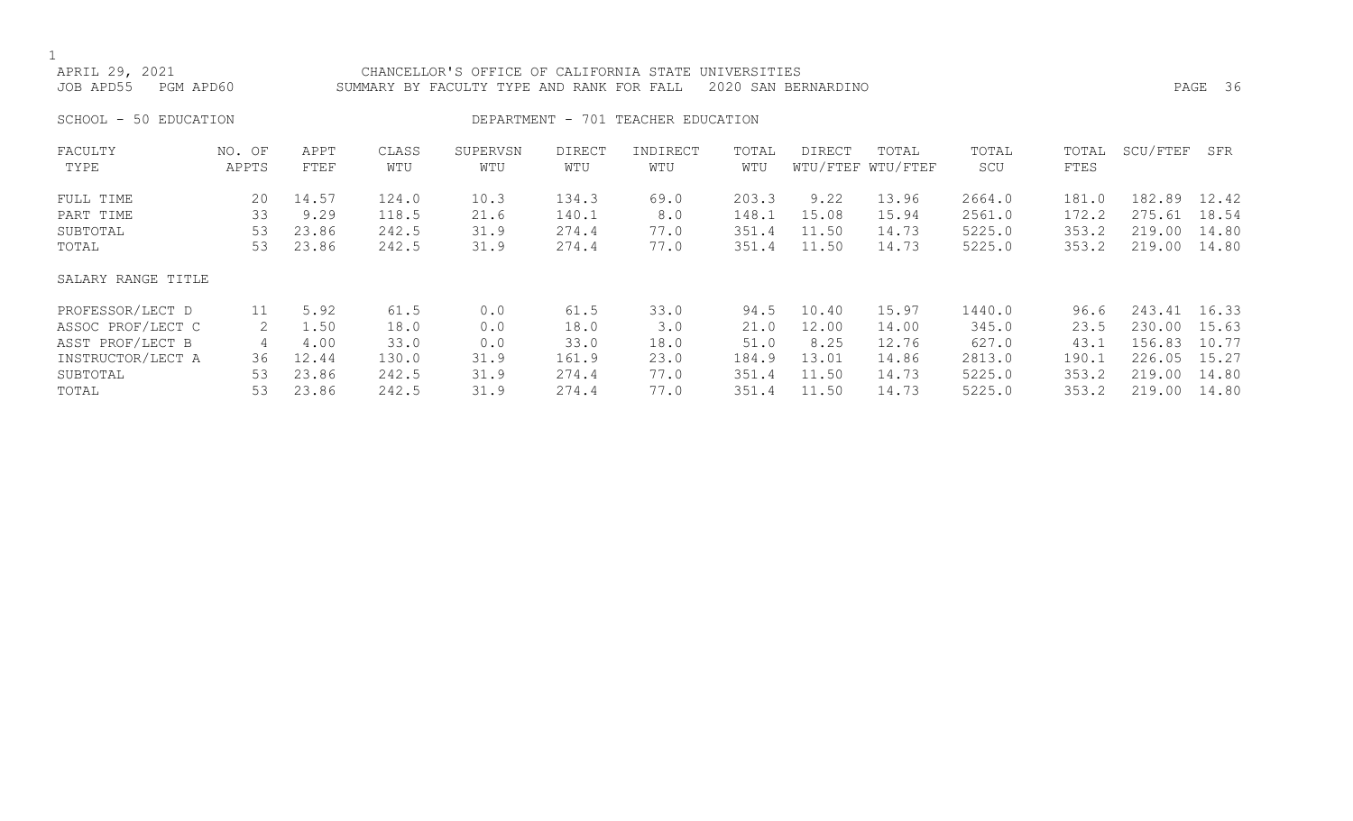APRIL 29, 2021 CHANCELLOR'S OFFICE OF CALIFORNIA STATE UNIVERSITIES
JOB APD55 PGM APD60 SUMMARY BY FACULTY TYPE AND RANK FOR FALL 2020 SAN BERNARDINO

SCHOOL - 50 EDUCATION DEPARTMENT - 701 TEACHER EDUCATION

| FACULTY TYPE | NO. OF APPTS | APPT FTEF | CLASS WTU | SUPERVSN WTU | DIRECT WTU | INDIRECT WTU | TOTAL WTU | DIRECT WTU/FTEF | TOTAL WTU/FTEF | TOTAL SCU | TOTAL FTES | SCU/FTEF | SFR |
|---|---|---|---|---|---|---|---|---|---|---|---|---|---|
| FULL TIME | 20 | 14.57 | 124.0 | 10.3 | 134.3 | 69.0 | 203.3 | 9.22 | 13.96 | 2664.0 | 181.0 | 182.89 | 12.42 |
| PART TIME | 33 | 9.29 | 118.5 | 21.6 | 140.1 | 8.0 | 148.1 | 15.08 | 15.94 | 2561.0 | 172.2 | 275.61 | 18.54 |
| SUBTOTAL | 53 | 23.86 | 242.5 | 31.9 | 274.4 | 77.0 | 351.4 | 11.50 | 14.73 | 5225.0 | 353.2 | 219.00 | 14.80 |
| TOTAL | 53 | 23.86 | 242.5 | 31.9 | 274.4 | 77.0 | 351.4 | 11.50 | 14.73 | 5225.0 | 353.2 | 219.00 | 14.80 |
| SALARY RANGE TITLE | | | | | | | | | | | | | |
| PROFESSOR/LECT D | 11 | 5.92 | 61.5 | 0.0 | 61.5 | 33.0 | 94.5 | 10.40 | 15.97 | 1440.0 | 96.6 | 243.41 | 16.33 |
| ASSOC PROF/LECT C | 2 | 1.50 | 18.0 | 0.0 | 18.0 | 3.0 | 21.0 | 12.00 | 14.00 | 345.0 | 23.5 | 230.00 | 15.63 |
| ASST PROF/LECT B | 4 | 4.00 | 33.0 | 0.0 | 33.0 | 18.0 | 51.0 | 8.25 | 12.76 | 627.0 | 43.1 | 156.83 | 10.77 |
| INSTRUCTOR/LECT A | 36 | 12.44 | 130.0 | 31.9 | 161.9 | 23.0 | 184.9 | 13.01 | 14.86 | 2813.0 | 190.1 | 226.05 | 15.27 |
| SUBTOTAL | 53 | 23.86 | 242.5 | 31.9 | 274.4 | 77.0 | 351.4 | 11.50 | 14.73 | 5225.0 | 353.2 | 219.00 | 14.80 |
| TOTAL | 53 | 23.86 | 242.5 | 31.9 | 274.4 | 77.0 | 351.4 | 11.50 | 14.73 | 5225.0 | 353.2 | 219.00 | 14.80 |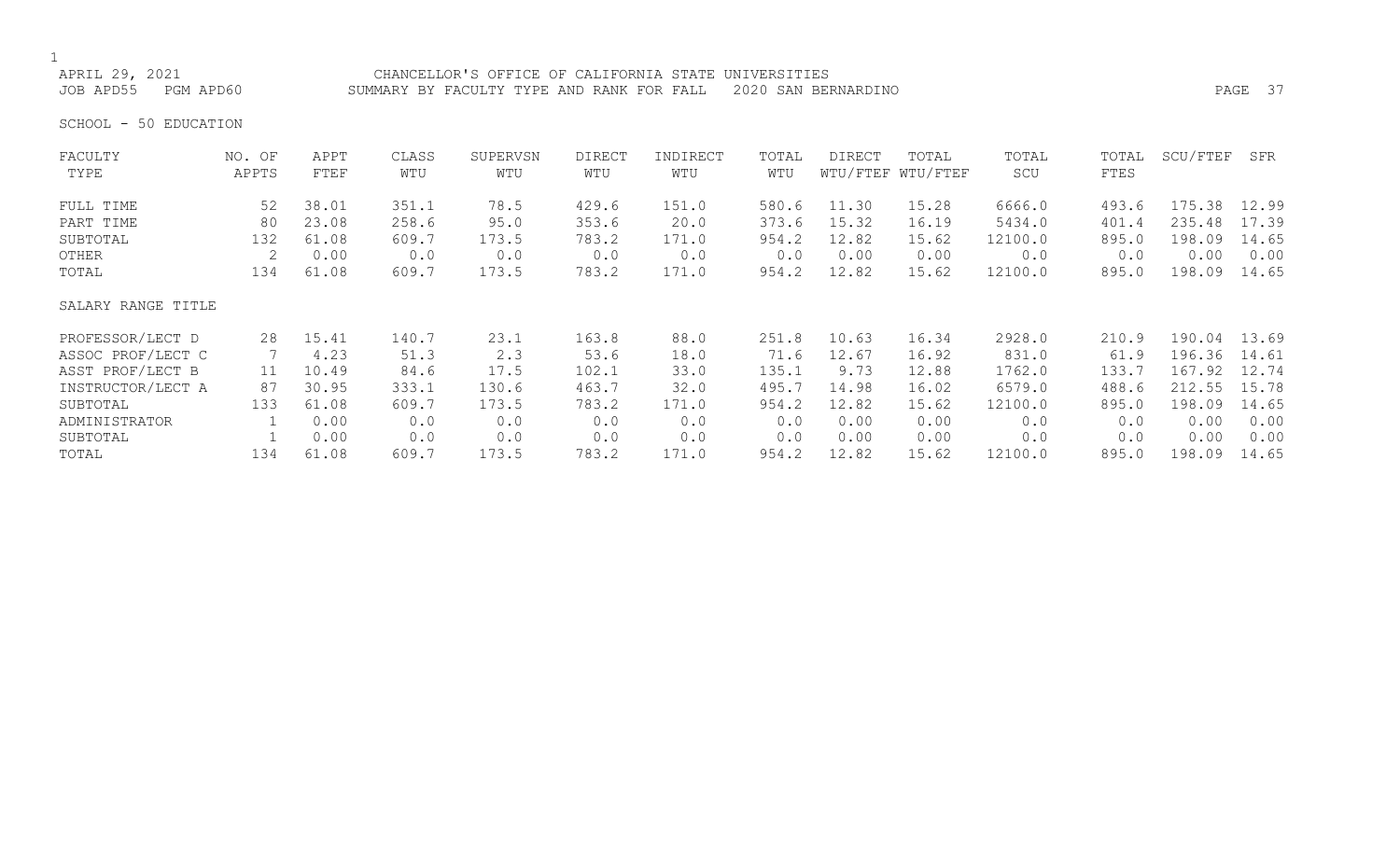CHANCELLOR'S OFFICE OF CALIFORNIA STATE UNIVERSITIES

APRIL 29, 2021

JOB APD55 PGM APD60

SUMMARY BY FACULTY TYPE AND RANK FOR FALL 2020 SAN BERNARDINO

SCHOOL - 50 EDUCATION

| FACULTY TYPE | NO. OF APPTS | APPT FTEF | CLASS WTU | SUPERVSN WTU | DIRECT WTU | INDIRECT WTU | TOTAL WTU | DIRECT WTU/FTEF | TOTAL WTU/FTEF | TOTAL SCU | TOTAL FTES | SCU/FTEF | SFR |
|---|---|---|---|---|---|---|---|---|---|---|---|---|---|
| FULL TIME | 52 | 38.01 | 351.1 | 78.5 | 429.6 | 151.0 | 580.6 | 11.30 | 15.28 | 6666.0 | 493.6 | 175.38 | 12.99 |
| PART TIME | 80 | 23.08 | 258.6 | 95.0 | 353.6 | 20.0 | 373.6 | 15.32 | 16.19 | 5434.0 | 401.4 | 235.48 | 17.39 |
| SUBTOTAL | 132 | 61.08 | 609.7 | 173.5 | 783.2 | 171.0 | 954.2 | 12.82 | 15.62 | 12100.0 | 895.0 | 198.09 | 14.65 |
| OTHER | 2 | 0.00 | 0.0 | 0.0 | 0.0 | 0.0 | 0.0 | 0.00 | 0.00 | 0.0 | 0.0 | 0.00 | 0.00 |
| TOTAL | 134 | 61.08 | 609.7 | 173.5 | 783.2 | 171.0 | 954.2 | 12.82 | 15.62 | 12100.0 | 895.0 | 198.09 | 14.65 |

| SALARY RANGE TITLE | NO. OF APPTS | APPT FTEF | CLASS WTU | SUPERVSN WTU | DIRECT WTU | INDIRECT WTU | TOTAL WTU | DIRECT WTU/FTEF | TOTAL WTU/FTEF | TOTAL SCU | TOTAL FTES | SCU/FTEF | SFR |
|---|---|---|---|---|---|---|---|---|---|---|---|---|---|
| PROFESSOR/LECT D | 28 | 15.41 | 140.7 | 23.1 | 163.8 | 88.0 | 251.8 | 10.63 | 16.34 | 2928.0 | 210.9 | 190.04 | 13.69 |
| ASSOC PROF/LECT C | 7 | 4.23 | 51.3 | 2.3 | 53.6 | 18.0 | 71.6 | 12.67 | 16.92 | 831.0 | 61.9 | 196.36 | 14.61 |
| ASST PROF/LECT B | 11 | 10.49 | 84.6 | 17.5 | 102.1 | 33.0 | 135.1 | 9.73 | 12.88 | 1762.0 | 133.7 | 167.92 | 12.74 |
| INSTRUCTOR/LECT A | 87 | 30.95 | 333.1 | 130.6 | 463.7 | 32.0 | 495.7 | 14.98 | 16.02 | 6579.0 | 488.6 | 212.55 | 15.78 |
| SUBTOTAL | 133 | 61.08 | 609.7 | 173.5 | 783.2 | 171.0 | 954.2 | 12.82 | 15.62 | 12100.0 | 895.0 | 198.09 | 14.65 |
| ADMINISTRATOR | 1 | 0.00 | 0.0 | 0.0 | 0.0 | 0.0 | 0.0 | 0.00 | 0.00 | 0.0 | 0.0 | 0.00 | 0.00 |
| SUBTOTAL | 1 | 0.00 | 0.0 | 0.0 | 0.0 | 0.0 | 0.0 | 0.00 | 0.00 | 0.0 | 0.0 | 0.00 | 0.00 |
| TOTAL | 134 | 61.08 | 609.7 | 173.5 | 783.2 | 171.0 | 954.2 | 12.82 | 15.62 | 12100.0 | 895.0 | 198.09 | 14.65 |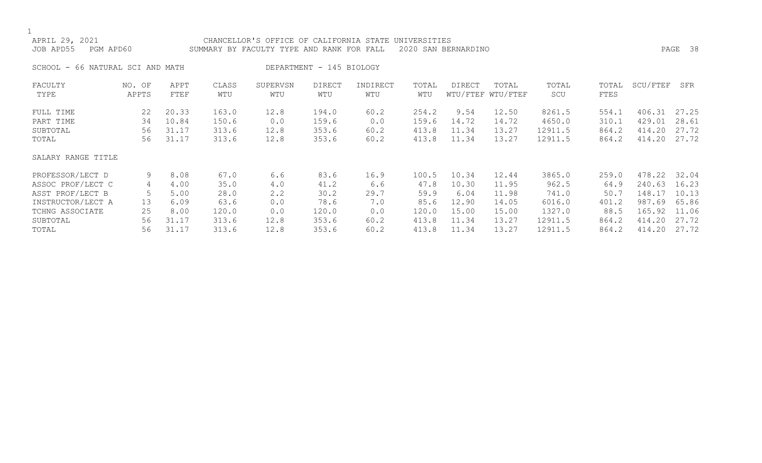CHANCELLOR'S OFFICE OF CALIFORNIA STATE UNIVERSITIES

APRIL 29, 2021

JOB APD55 PGM APD60 SUMMARY BY FACULTY TYPE AND RANK FOR FALL 2020 SAN BERNARDINO

SCHOOL - 66 NATURAL SCI AND MATH DEPARTMENT - 145 BIOLOGY

| FACULTY TYPE | NO. OF APPTS | APPT FTEF | CLASS WTU | SUPERVSN WTU | DIRECT WTU | INDIRECT WTU | TOTAL WTU | DIRECT WTU/FTEF | TOTAL WTU/FTEF | TOTAL SCU | TOTAL FTES | SCU/FTEF | SFR |
|---|---|---|---|---|---|---|---|---|---|---|---|---|---|
| FULL TIME | 22 | 20.33 | 163.0 | 12.8 | 194.0 | 60.2 | 254.2 | 9.54 | 12.50 | 8261.5 | 554.1 | 406.31 | 27.25 |
| PART TIME | 34 | 10.84 | 150.6 | 0.0 | 159.6 | 0.0 | 159.6 | 14.72 | 14.72 | 4650.0 | 310.1 | 429.01 | 28.61 |
| SUBTOTAL | 56 | 31.17 | 313.6 | 12.8 | 353.6 | 60.2 | 413.8 | 11.34 | 13.27 | 12911.5 | 864.2 | 414.20 | 27.72 |
| TOTAL | 56 | 31.17 | 313.6 | 12.8 | 353.6 | 60.2 | 413.8 | 11.34 | 13.27 | 12911.5 | 864.2 | 414.20 | 27.72 |

| SALARY RANGE TITLE | NO. OF APPTS | APPT FTEF | CLASS WTU | SUPERVSN WTU | DIRECT WTU | INDIRECT WTU | TOTAL WTU | DIRECT WTU/FTEF | TOTAL WTU/FTEF | TOTAL SCU | TOTAL FTES | SCU/FTEF | SFR |
|---|---|---|---|---|---|---|---|---|---|---|---|---|---|
| PROFESSOR/LECT D | 9 | 8.08 | 67.0 | 6.6 | 83.6 | 16.9 | 100.5 | 10.34 | 12.44 | 3865.0 | 259.0 | 478.22 | 32.04 |
| ASSOC PROF/LECT C | 4 | 4.00 | 35.0 | 4.0 | 41.2 | 6.6 | 47.8 | 10.30 | 11.95 | 962.5 | 64.9 | 240.63 | 16.23 |
| ASST PROF/LECT B | 5 | 5.00 | 28.0 | 2.2 | 30.2 | 29.7 | 59.9 | 6.04 | 11.98 | 741.0 | 50.7 | 148.17 | 10.13 |
| INSTRUCTOR/LECT A | 13 | 6.09 | 63.6 | 0.0 | 78.6 | 7.0 | 85.6 | 12.90 | 14.05 | 6016.0 | 401.2 | 987.69 | 65.86 |
| TCHNG ASSOCIATE | 25 | 8.00 | 120.0 | 0.0 | 120.0 | 0.0 | 120.0 | 15.00 | 15.00 | 1327.0 | 88.5 | 165.92 | 11.06 |
| SUBTOTAL | 56 | 31.17 | 313.6 | 12.8 | 353.6 | 60.2 | 413.8 | 11.34 | 13.27 | 12911.5 | 864.2 | 414.20 | 27.72 |
| TOTAL | 56 | 31.17 | 313.6 | 12.8 | 353.6 | 60.2 | 413.8 | 11.34 | 13.27 | 12911.5 | 864.2 | 414.20 | 27.72 |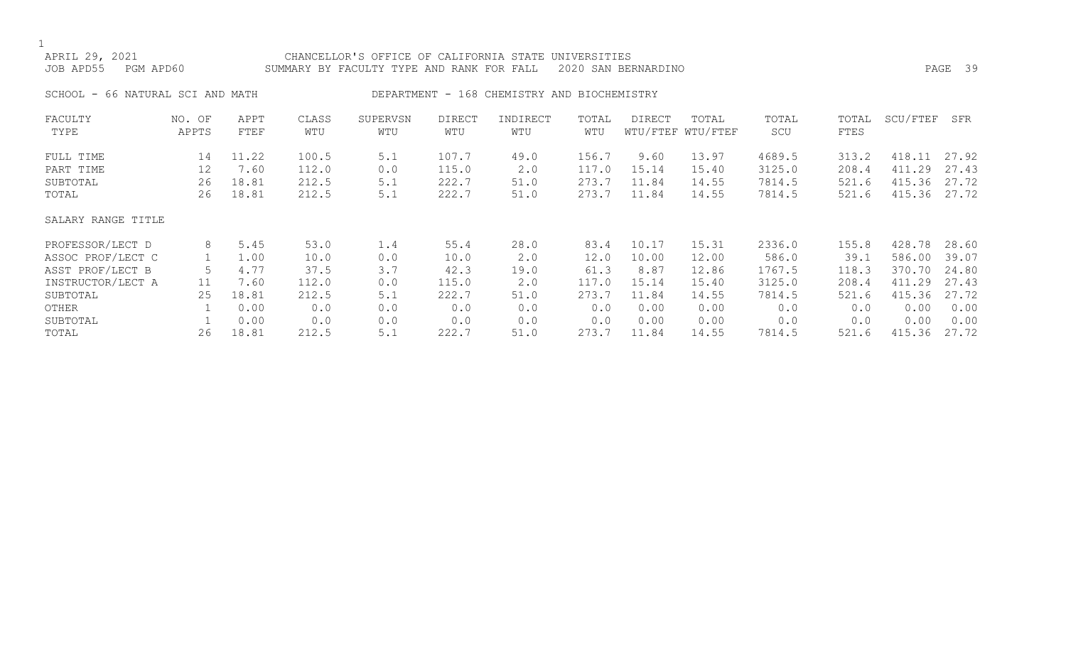APRIL 29, 2021 CHANCELLOR'S OFFICE OF CALIFORNIA STATE UNIVERSITIES
JOB APD55 PGM APD60 SUMMARY BY FACULTY TYPE AND RANK FOR FALL 2020 SAN BERNARDINO

SCHOOL - 66 NATURAL SCI AND MATH DEPARTMENT - 168 CHEMISTRY AND BIOCHEMISTRY

| FACULTY TYPE | NO. OF APPTS | APPT FTEF | CLASS WTU | SUPERVSN WTU | DIRECT WTU | INDIRECT WTU | TOTAL WTU | DIRECT WTU/FTEF | TOTAL WTU/FTEF | TOTAL SCU | TOTAL FTES | SCU/FTEF | SFR |
|---|---|---|---|---|---|---|---|---|---|---|---|---|---|
| FULL TIME | 14 | 11.22 | 100.5 | 5.1 | 107.7 | 49.0 | 156.7 | 9.60 | 13.97 | 4689.5 | 313.2 | 418.11 | 27.92 |
| PART TIME | 12 | 7.60 | 112.0 | 0.0 | 115.0 | 2.0 | 117.0 | 15.14 | 15.40 | 3125.0 | 208.4 | 411.29 | 27.43 |
| SUBTOTAL | 26 | 18.81 | 212.5 | 5.1 | 222.7 | 51.0 | 273.7 | 11.84 | 14.55 | 7814.5 | 521.6 | 415.36 | 27.72 |
| TOTAL | 26 | 18.81 | 212.5 | 5.1 | 222.7 | 51.0 | 273.7 | 11.84 | 14.55 | 7814.5 | 521.6 | 415.36 | 27.72 |
| SALARY RANGE TITLE | | | | | | | | | | | | | |
| PROFESSOR/LECT D | 8 | 5.45 | 53.0 | 1.4 | 55.4 | 28.0 | 83.4 | 10.17 | 15.31 | 2336.0 | 155.8 | 428.78 | 28.60 |
| ASSOC PROF/LECT C | 1 | 1.00 | 10.0 | 0.0 | 10.0 | 2.0 | 12.0 | 10.00 | 12.00 | 586.0 | 39.1 | 586.00 | 39.07 |
| ASST PROF/LECT B | 5 | 4.77 | 37.5 | 3.7 | 42.3 | 19.0 | 61.3 | 8.87 | 12.86 | 1767.5 | 118.3 | 370.70 | 24.80 |
| INSTRUCTOR/LECT A | 11 | 7.60 | 112.0 | 0.0 | 115.0 | 2.0 | 117.0 | 15.14 | 15.40 | 3125.0 | 208.4 | 411.29 | 27.43 |
| SUBTOTAL | 25 | 18.81 | 212.5 | 5.1 | 222.7 | 51.0 | 273.7 | 11.84 | 14.55 | 7814.5 | 521.6 | 415.36 | 27.72 |
| OTHER | 1 | 0.00 | 0.0 | 0.0 | 0.0 | 0.0 | 0.0 | 0.00 | 0.00 | 0.0 | 0.0 | 0.00 | 0.00 |
| SUBTOTAL | 1 | 0.00 | 0.0 | 0.0 | 0.0 | 0.0 | 0.0 | 0.00 | 0.00 | 0.0 | 0.0 | 0.00 | 0.00 |
| TOTAL | 26 | 18.81 | 212.5 | 5.1 | 222.7 | 51.0 | 273.7 | 11.84 | 14.55 | 7814.5 | 521.6 | 415.36 | 27.72 |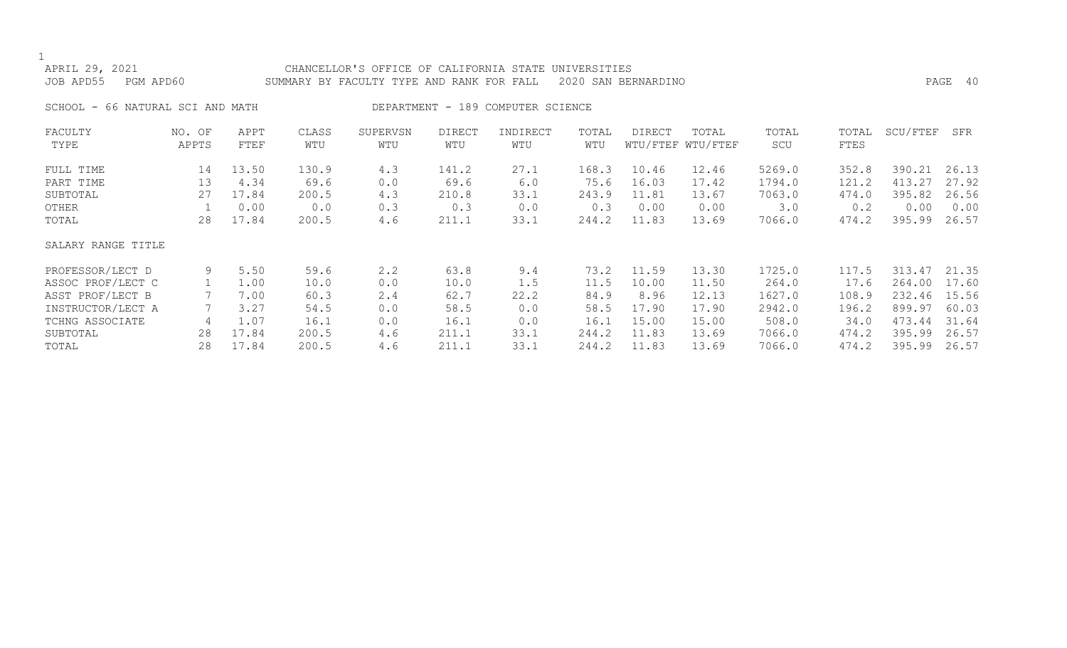APRIL 29, 2021 CHANCELLOR'S OFFICE OF CALIFORNIA STATE UNIVERSITIES

JOB APD55 PGM APD60 SUMMARY BY FACULTY TYPE AND RANK FOR FALL 2020 SAN BERNARDINO

SCHOOL - 66 NATURAL SCI AND MATH DEPARTMENT - 189 COMPUTER SCIENCE

| FACULTY TYPE | NO. OF APPTS | APPT FTEF | CLASS WTU | SUPERVSN WTU | DIRECT WTU | INDIRECT WTU | TOTAL WTU | DIRECT WTU/FTEF | TOTAL WTU/FTEF | TOTAL SCU | TOTAL FTES | SCU/FTEF | SFR |
|---|---|---|---|---|---|---|---|---|---|---|---|---|---|
| FULL TIME | 14 | 13.50 | 130.9 | 4.3 | 141.2 | 27.1 | 168.3 | 10.46 | 12.46 | 5269.0 | 352.8 | 390.21 | 26.13 |
| PART TIME | 13 | 4.34 | 69.6 | 0.0 | 69.6 | 6.0 | 75.6 | 16.03 | 17.42 | 1794.0 | 121.2 | 413.27 | 27.92 |
| SUBTOTAL | 27 | 17.84 | 200.5 | 4.3 | 210.8 | 33.1 | 243.9 | 11.81 | 13.67 | 7063.0 | 474.0 | 395.82 | 26.56 |
| OTHER | 1 | 0.00 | 0.0 | 0.3 | 0.3 | 0.0 | 0.3 | 0.00 | 0.00 | 3.0 | 0.2 | 0.00 | 0.00 |
| TOTAL | 28 | 17.84 | 200.5 | 4.6 | 211.1 | 33.1 | 244.2 | 11.83 | 13.69 | 7066.0 | 474.2 | 395.99 | 26.57 |
| SALARY RANGE TITLE | | | | | | | | | | | | | |
| PROFESSOR/LECT D | 9 | 5.50 | 59.6 | 2.2 | 63.8 | 9.4 | 73.2 | 11.59 | 13.30 | 1725.0 | 117.5 | 313.47 | 21.35 |
| ASSOC PROF/LECT C | 1 | 1.00 | 10.0 | 0.0 | 10.0 | 1.5 | 11.5 | 10.00 | 11.50 | 264.0 | 17.6 | 264.00 | 17.60 |
| ASST PROF/LECT B | 7 | 7.00 | 60.3 | 2.4 | 62.7 | 22.2 | 84.9 | 8.96 | 12.13 | 1627.0 | 108.9 | 232.46 | 15.56 |
| INSTRUCTOR/LECT A | 7 | 3.27 | 54.5 | 0.0 | 58.5 | 0.0 | 58.5 | 17.90 | 17.90 | 2942.0 | 196.2 | 899.97 | 60.03 |
| TCHNG ASSOCIATE | 4 | 1.07 | 16.1 | 0.0 | 16.1 | 0.0 | 16.1 | 15.00 | 15.00 | 508.0 | 34.0 | 473.44 | 31.64 |
| SUBTOTAL | 28 | 17.84 | 200.5 | 4.6 | 211.1 | 33.1 | 244.2 | 11.83 | 13.69 | 7066.0 | 474.2 | 395.99 | 26.57 |
| TOTAL | 28 | 17.84 | 200.5 | 4.6 | 211.1 | 33.1 | 244.2 | 11.83 | 13.69 | 7066.0 | 474.2 | 395.99 | 26.57 |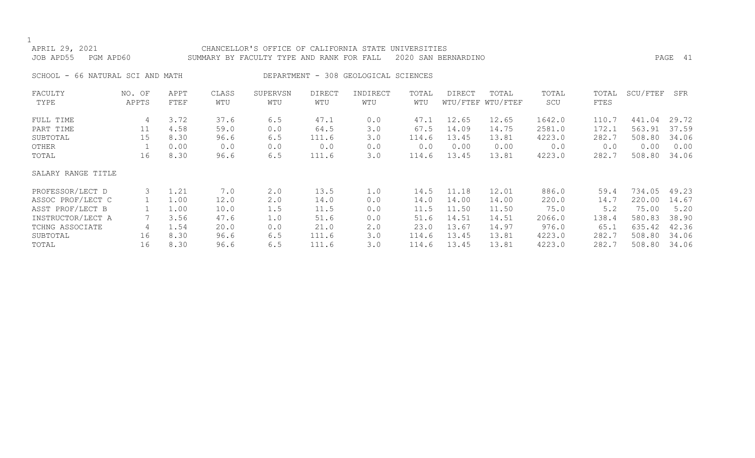APRIL 29, 2021 CHANCELLOR'S OFFICE OF CALIFORNIA STATE UNIVERSITIES
JOB APD55 PGM APD60 SUMMARY BY FACULTY TYPE AND RANK FOR FALL 2020 SAN BERNARDINO

SCHOOL - 66 NATURAL SCI AND MATH DEPARTMENT - 308 GEOLOGICAL SCIENCES

| FACULTY TYPE | NO. OF APPTS | APPT FTEF | CLASS WTU | SUPERVSN WTU | DIRECT WTU | INDIRECT WTU | TOTAL WTU | DIRECT WTU/FTEF | TOTAL WTU/FTEF | TOTAL SCU | TOTAL FTES | SCU/FTEF | SFR |
|---|---|---|---|---|---|---|---|---|---|---|---|---|---|
| FULL TIME | 4 | 3.72 | 37.6 | 6.5 | 47.1 | 0.0 | 47.1 | 12.65 | 12.65 | 1642.0 | 110.7 | 441.04 | 29.72 |
| PART TIME | 11 | 4.58 | 59.0 | 0.0 | 64.5 | 3.0 | 67.5 | 14.09 | 14.75 | 2581.0 | 172.1 | 563.91 | 37.59 |
| SUBTOTAL | 15 | 8.30 | 96.6 | 6.5 | 111.6 | 3.0 | 114.6 | 13.45 | 13.81 | 4223.0 | 282.7 | 508.80 | 34.06 |
| OTHER | 1 | 0.00 | 0.0 | 0.0 | 0.0 | 0.0 | 0.0 | 0.00 | 0.00 | 0.0 | 0.0 | 0.00 | 0.00 |
| TOTAL | 16 | 8.30 | 96.6 | 6.5 | 111.6 | 3.0 | 114.6 | 13.45 | 13.81 | 4223.0 | 282.7 | 508.80 | 34.06 |
| SALARY RANGE TITLE | | | | | | | | | | | | | |
| PROFESSOR/LECT D | 3 | 1.21 | 7.0 | 2.0 | 13.5 | 1.0 | 14.5 | 11.18 | 12.01 | 886.0 | 59.4 | 734.05 | 49.23 |
| ASSOC PROF/LECT C | 1 | 1.00 | 12.0 | 2.0 | 14.0 | 0.0 | 14.0 | 14.00 | 14.00 | 220.0 | 14.7 | 220.00 | 14.67 |
| ASST PROF/LECT B | 1 | 1.00 | 10.0 | 1.5 | 11.5 | 0.0 | 11.5 | 11.50 | 11.50 | 75.0 | 5.2 | 75.00 | 5.20 |
| INSTRUCTOR/LECT A | 7 | 3.56 | 47.6 | 1.0 | 51.6 | 0.0 | 51.6 | 14.51 | 14.51 | 2066.0 | 138.4 | 580.83 | 38.90 |
| TCHNG ASSOCIATE | 4 | 1.54 | 20.0 | 0.0 | 21.0 | 2.0 | 23.0 | 13.67 | 14.97 | 976.0 | 65.1 | 635.42 | 42.36 |
| SUBTOTAL | 16 | 8.30 | 96.6 | 6.5 | 111.6 | 3.0 | 114.6 | 13.45 | 13.81 | 4223.0 | 282.7 | 508.80 | 34.06 |
| TOTAL | 16 | 8.30 | 96.6 | 6.5 | 111.6 | 3.0 | 114.6 | 13.45 | 13.81 | 4223.0 | 282.7 | 508.80 | 34.06 |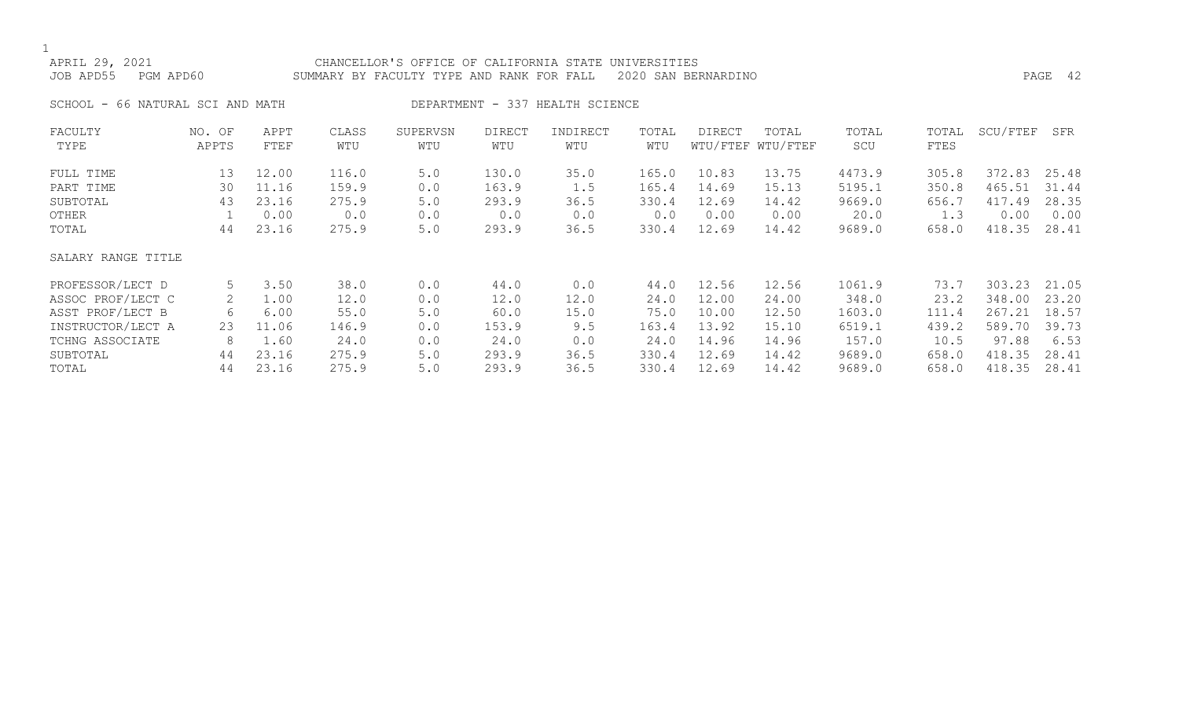CHANCELLOR'S OFFICE OF CALIFORNIA STATE UNIVERSITIES

SUMMARY BY FACULTY TYPE AND RANK FOR FALL 2020 SAN BERNARDINO

APRIL 29, 2021

JOB APD55 PGM APD60

SCHOOL - 66 NATURAL SCI AND MATH DEPARTMENT - 337 HEALTH SCIENCE

| FACULTY TYPE | NO. OF APPTS | APPT FTEF | CLASS WTU | SUPERVSN WTU | DIRECT WTU | INDIRECT WTU | TOTAL WTU | DIRECT WTU/FTEF | TOTAL WTU/FTEF | TOTAL SCU | TOTAL FTES | SCU/FTEF | SFR |
|---|---|---|---|---|---|---|---|---|---|---|---|---|---|
| FULL TIME | 13 | 12.00 | 116.0 | 5.0 | 130.0 | 35.0 | 165.0 | 10.83 | 13.75 | 4473.9 | 305.8 | 372.83 | 25.48 |
| PART TIME | 30 | 11.16 | 159.9 | 0.0 | 163.9 | 1.5 | 165.4 | 14.69 | 15.13 | 5195.1 | 350.8 | 465.51 | 31.44 |
| SUBTOTAL | 43 | 23.16 | 275.9 | 5.0 | 293.9 | 36.5 | 330.4 | 12.69 | 14.42 | 9669.0 | 656.7 | 417.49 | 28.35 |
| OTHER | 1 | 0.00 | 0.0 | 0.0 | 0.0 | 0.0 | 0.0 | 0.00 | 0.00 | 20.0 | 1.3 | 0.00 | 0.00 |
| TOTAL | 44 | 23.16 | 275.9 | 5.0 | 293.9 | 36.5 | 330.4 | 12.69 | 14.42 | 9689.0 | 658.0 | 418.35 | 28.41 |

| SALARY RANGE TITLE | NO. OF APPTS | APPT FTEF | CLASS WTU | SUPERVSN WTU | DIRECT WTU | INDIRECT WTU | TOTAL WTU | DIRECT WTU/FTEF | TOTAL WTU/FTEF | TOTAL SCU | TOTAL FTES | SCU/FTEF | SFR |
|---|---|---|---|---|---|---|---|---|---|---|---|---|---|
| PROFESSOR/LECT D | 5 | 3.50 | 38.0 | 0.0 | 44.0 | 0.0 | 44.0 | 12.56 | 12.56 | 1061.9 | 73.7 | 303.23 | 21.05 |
| ASSOC PROF/LECT C | 2 | 1.00 | 12.0 | 0.0 | 12.0 | 12.0 | 24.0 | 12.00 | 24.00 | 348.0 | 23.2 | 348.00 | 23.20 |
| ASST PROF/LECT B | 6 | 6.00 | 55.0 | 5.0 | 60.0 | 15.0 | 75.0 | 10.00 | 12.50 | 1603.0 | 111.4 | 267.21 | 18.57 |
| INSTRUCTOR/LECT A | 23 | 11.06 | 146.9 | 0.0 | 153.9 | 9.5 | 163.4 | 13.92 | 15.10 | 6519.1 | 439.2 | 589.70 | 39.73 |
| TCHNG ASSOCIATE | 8 | 1.60 | 24.0 | 0.0 | 24.0 | 0.0 | 24.0 | 14.96 | 14.96 | 157.0 | 10.5 | 97.88 | 6.53 |
| SUBTOTAL | 44 | 23.16 | 275.9 | 5.0 | 293.9 | 36.5 | 330.4 | 12.69 | 14.42 | 9689.0 | 658.0 | 418.35 | 28.41 |
| TOTAL | 44 | 23.16 | 275.9 | 5.0 | 293.9 | 36.5 | 330.4 | 12.69 | 14.42 | 9689.0 | 658.0 | 418.35 | 28.41 |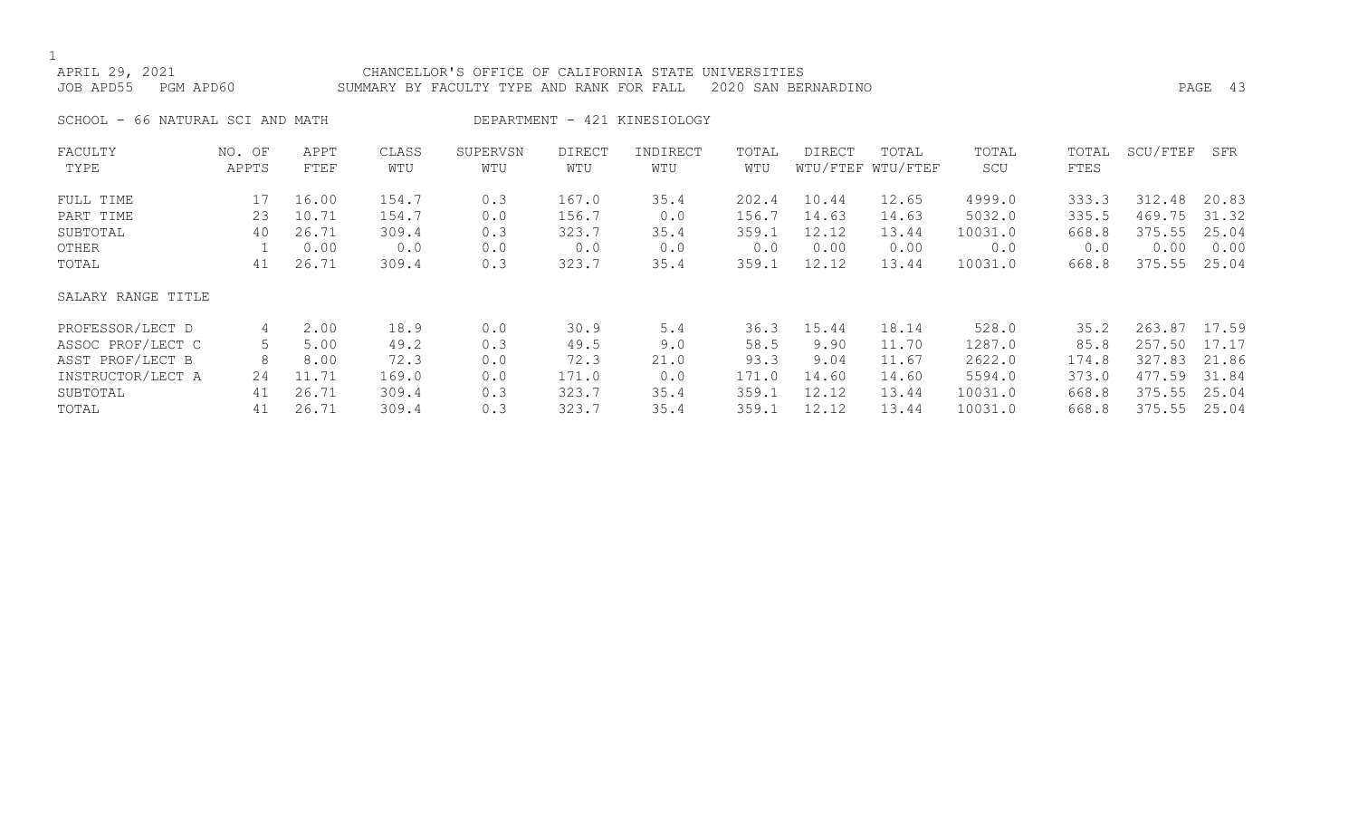CHANCELLOR'S OFFICE OF CALIFORNIA STATE UNIVERSITIES
SUMMARY BY FACULTY TYPE AND RANK FOR FALL 2020 SAN BERNARDINO

APRIL 29, 2021
JOB APD55 PGM APD60

SCHOOL - 66 NATURAL SCI AND MATH DEPARTMENT - 421 KINESIOLOGY

| FACULTY TYPE | NO. OF APPTS | APPT FTEF | CLASS WTU | SUPERVSN WTU | DIRECT WTU | INDIRECT WTU | TOTAL WTU | DIRECT WTU/FTEF | TOTAL WTU/FTEF | TOTAL SCU | TOTAL FTES | SCU/FTEF | SFR |
|---|---|---|---|---|---|---|---|---|---|---|---|---|---|
| FULL TIME | 17 | 16.00 | 154.7 | 0.3 | 167.0 | 35.4 | 202.4 | 10.44 | 12.65 | 4999.0 | 333.3 | 312.48 | 20.83 |
| PART TIME | 23 | 10.71 | 154.7 | 0.0 | 156.7 | 0.0 | 156.7 | 14.63 | 14.63 | 5032.0 | 335.5 | 469.75 | 31.32 |
| SUBTOTAL | 40 | 26.71 | 309.4 | 0.3 | 323.7 | 35.4 | 359.1 | 12.12 | 13.44 | 10031.0 | 668.8 | 375.55 | 25.04 |
| OTHER | 1 | 0.00 | 0.0 | 0.0 | 0.0 | 0.0 | 0.0 | 0.00 | 0.00 | 0.0 | 0.0 | 0.00 | 0.00 |
| TOTAL | 41 | 26.71 | 309.4 | 0.3 | 323.7 | 35.4 | 359.1 | 12.12 | 13.44 | 10031.0 | 668.8 | 375.55 | 25.04 |
| **SALARY RANGE TITLE** | | | | | | | | | | | | | |
| PROFESSOR/LECT D | 4 | 2.00 | 18.9 | 0.0 | 30.9 | 5.4 | 36.3 | 15.44 | 18.14 | 528.0 | 35.2 | 263.87 | 17.59 |
| ASSOC PROF/LECT C | 5 | 5.00 | 49.2 | 0.3 | 49.5 | 9.0 | 58.5 | 9.90 | 11.70 | 1287.0 | 85.8 | 257.50 | 17.17 |
| ASST PROF/LECT B | 8 | 8.00 | 72.3 | 0.0 | 72.3 | 21.0 | 93.3 | 9.04 | 11.67 | 2622.0 | 174.8 | 327.83 | 21.86 |
| INSTRUCTOR/LECT A | 24 | 11.71 | 169.0 | 0.0 | 171.0 | 0.0 | 171.0 | 14.60 | 14.60 | 5594.0 | 373.0 | 477.59 | 31.84 |
| SUBTOTAL | 41 | 26.71 | 309.4 | 0.3 | 323.7 | 35.4 | 359.1 | 12.12 | 13.44 | 10031.0 | 668.8 | 375.55 | 25.04 |
| TOTAL | 41 | 26.71 | 309.4 | 0.3 | 323.7 | 35.4 | 359.1 | 12.12 | 13.44 | 10031.0 | 668.8 | 375.55 | 25.04 |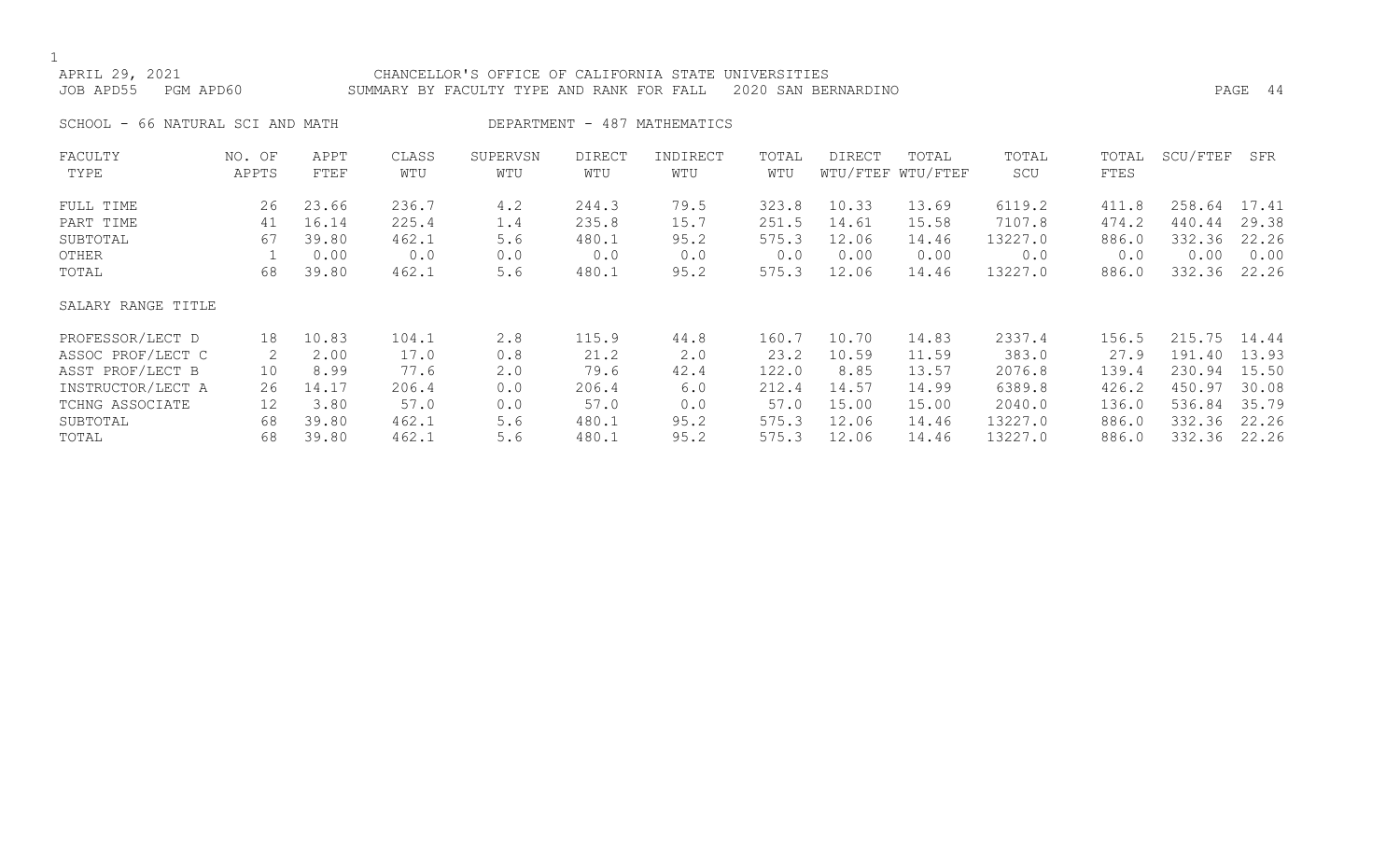APRIL 29, 2021 CHANCELLOR'S OFFICE OF CALIFORNIA STATE UNIVERSITIES
JOB APD55 PGM APD60 SUMMARY BY FACULTY TYPE AND RANK FOR FALL 2020 SAN BERNARDINO

SCHOOL - 66 NATURAL SCI AND MATH DEPARTMENT - 487 MATHEMATICS

| FACULTY TYPE | NO. OF APPTS | APPT FTEF | CLASS WTU | SUPERVSN WTU | DIRECT WTU | INDIRECT WTU | TOTAL WTU | DIRECT WTU/FTEF | TOTAL WTU/FTEF | TOTAL SCU | TOTAL FTES | SCU/FTEF | SFR |
|---|---|---|---|---|---|---|---|---|---|---|---|---|---|
| FULL TIME | 26 | 23.66 | 236.7 | 4.2 | 244.3 | 79.5 | 323.8 | 10.33 | 13.69 | 6119.2 | 411.8 | 258.64 | 17.41 |
| PART TIME | 41 | 16.14 | 225.4 | 1.4 | 235.8 | 15.7 | 251.5 | 14.61 | 15.58 | 7107.8 | 474.2 | 440.44 | 29.38 |
| SUBTOTAL | 67 | 39.80 | 462.1 | 5.6 | 480.1 | 95.2 | 575.3 | 12.06 | 14.46 | 13227.0 | 886.0 | 332.36 | 22.26 |
| OTHER | 1 | 0.00 | 0.0 | 0.0 | 0.0 | 0.0 | 0.0 | 0.00 | 0.00 | 0.0 | 0.0 | 0.00 | 0.00 |
| TOTAL | 68 | 39.80 | 462.1 | 5.6 | 480.1 | 95.2 | 575.3 | 12.06 | 14.46 | 13227.0 | 886.0 | 332.36 | 22.26 |
| **SALARY RANGE TITLE** | | | | | | | | | | | | | |
| PROFESSOR/LECT D | 18 | 10.83 | 104.1 | 2.8 | 115.9 | 44.8 | 160.7 | 10.70 | 14.83 | 2337.4 | 156.5 | 215.75 | 14.44 |
| ASSOC PROF/LECT C | 2 | 2.00 | 17.0 | 0.8 | 21.2 | 2.0 | 23.2 | 10.59 | 11.59 | 383.0 | 27.9 | 191.40 | 13.93 |
| ASST PROF/LECT B | 10 | 8.99 | 77.6 | 2.0 | 79.6 | 42.4 | 122.0 | 8.85 | 13.57 | 2076.8 | 139.4 | 230.94 | 15.50 |
| INSTRUCTOR/LECT A | 26 | 14.17 | 206.4 | 0.0 | 206.4 | 6.0 | 212.4 | 14.57 | 14.99 | 6389.8 | 426.2 | 450.97 | 30.08 |
| TCHNG ASSOCIATE | 12 | 3.80 | 57.0 | 0.0 | 57.0 | 0.0 | 57.0 | 15.00 | 15.00 | 2040.0 | 136.0 | 536.84 | 35.79 |
| SUBTOTAL | 68 | 39.80 | 462.1 | 5.6 | 480.1 | 95.2 | 575.3 | 12.06 | 14.46 | 13227.0 | 886.0 | 332.36 | 22.26 |
| TOTAL | 68 | 39.80 | 462.1 | 5.6 | 480.1 | 95.2 | 575.3 | 12.06 | 14.46 | 13227.0 | 886.0 | 332.36 | 22.26 |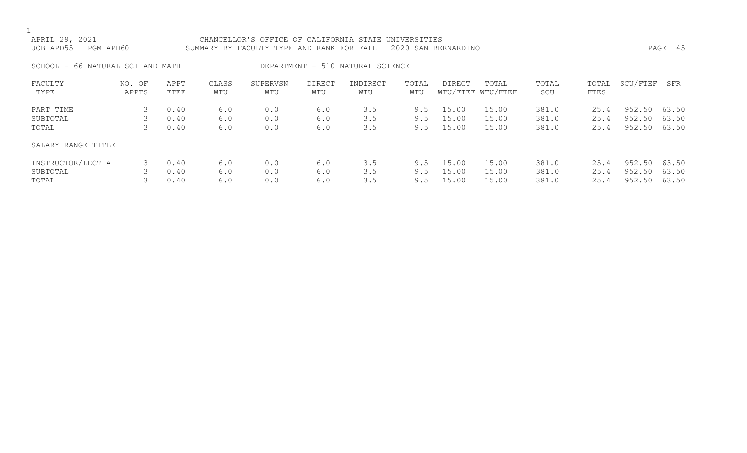APRIL 29, 2021 CHANCELLOR'S OFFICE OF CALIFORNIA STATE UNIVERSITIES
JOB APD55 PGM APD60 SUMMARY BY FACULTY TYPE AND RANK FOR FALL 2020 SAN BERNARDINO

SCHOOL - 66 NATURAL SCI AND MATH DEPARTMENT - 510 NATURAL SCIENCE

| FACULTY TYPE | NO. OF APPTS | APPT FTEF | CLASS WTU | SUPERVSN WTU | DIRECT WTU | INDIRECT WTU | TOTAL WTU | DIRECT WTU/FTEF | TOTAL WTU/FTEF | TOTAL SCU | TOTAL FTES | SCU/FTEF | SFR |
|---|---|---|---|---|---|---|---|---|---|---|---|---|---|
| PART TIME | 3 | 0.40 | 6.0 | 0.0 | 6.0 | 3.5 | 9.5 | 15.00 | 15.00 | 381.0 | 25.4 | 952.50 | 63.50 |
| SUBTOTAL | 3 | 0.40 | 6.0 | 0.0 | 6.0 | 3.5 | 9.5 | 15.00 | 15.00 | 381.0 | 25.4 | 952.50 | 63.50 |
| TOTAL | 3 | 0.40 | 6.0 | 0.0 | 6.0 | 3.5 | 9.5 | 15.00 | 15.00 | 381.0 | 25.4 | 952.50 | 63.50 |
| SALARY RANGE TITLE | | | | | | | | | | | | | |
| INSTRUCTOR/LECT A | 3 | 0.40 | 6.0 | 0.0 | 6.0 | 3.5 | 9.5 | 15.00 | 15.00 | 381.0 | 25.4 | 952.50 | 63.50 |
| SUBTOTAL | 3 | 0.40 | 6.0 | 0.0 | 6.0 | 3.5 | 9.5 | 15.00 | 15.00 | 381.0 | 25.4 | 952.50 | 63.50 |
| TOTAL | 3 | 0.40 | 6.0 | 0.0 | 6.0 | 3.5 | 9.5 | 15.00 | 15.00 | 381.0 | 25.4 | 952.50 | 63.50 |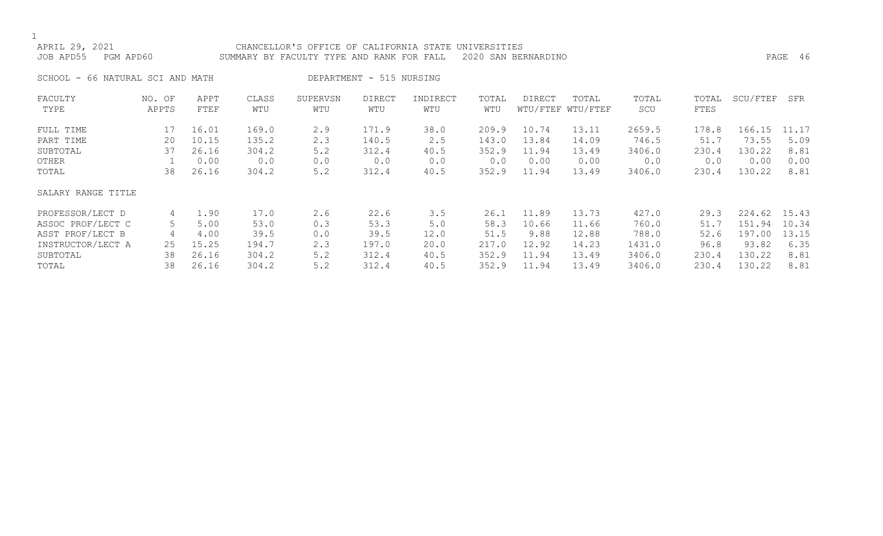CHANCELLOR'S OFFICE OF CALIFORNIA STATE UNIVERSITIES

APRIL 29, 2021

JOB APD55 PGM APD60 SUMMARY BY FACULTY TYPE AND RANK FOR FALL 2020 SAN BERNARDINO

SCHOOL - 66 NATURAL SCI AND MATH DEPARTMENT - 515 NURSING

| FACULTY TYPE | NO. OF APPTS | APPT FTEF | CLASS WTU | SUPERVSN WTU | DIRECT WTU | INDIRECT WTU | TOTAL WTU | DIRECT WTU/FTEF | TOTAL WTU/FTEF | TOTAL SCU | TOTAL FTES | SCU/FTEF | SFR |
|---|---|---|---|---|---|---|---|---|---|---|---|---|---|
| FULL TIME | 17 | 16.01 | 169.0 | 2.9 | 171.9 | 38.0 | 209.9 | 10.74 | 13.11 | 2659.5 | 178.8 | 166.15 | 11.17 |
| PART TIME | 20 | 10.15 | 135.2 | 2.3 | 140.5 | 2.5 | 143.0 | 13.84 | 14.09 | 746.5 | 51.7 | 73.55 | 5.09 |
| SUBTOTAL | 37 | 26.16 | 304.2 | 5.2 | 312.4 | 40.5 | 352.9 | 11.94 | 13.49 | 3406.0 | 230.4 | 130.22 | 8.81 |
| OTHER | 1 | 0.00 | 0.0 | 0.0 | 0.0 | 0.0 | 0.0 | 0.00 | 0.00 | 0.0 | 0.0 | 0.00 | 0.00 |
| TOTAL | 38 | 26.16 | 304.2 | 5.2 | 312.4 | 40.5 | 352.9 | 11.94 | 13.49 | 3406.0 | 230.4 | 130.22 | 8.81 |
| **SALARY RANGE TITLE** | | | | | | | | | | | | | |
| PROFESSOR/LECT D | 4 | 1.90 | 17.0 | 2.6 | 22.6 | 3.5 | 26.1 | 11.89 | 13.73 | 427.0 | 29.3 | 224.62 | 15.43 |
| ASSOC PROF/LECT C | 5 | 5.00 | 53.0 | 0.3 | 53.3 | 5.0 | 58.3 | 10.66 | 11.66 | 760.0 | 51.7 | 151.94 | 10.34 |
| ASST PROF/LECT B | 4 | 4.00 | 39.5 | 0.0 | 39.5 | 12.0 | 51.5 | 9.88 | 12.88 | 788.0 | 52.6 | 197.00 | 13.15 |
| INSTRUCTOR/LECT A | 25 | 15.25 | 194.7 | 2.3 | 197.0 | 20.0 | 217.0 | 12.92 | 14.23 | 1431.0 | 96.8 | 93.82 | 6.35 |
| SUBTOTAL | 38 | 26.16 | 304.2 | 5.2 | 312.4 | 40.5 | 352.9 | 11.94 | 13.49 | 3406.0 | 230.4 | 130.22 | 8.81 |
| TOTAL | 38 | 26.16 | 304.2 | 5.2 | 312.4 | 40.5 | 352.9 | 11.94 | 13.49 | 3406.0 | 230.4 | 130.22 | 8.81 |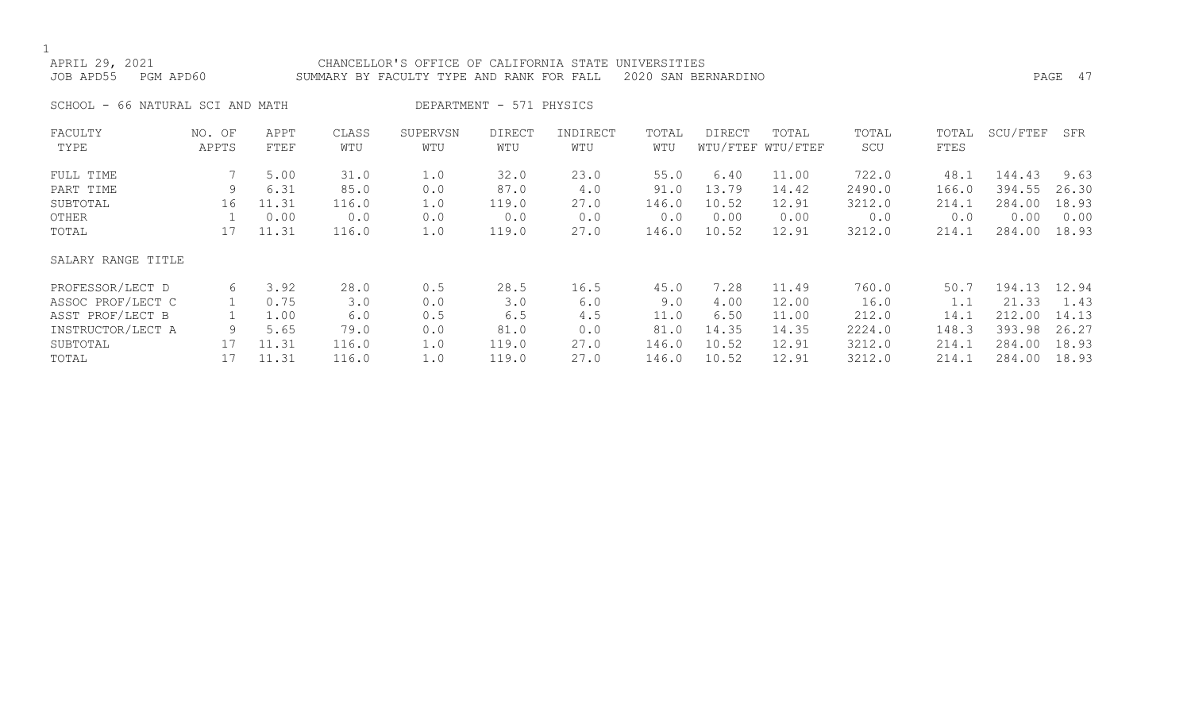APRIL 29, 2021 CHANCELLOR'S OFFICE OF CALIFORNIA STATE UNIVERSITIES
JOB APD55 PGM APD60 SUMMARY BY FACULTY TYPE AND RANK FOR FALL 2020 SAN BERNARDINO

SCHOOL - 66 NATURAL SCI AND MATH DEPARTMENT - 571 PHYSICS

| FACULTY TYPE | NO. OF APPTS | APPT FTEF | CLASS WTU | SUPERVSN WTU | DIRECT WTU | INDIRECT WTU | TOTAL WTU | DIRECT WTU/FTEF | TOTAL WTU/FTEF | TOTAL SCU | TOTAL FTES | SCU/FTEF | SFR |
|---|---|---|---|---|---|---|---|---|---|---|---|---|---|
| FULL TIME | 7 | 5.00 | 31.0 | 1.0 | 32.0 | 23.0 | 55.0 | 6.40 | 11.00 | 722.0 | 48.1 | 144.43 | 9.63 |
| PART TIME | 9 | 6.31 | 85.0 | 0.0 | 87.0 | 4.0 | 91.0 | 13.79 | 14.42 | 2490.0 | 166.0 | 394.55 | 26.30 |
| SUBTOTAL | 16 | 11.31 | 116.0 | 1.0 | 119.0 | 27.0 | 146.0 | 10.52 | 12.91 | 3212.0 | 214.1 | 284.00 | 18.93 |
| OTHER | 1 | 0.00 | 0.0 | 0.0 | 0.0 | 0.0 | 0.0 | 0.00 | 0.00 | 0.0 | 0.0 | 0.00 | 0.00 |
| TOTAL | 17 | 11.31 | 116.0 | 1.0 | 119.0 | 27.0 | 146.0 | 10.52 | 12.91 | 3212.0 | 214.1 | 284.00 | 18.93 |
| SALARY RANGE TITLE | | | | | | | | | | | | | |
| PROFESSOR/LECT D | 6 | 3.92 | 28.0 | 0.5 | 28.5 | 16.5 | 45.0 | 7.28 | 11.49 | 760.0 | 50.7 | 194.13 | 12.94 |
| ASSOC PROF/LECT C | 1 | 0.75 | 3.0 | 0.0 | 3.0 | 6.0 | 9.0 | 4.00 | 12.00 | 16.0 | 1.1 | 21.33 | 1.43 |
| ASST PROF/LECT B | 1 | 1.00 | 6.0 | 0.5 | 6.5 | 4.5 | 11.0 | 6.50 | 11.00 | 212.0 | 14.1 | 212.00 | 14.13 |
| INSTRUCTOR/LECT A | 9 | 5.65 | 79.0 | 0.0 | 81.0 | 0.0 | 81.0 | 14.35 | 14.35 | 2224.0 | 148.3 | 393.98 | 26.27 |
| SUBTOTAL | 17 | 11.31 | 116.0 | 1.0 | 119.0 | 27.0 | 146.0 | 10.52 | 12.91 | 3212.0 | 214.1 | 284.00 | 18.93 |
| TOTAL | 17 | 11.31 | 116.0 | 1.0 | 119.0 | 27.0 | 146.0 | 10.52 | 12.91 | 3212.0 | 214.1 | 284.00 | 18.93 |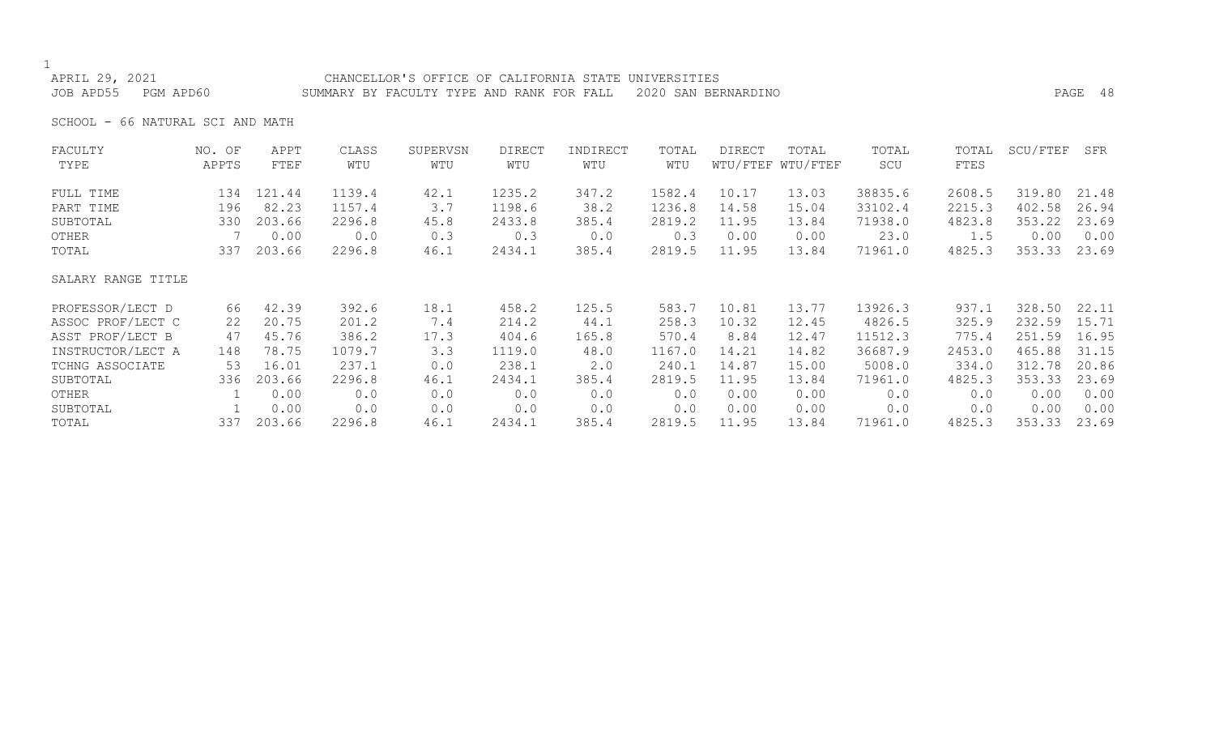CHANCELLOR'S OFFICE OF CALIFORNIA STATE UNIVERSITIES

SUMMARY BY FACULTY TYPE AND RANK FOR FALL 2020 SAN BERNARDINO

APRIL 29, 2021
JOB APD55 PGM APD60

SCHOOL - 66 NATURAL SCI AND MATH

| FACULTY TYPE | NO. OF APPTS | APPT FTEF | CLASS WTU | SUPERVSN WTU | DIRECT WTU | INDIRECT WTU | TOTAL WTU | DIRECT WTU/FTEF | TOTAL WTU/FTEF | TOTAL SCU | TOTAL FTES | SCU/FTEF | SFR |
|---|---|---|---|---|---|---|---|---|---|---|---|---|---|
| FULL TIME | 134 | 121.44 | 1139.4 | 42.1 | 1235.2 | 347.2 | 1582.4 | 10.17 | 13.03 | 38835.6 | 2608.5 | 319.80 | 21.48 |
| PART TIME | 196 | 82.23 | 1157.4 | 3.7 | 1198.6 | 38.2 | 1236.8 | 14.58 | 15.04 | 33102.4 | 2215.3 | 402.58 | 26.94 |
| SUBTOTAL | 330 | 203.66 | 2296.8 | 45.8 | 2433.8 | 385.4 | 2819.2 | 11.95 | 13.84 | 71938.0 | 4823.8 | 353.22 | 23.69 |
| OTHER | 7 | 0.00 | 0.0 | 0.3 | 0.3 | 0.0 | 0.3 | 0.00 | 0.00 | 23.0 | 1.5 | 0.00 | 0.00 |
| TOTAL | 337 | 203.66 | 2296.8 | 46.1 | 2434.1 | 385.4 | 2819.5 | 11.95 | 13.84 | 71961.0 | 4825.3 | 353.33 | 23.69 |
| **SALARY RANGE TITLE** | | | | | | | | | | | | | |
| PROFESSOR/LECT D | 66 | 42.39 | 392.6 | 18.1 | 458.2 | 125.5 | 583.7 | 10.81 | 13.77 | 13926.3 | 937.1 | 328.50 | 22.11 |
| ASSOC PROF/LECT C | 22 | 20.75 | 201.2 | 7.4 | 214.2 | 44.1 | 258.3 | 10.32 | 12.45 | 4826.5 | 325.9 | 232.59 | 15.71 |
| ASST PROF/LECT B | 47 | 45.76 | 386.2 | 17.3 | 404.6 | 165.8 | 570.4 | 8.84 | 12.47 | 11512.3 | 775.4 | 251.59 | 16.95 |
| INSTRUCTOR/LECT A | 148 | 78.75 | 1079.7 | 3.3 | 1119.0 | 48.0 | 1167.0 | 14.21 | 14.82 | 36687.9 | 2453.0 | 465.88 | 31.15 |
| TCHNG ASSOCIATE | 53 | 16.01 | 237.1 | 0.0 | 238.1 | 2.0 | 240.1 | 14.87 | 15.00 | 5008.0 | 334.0 | 312.78 | 20.86 |
| SUBTOTAL | 336 | 203.66 | 2296.8 | 46.1 | 2434.1 | 385.4 | 2819.5 | 11.95 | 13.84 | 71961.0 | 4825.3 | 353.33 | 23.69 |
| OTHER | 1 | 0.00 | 0.0 | 0.0 | 0.0 | 0.0 | 0.0 | 0.00 | 0.00 | 0.0 | 0.0 | 0.00 | 0.00 |
| SUBTOTAL | 1 | 0.00 | 0.0 | 0.0 | 0.0 | 0.0 | 0.0 | 0.00 | 0.00 | 0.0 | 0.0 | 0.00 | 0.00 |
| TOTAL | 337 | 203.66 | 2296.8 | 46.1 | 2434.1 | 385.4 | 2819.5 | 11.95 | 13.84 | 71961.0 | 4825.3 | 353.33 | 23.69 |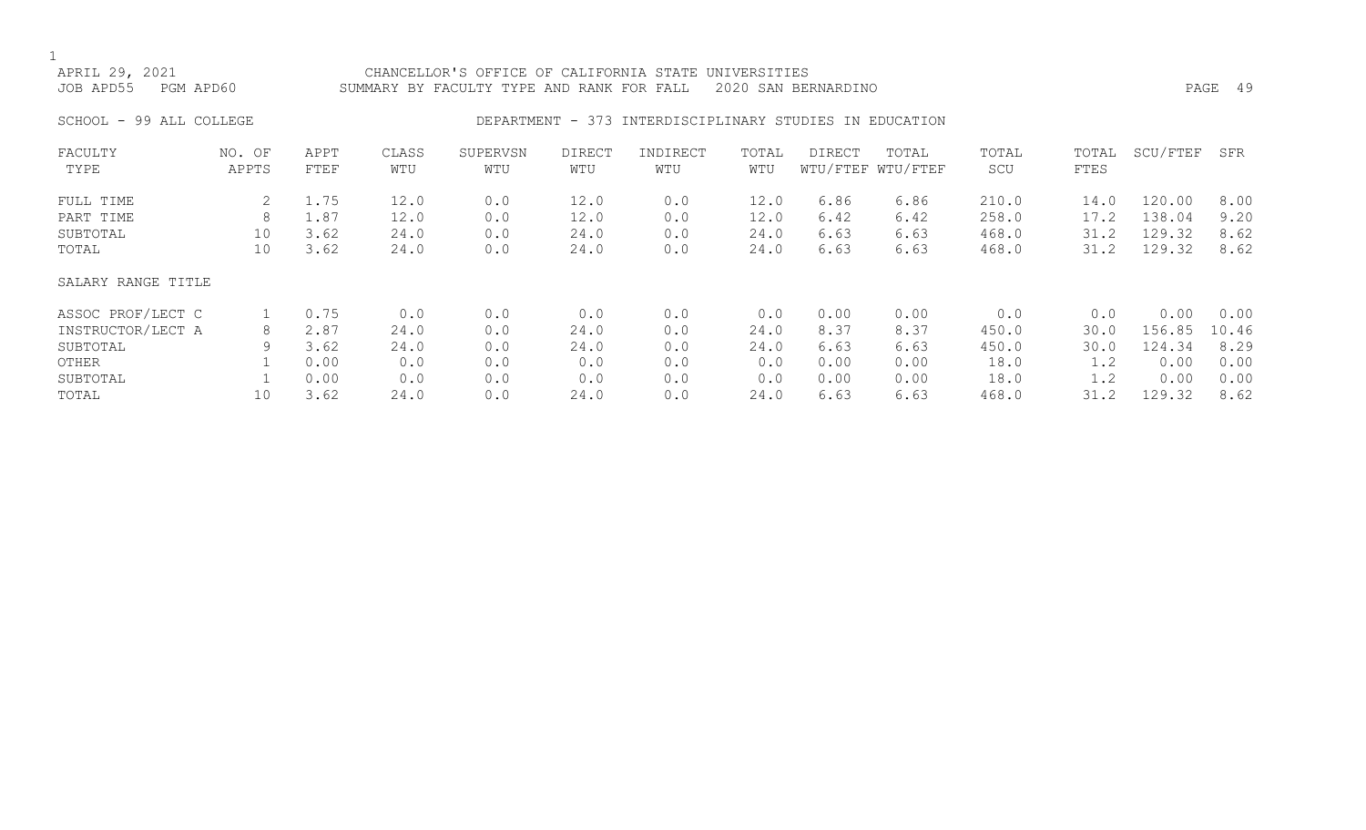APRIL 29, 2021 CHANCELLOR'S OFFICE OF CALIFORNIA STATE UNIVERSITIES
JOB APD55 PGM APD60 SUMMARY BY FACULTY TYPE AND RANK FOR FALL 2020 SAN BERNARDINO

SCHOOL - 99 ALL COLLEGE DEPARTMENT - 373 INTERDISCIPLINARY STUDIES IN EDUCATION

| FACULTY TYPE | NO. OF APPTS | APPT FTEF | CLASS WTU | SUPERVSN WTU | DIRECT WTU | INDIRECT WTU | TOTAL WTU | DIRECT WTU/FTEF | TOTAL WTU/FTEF | TOTAL SCU | TOTAL FTES | SCU/FTEF | SFR |
|---|---|---|---|---|---|---|---|---|---|---|---|---|---|
| FULL TIME | 2 | 1.75 | 12.0 | 0.0 | 12.0 | 0.0 | 12.0 | 6.86 | 6.86 | 210.0 | 14.0 | 120.00 | 8.00 |
| PART TIME | 8 | 1.87 | 12.0 | 0.0 | 12.0 | 0.0 | 12.0 | 6.42 | 6.42 | 258.0 | 17.2 | 138.04 | 9.20 |
| SUBTOTAL | 10 | 3.62 | 24.0 | 0.0 | 24.0 | 0.0 | 24.0 | 6.63 | 6.63 | 468.0 | 31.2 | 129.32 | 8.62 |
| TOTAL | 10 | 3.62 | 24.0 | 0.0 | 24.0 | 0.0 | 24.0 | 6.63 | 6.63 | 468.0 | 31.2 | 129.32 | 8.62 |
| SALARY RANGE TITLE | | | | | | | | | | | | | |
| ASSOC PROF/LECT C | 1 | 0.75 | 0.0 | 0.0 | 0.0 | 0.0 | 0.0 | 0.00 | 0.00 | 0.0 | 0.0 | 0.00 | 0.00 |
| INSTRUCTOR/LECT A | 8 | 2.87 | 24.0 | 0.0 | 24.0 | 0.0 | 24.0 | 8.37 | 8.37 | 450.0 | 30.0 | 156.85 | 10.46 |
| SUBTOTAL | 9 | 3.62 | 24.0 | 0.0 | 24.0 | 0.0 | 24.0 | 6.63 | 6.63 | 450.0 | 30.0 | 124.34 | 8.29 |
| OTHER | 1 | 0.00 | 0.0 | 0.0 | 0.0 | 0.0 | 0.0 | 0.00 | 0.00 | 18.0 | 1.2 | 0.00 | 0.00 |
| SUBTOTAL | 1 | 0.00 | 0.0 | 0.0 | 0.0 | 0.0 | 0.0 | 0.00 | 0.00 | 18.0 | 1.2 | 0.00 | 0.00 |
| TOTAL | 10 | 3.62 | 24.0 | 0.0 | 24.0 | 0.0 | 24.0 | 6.63 | 6.63 | 468.0 | 31.2 | 129.32 | 8.62 |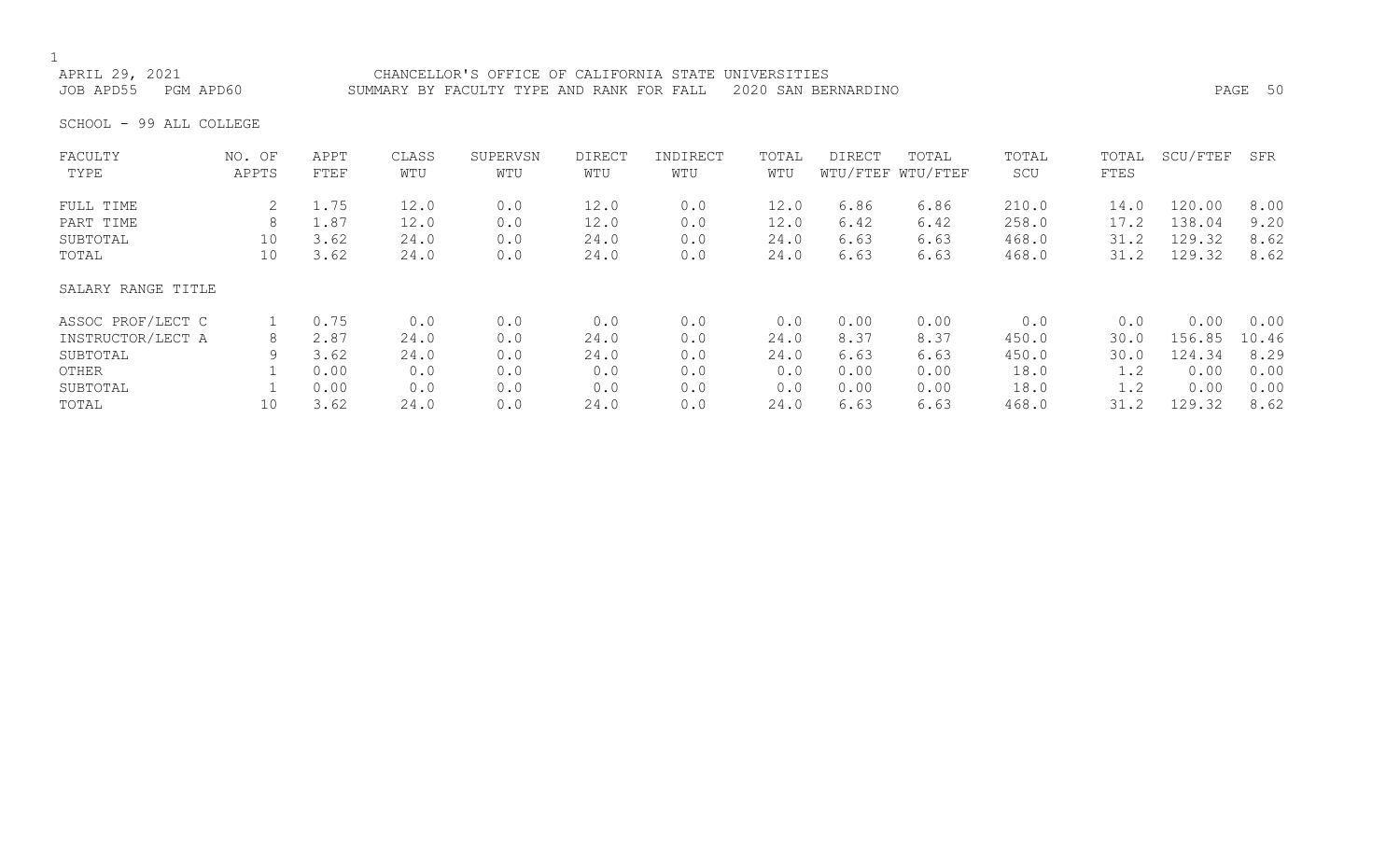CHANCELLOR'S OFFICE OF CALIFORNIA STATE UNIVERSITIES
SUMMARY BY FACULTY TYPE AND RANK FOR FALL 2020 SAN BERNARDINO

APRIL 29, 2021
JOB APD55 PGM APD60

SCHOOL - 99 ALL COLLEGE

| FACULTY TYPE | NO. OF APPTS | APPT FTEF | CLASS WTU | SUPERVSN WTU | DIRECT WTU | INDIRECT WTU | TOTAL WTU | DIRECT WTU/FTEF | TOTAL WTU/FTEF | TOTAL SCU | TOTAL FTES | SCU/FTEF | SFR |
|---|---|---|---|---|---|---|---|---|---|---|---|---|---|
| FULL TIME | 2 | 1.75 | 12.0 | 0.0 | 12.0 | 0.0 | 12.0 | 6.86 | 6.86 | 210.0 | 14.0 | 120.00 | 8.00 |
| PART TIME | 8 | 1.87 | 12.0 | 0.0 | 12.0 | 0.0 | 12.0 | 6.42 | 6.42 | 258.0 | 17.2 | 138.04 | 9.20 |
| SUBTOTAL | 10 | 3.62 | 24.0 | 0.0 | 24.0 | 0.0 | 24.0 | 6.63 | 6.63 | 468.0 | 31.2 | 129.32 | 8.62 |
| TOTAL | 10 | 3.62 | 24.0 | 0.0 | 24.0 | 0.0 | 24.0 | 6.63 | 6.63 | 468.0 | 31.2 | 129.32 | 8.62 |

SALARY RANGE TITLE

| SALARY RANGE TITLE | NO. OF APPTS | APPT FTEF | CLASS WTU | SUPERVSN WTU | DIRECT WTU | INDIRECT WTU | TOTAL WTU | DIRECT WTU/FTEF | TOTAL WTU/FTEF | TOTAL SCU | TOTAL FTES | SCU/FTEF | SFR |
|---|---|---|---|---|---|---|---|---|---|---|---|---|---|
| ASSOC PROF/LECT C | 1 | 0.75 | 0.0 | 0.0 | 0.0 | 0.0 | 0.0 | 0.00 | 0.00 | 0.0 | 0.0 | 0.00 | 0.00 |
| INSTRUCTOR/LECT A | 8 | 2.87 | 24.0 | 0.0 | 24.0 | 0.0 | 24.0 | 8.37 | 8.37 | 450.0 | 30.0 | 156.85 | 10.46 |
| SUBTOTAL | 9 | 3.62 | 24.0 | 0.0 | 24.0 | 0.0 | 24.0 | 6.63 | 6.63 | 450.0 | 30.0 | 124.34 | 8.29 |
| OTHER | 1 | 0.00 | 0.0 | 0.0 | 0.0 | 0.0 | 0.0 | 0.00 | 0.00 | 18.0 | 1.2 | 0.00 | 0.00 |
| SUBTOTAL | 1 | 0.00 | 0.0 | 0.0 | 0.0 | 0.0 | 0.0 | 0.00 | 0.00 | 18.0 | 1.2 | 0.00 | 0.00 |
| TOTAL | 10 | 3.62 | 24.0 | 0.0 | 24.0 | 0.0 | 24.0 | 6.63 | 6.63 | 468.0 | 31.2 | 129.32 | 8.62 |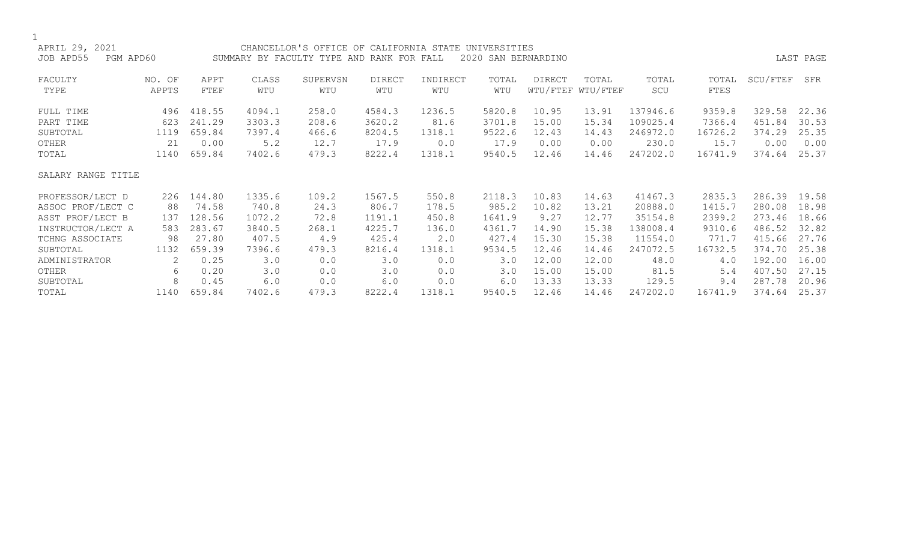APRIL 29, 2021 CHANCELLOR'S OFFICE OF CALIFORNIA STATE UNIVERSITIES

JOB APD55 PGM APD60 SUMMARY BY FACULTY TYPE AND RANK FOR FALL 2020 SAN BERNARDINO LAST PAGE

| FACULTY TYPE | NO. OF APPTS | APPT FTEF | CLASS WTU | SUPERVSN WTU | DIRECT WTU | INDIRECT WTU | TOTAL WTU | DIRECT WTU/FTEF | TOTAL WTU/FTEF | TOTAL SCU | TOTAL FTES | SCU/FTEF | SFR |
|---|---|---|---|---|---|---|---|---|---|---|---|---|---|
| FULL TIME | 496 | 418.55 | 4094.1 | 258.0 | 4584.3 | 1236.5 | 5820.8 | 10.95 | 13.91 | 137946.6 | 9359.8 | 329.58 | 22.36 |
| PART TIME | 623 | 241.29 | 3303.3 | 208.6 | 3620.2 | 81.6 | 3701.8 | 15.00 | 15.34 | 109025.4 | 7366.4 | 451.84 | 30.53 |
| SUBTOTAL | 1119 | 659.84 | 7397.4 | 466.6 | 8204.5 | 1318.1 | 9522.6 | 12.43 | 14.43 | 246972.0 | 16726.2 | 374.29 | 25.35 |
| OTHER | 21 | 0.00 | 5.2 | 12.7 | 17.9 | 0.0 | 17.9 | 0.00 | 0.00 | 230.0 | 15.7 | 0.00 | 0.00 |
| TOTAL | 1140 | 659.84 | 7402.6 | 479.3 | 8222.4 | 1318.1 | 9540.5 | 12.46 | 14.46 | 247202.0 | 16741.9 | 374.64 | 25.37 |
| SALARY RANGE TITLE | | | | | | | | | | | | | |
| PROFESSOR/LECT D | 226 | 144.80 | 1335.6 | 109.2 | 1567.5 | 550.8 | 2118.3 | 10.83 | 14.63 | 41467.3 | 2835.3 | 286.39 | 19.58 |
| ASSOC PROF/LECT C | 88 | 74.58 | 740.8 | 24.3 | 806.7 | 178.5 | 985.2 | 10.82 | 13.21 | 20888.0 | 1415.7 | 280.08 | 18.98 |
| ASST PROF/LECT B | 137 | 128.56 | 1072.2 | 72.8 | 1191.1 | 450.8 | 1641.9 | 9.27 | 12.77 | 35154.8 | 2399.2 | 273.46 | 18.66 |
| INSTRUCTOR/LECT A | 583 | 283.67 | 3840.5 | 268.1 | 4225.7 | 136.0 | 4361.7 | 14.90 | 15.38 | 138008.4 | 9310.6 | 486.52 | 32.82 |
| TCHNG ASSOCIATE | 98 | 27.80 | 407.5 | 4.9 | 425.4 | 2.0 | 427.4 | 15.30 | 15.38 | 11554.0 | 771.7 | 415.66 | 27.76 |
| SUBTOTAL | 1132 | 659.39 | 7396.6 | 479.3 | 8216.4 | 1318.1 | 9534.5 | 12.46 | 14.46 | 247072.5 | 16732.5 | 374.70 | 25.38 |
| ADMINISTRATOR | 2 | 0.25 | 3.0 | 0.0 | 3.0 | 0.0 | 3.0 | 12.00 | 12.00 | 48.0 | 4.0 | 192.00 | 16.00 |
| OTHER | 6 | 0.20 | 3.0 | 0.0 | 3.0 | 0.0 | 3.0 | 15.00 | 15.00 | 81.5 | 5.4 | 407.50 | 27.15 |
| SUBTOTAL | 8 | 0.45 | 6.0 | 0.0 | 6.0 | 0.0 | 6.0 | 13.33 | 13.33 | 129.5 | 9.4 | 287.78 | 20.96 |
| TOTAL | 1140 | 659.84 | 7402.6 | 479.3 | 8222.4 | 1318.1 | 9540.5 | 12.46 | 14.46 | 247202.0 | 16741.9 | 374.64 | 25.37 |